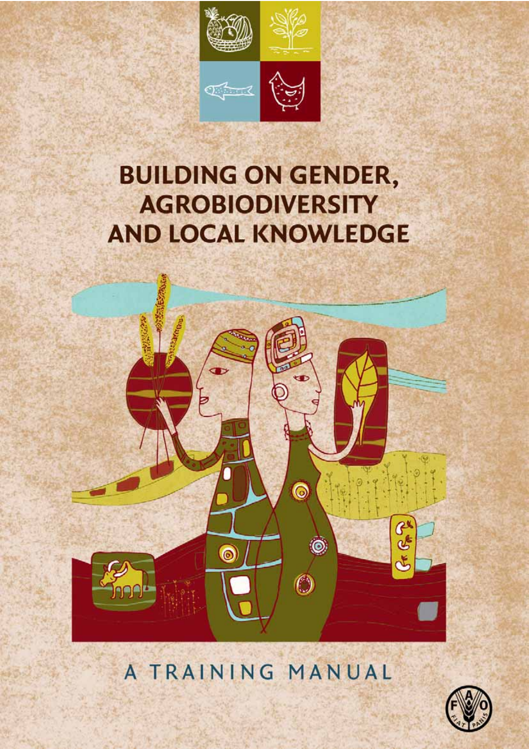# BUILDING ON GENDER, AGROBIODIVERSITY AND LOCAL KNOWLEDGE

A TRAINING MANUAL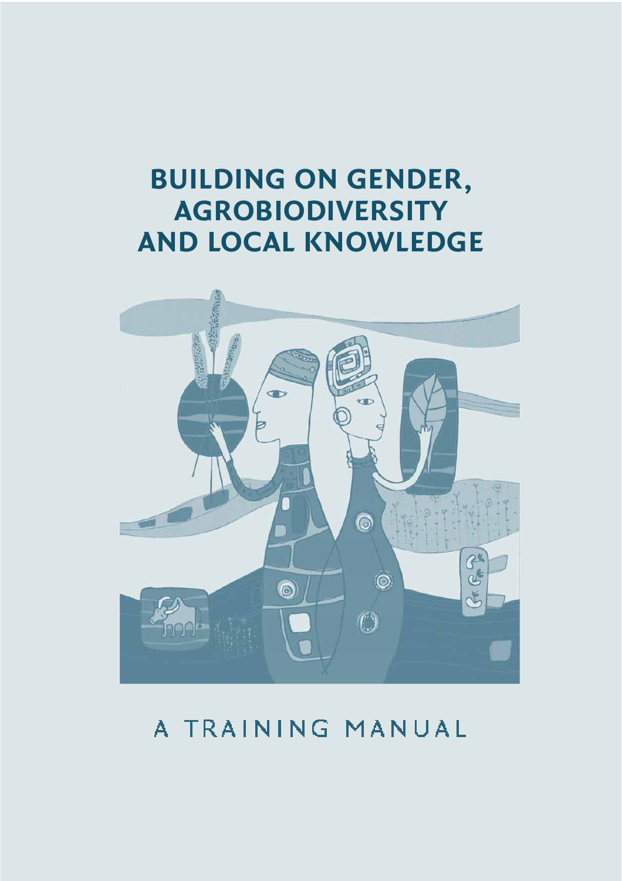# BUILDING ON GENDER, AGROBIODIVERSITY AND LOCAL KNOWLEDGE

A TRAINING MANUAL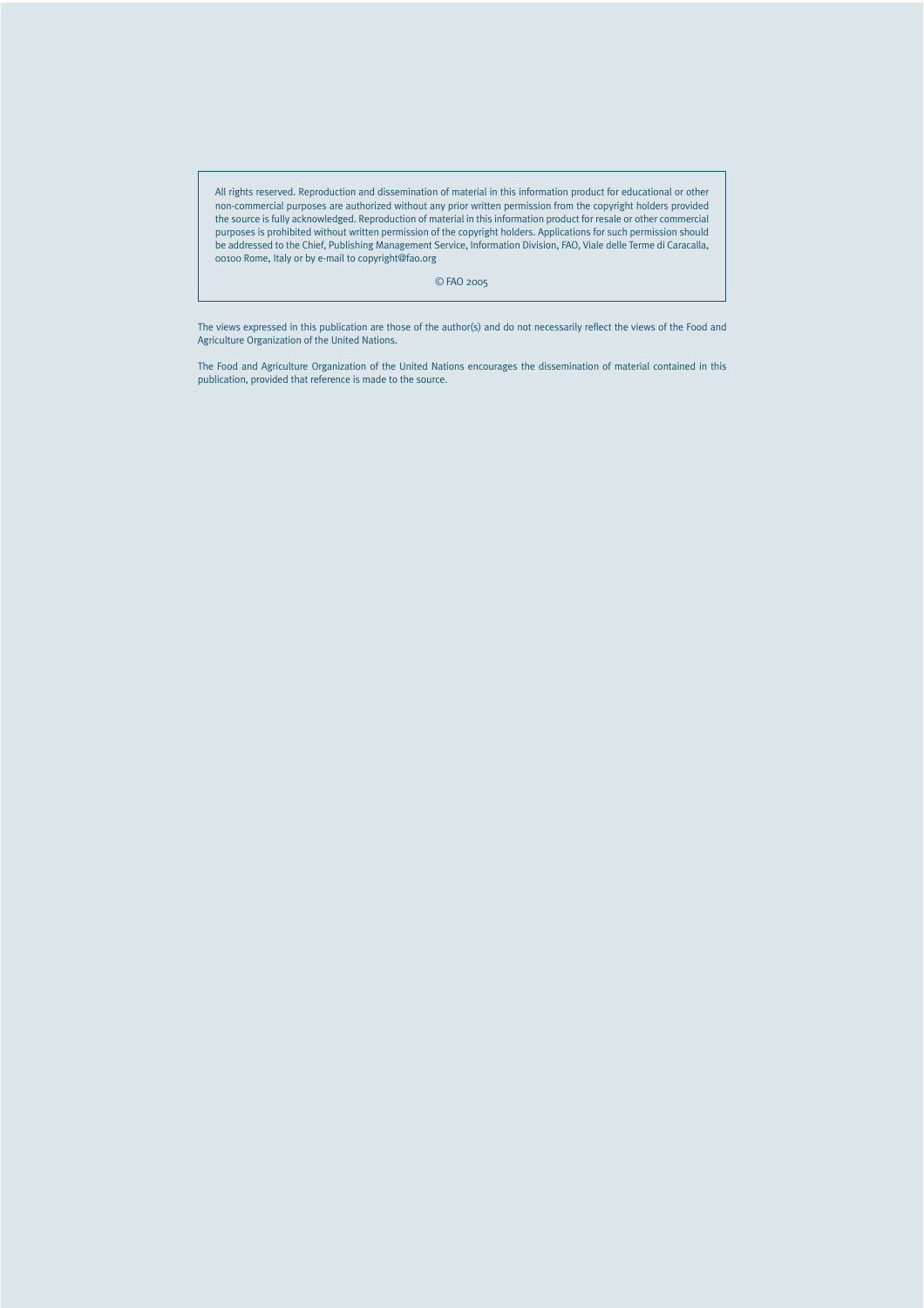All rights reserved. Reproduction and dissemination of material in this information product for educational or other non-commercial purposes are authorized without any prior written permission from the copyright holders provided the source is fully acknowledged. Reproduction of material in this information product for resale or other commercial purposes is prohibited without written permission of the copyright holders. Applications for such permission should be addressed to the Chief, Publishing Management Service, Information Division, FAO, Viale delle Terme di Caracalla, 00100 Rome, Italy or by e-mail to copyright@fao.org

© FAO 2005

The views expressed in this publication are those of the author(s) and do not necessarily reflect the views of the Food and Agriculture Organization of the United Nations.

The Food and Agriculture Organization of the United Nations encourages the dissemination of material contained in this publication, provided that reference is made to the source.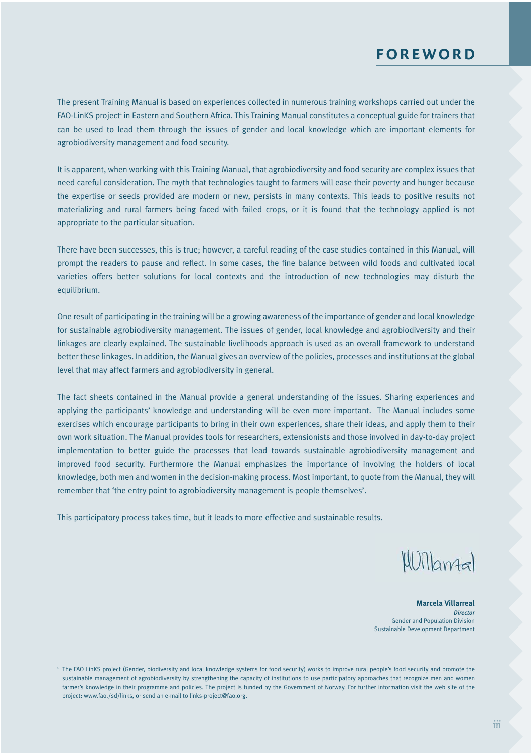# FOREWORD

The present Training Manual is based on experiences collected in numerous training workshops carried out under the FAO-LinKS project[1] in Eastern and Southern Africa. This Training Manual constitutes a conceptual guide for trainers that can be used to lead them through the issues of gender and local knowledge which are important elements for agrobiodiversity management and food security.

It is apparent, when working with this Training Manual, that agrobiodiversity and food security are complex issues that need careful consideration. The myth that technologies taught to farmers will ease their poverty and hunger because the expertise or seeds provided are modern or new, persists in many contexts. This leads to positive results not materializing and rural farmers being faced with failed crops, or it is found that the technology applied is not appropriate to the particular situation.

There have been successes, this is true; however, a careful reading of the case studies contained in this Manual, will prompt the readers to pause and reflect. In some cases, the fine balance between wild foods and cultivated local varieties offers better solutions for local contexts and the introduction of new technologies may disturb the equilibrium.

One result of participating in the training will be a growing awareness of the importance of gender and local knowledge for sustainable agrobiodiversity management. The issues of gender, local knowledge and agrobiodiversity and their linkages are clearly explained. The sustainable livelihoods approach is used as an overall framework to understand better these linkages. In addition, the Manual gives an overview of the policies, processes and institutions at the global level that may affect farmers and agrobiodiversity in general.

The fact sheets contained in the Manual provide a general understanding of the issues. Sharing experiences and applying the participants' knowledge and understanding will be even more important. The Manual includes some exercises which encourage participants to bring in their own experiences, share their ideas, and apply them to their own work situation. The Manual provides tools for researchers, extensionists and those involved in day-to-day project implementation to better guide the processes that lead towards sustainable agrobiodiversity management and improved food security. Furthermore the Manual emphasizes the importance of involving the holders of local knowledge, both men and women in the decision-making process. Most important, to quote from the Manual, they will remember that 'the entry point to agrobiodiversity management is people themselves'.

This participatory process takes time, but it leads to more effective and sustainable results.

MVillarreal

**Marcela Villarreal**
*Director*
Gender and Population Division
Sustainable Development Department

---

[1] The FAO LinKS project (Gender, biodiversity and local knowledge systems for food security) works to improve rural people's food security and promote the sustainable management of agrobiodiversity by strengthening the capacity of institutions to use participatory approaches that recognize men and women farmer's knowledge in their programme and policies. The project is funded by the Government of Norway. For further information visit the web site of the project: www.fao./sd/links, or send an e-mail to links-project@fao.org.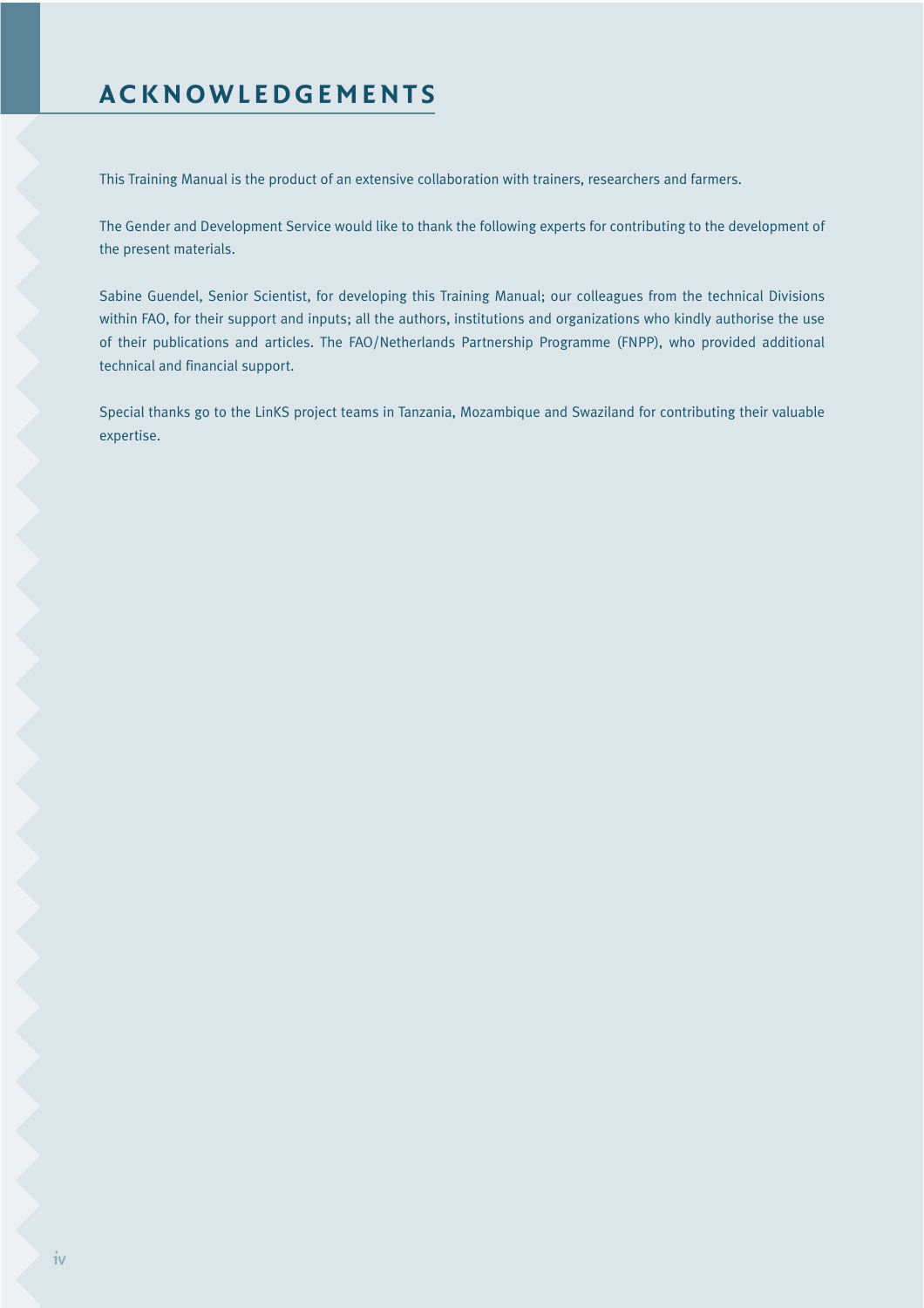# ACKNOWLEDGEMENTS

This Training Manual is the product of an extensive collaboration with trainers, researchers and farmers.

The Gender and Development Service would like to thank the following experts for contributing to the development of the present materials.

Sabine Guendel, Senior Scientist, for developing this Training Manual; our colleagues from the technical Divisions within FAO, for their support and inputs; all the authors, institutions and organizations who kindly authorise the use of their publications and articles. The FAO/Netherlands Partnership Programme (FNPP), who provided additional technical and financial support.

Special thanks go to the LinKS project teams in Tanzania, Mozambique and Swaziland for contributing their valuable expertise.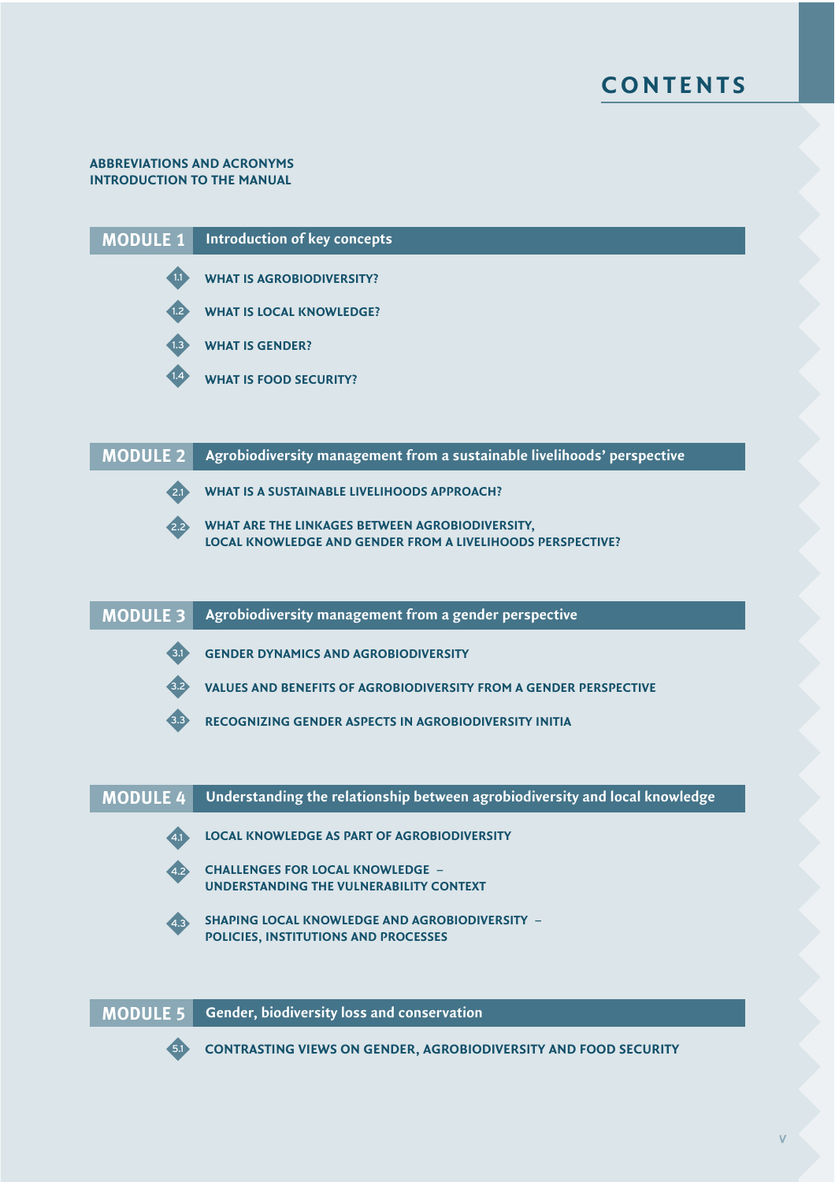# CONTENTS

**ABBREVIATIONS AND ACRONYMS**
**INTRODUCTION TO THE MANUAL**

## MODULE 1 Introduction of key concepts

- 1.1 WHAT IS AGROBIODIVERSITY?
- 1.2 WHAT IS LOCAL KNOWLEDGE?
- 1.3 WHAT IS GENDER?
- 1.4 WHAT IS FOOD SECURITY?

## MODULE 2 Agrobiodiversity management from a sustainable livelihoods' perspective

- 2.1 WHAT IS A SUSTAINABLE LIVELIHOODS APPROACH?
- 2.2 WHAT ARE THE LINKAGES BETWEEN AGROBIODIVERSITY, LOCAL KNOWLEDGE AND GENDER FROM A LIVELIHOODS PERSPECTIVE?

## MODULE 3 Agrobiodiversity management from a gender perspective

- 3.1 GENDER DYNAMICS AND AGROBIODIVERSITY
- 3.2 VALUES AND BENEFITS OF AGROBIODIVERSITY FROM A GENDER PERSPECTIVE
- 3.3 RECOGNIZING GENDER ASPECTS IN AGROBIODIVERSITY INITIA

## MODULE 4 Understanding the relationship between agrobiodiversity and local knowledge

- 4.1 LOCAL KNOWLEDGE AS PART OF AGROBIODIVERSITY
- 4.2 CHALLENGES FOR LOCAL KNOWLEDGE – UNDERSTANDING THE VULNERABILITY CONTEXT
- 4.3 SHAPING LOCAL KNOWLEDGE AND AGROBIODIVERSITY – POLICIES, INSTITUTIONS AND PROCESSES

## MODULE 5 Gender, biodiversity loss and conservation

- 5.1 CONTRASTING VIEWS ON GENDER, AGROBIODIVERSITY AND FOOD SECURITY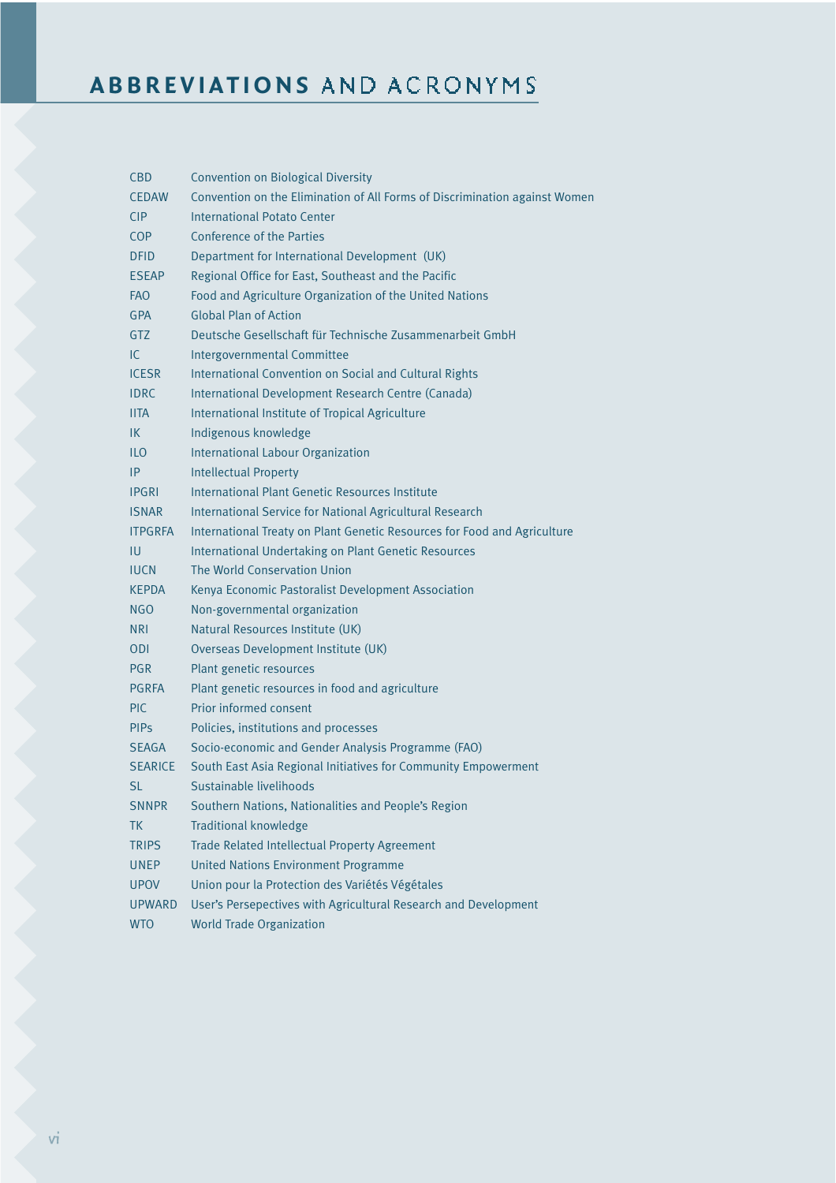# ABBREVIATIONS AND ACRONYMS

| | |
|---|---|
| CBD | Convention on Biological Diversity |
| CEDAW | Convention on the Elimination of All Forms of Discrimination against Women |
| CIP | International Potato Center |
| COP | Conference of the Parties |
| DFID | Department for International Development (UK) |
| ESEAP | Regional Office for East, Southeast and the Pacific |
| FAO | Food and Agriculture Organization of the United Nations |
| GPA | Global Plan of Action |
| GTZ | Deutsche Gesellschaft für Technische Zusammenarbeit GmbH |
| IC | Intergovernmental Committee |
| ICESR | International Convention on Social and Cultural Rights |
| IDRC | International Development Research Centre (Canada) |
| IITA | International Institute of Tropical Agriculture |
| IK | Indigenous knowledge |
| ILO | International Labour Organization |
| IP | Intellectual Property |
| IPGRI | International Plant Genetic Resources Institute |
| ISNAR | International Service for National Agricultural Research |
| ITPGRFA | International Treaty on Plant Genetic Resources for Food and Agriculture |
| IU | International Undertaking on Plant Genetic Resources |
| IUCN | The World Conservation Union |
| KEPDA | Kenya Economic Pastoralist Development Association |
| NGO | Non-governmental organization |
| NRI | Natural Resources Institute (UK) |
| ODI | Overseas Development Institute (UK) |
| PGR | Plant genetic resources |
| PGRFA | Plant genetic resources in food and agriculture |
| PIC | Prior informed consent |
| PIPs | Policies, institutions and processes |
| SEAGA | Socio-economic and Gender Analysis Programme (FAO) |
| SEARICE | South East Asia Regional Initiatives for Community Empowerment |
| SL | Sustainable livelihoods |
| SNNPR | Southern Nations, Nationalities and People's Region |
| TK | Traditional knowledge |
| TRIPS | Trade Related Intellectual Property Agreement |
| UNEP | United Nations Environment Programme |
| UPOV | Union pour la Protection des Variétés Végétales |
| UPWARD | User's Persepectives with Agricultural Research and Development |
| WTO | World Trade Organization |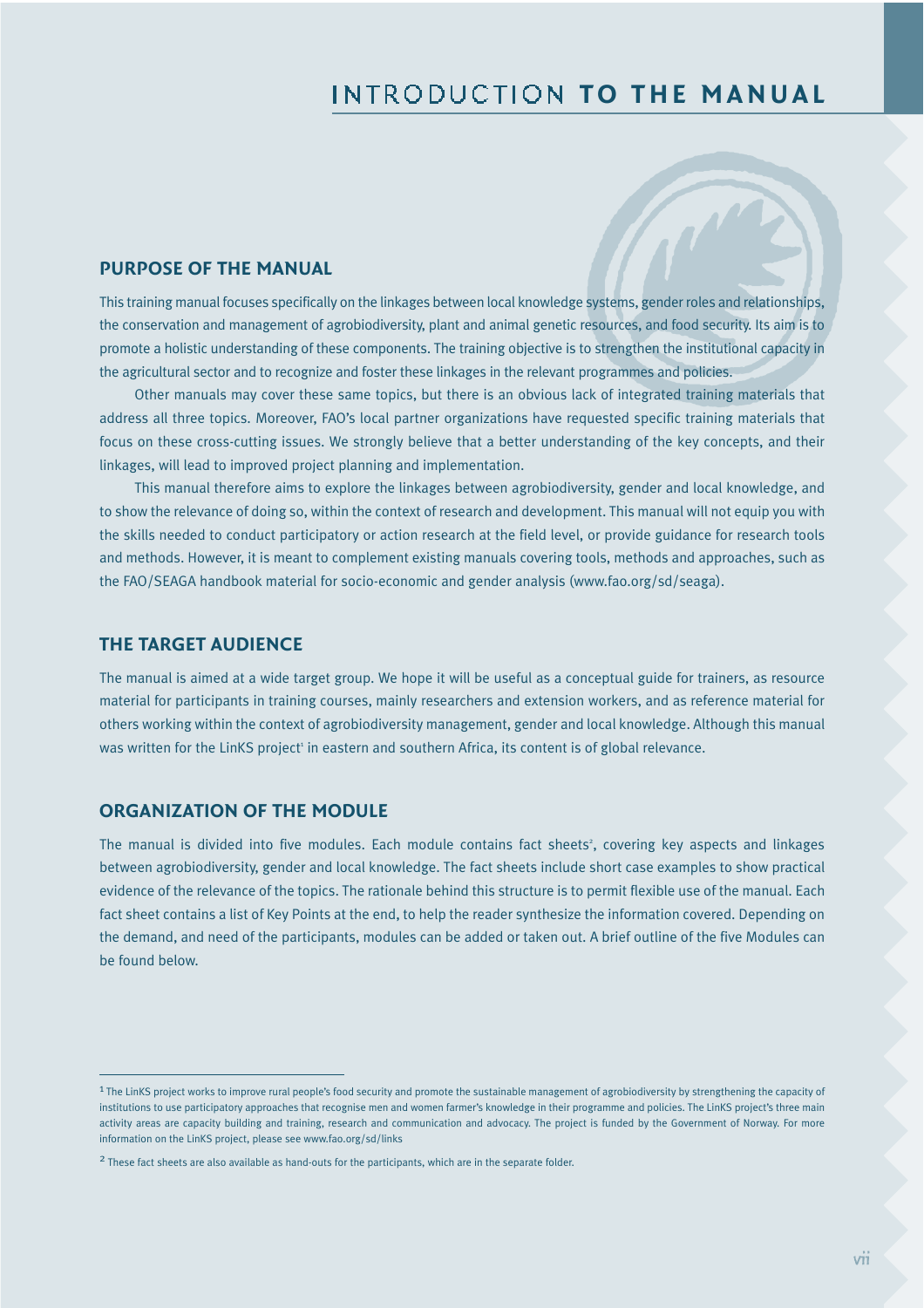# INTRODUCTION TO THE MANUAL

## PURPOSE OF THE MANUAL

This training manual focuses specifically on the linkages between local knowledge systems, gender roles and relationships, the conservation and management of agrobiodiversity, plant and animal genetic resources, and food security. Its aim is to promote a holistic understanding of these components. The training objective is to strengthen the institutional capacity in the agricultural sector and to recognize and foster these linkages in the relevant programmes and policies.

Other manuals may cover these same topics, but there is an obvious lack of integrated training materials that address all three topics. Moreover, FAO's local partner organizations have requested specific training materials that focus on these cross-cutting issues. We strongly believe that a better understanding of the key concepts, and their linkages, will lead to improved project planning and implementation.

This manual therefore aims to explore the linkages between agrobiodiversity, gender and local knowledge, and to show the relevance of doing so, within the context of research and development. This manual will not equip you with the skills needed to conduct participatory or action research at the field level, or provide guidance for research tools and methods. However, it is meant to complement existing manuals covering tools, methods and approaches, such as the FAO/SEAGA handbook material for socio-economic and gender analysis (www.fao.org/sd/seaga).

## THE TARGET AUDIENCE

The manual is aimed at a wide target group. We hope it will be useful as a conceptual guide for trainers, as resource material for participants in training courses, mainly researchers and extension workers, and as reference material for others working within the context of agrobiodiversity management, gender and local knowledge. Although this manual was written for the LinKS project[1] in eastern and southern Africa, its content is of global relevance.

## ORGANIZATION OF THE MODULE

The manual is divided into five modules. Each module contains fact sheets[2], covering key aspects and linkages between agrobiodiversity, gender and local knowledge. The fact sheets include short case examples to show practical evidence of the relevance of the topics. The rationale behind this structure is to permit flexible use of the manual. Each fact sheet contains a list of Key Points at the end, to help the reader synthesize the information covered. Depending on the demand, and need of the participants, modules can be added or taken out. A brief outline of the five Modules can be found below.

---

[1] The LinKS project works to improve rural people's food security and promote the sustainable management of agrobiodiversity by strengthening the capacity of institutions to use participatory approaches that recognise men and women farmer's knowledge in their programme and policies. The LinKS project's three main activity areas are capacity building and training, research and communication and advocacy. The project is funded by the Government of Norway. For more information on the LinKS project, please see www.fao.org/sd/links

[2] These fact sheets are also available as hand-outs for the participants, which are in the separate folder.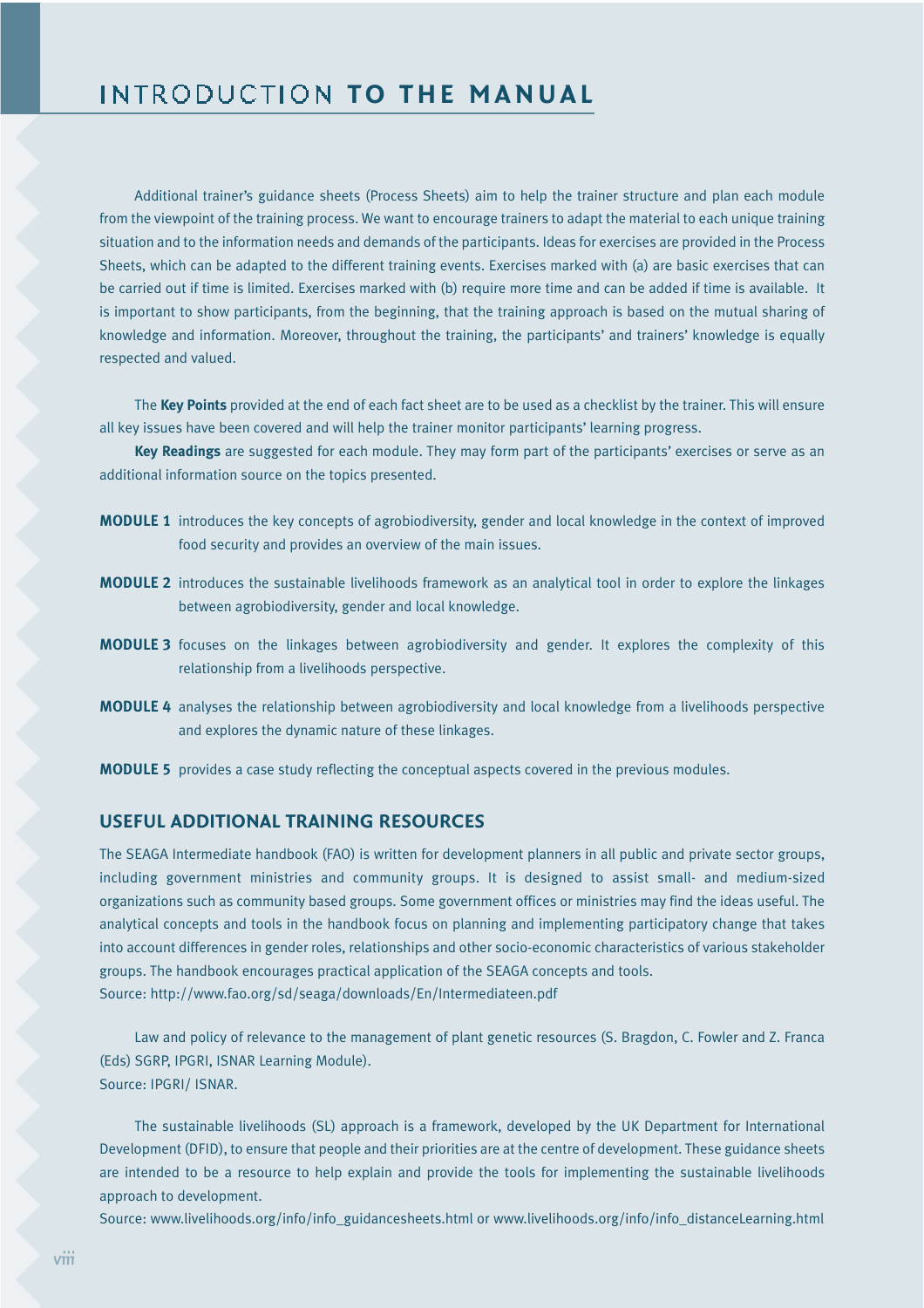# INTRODUCTION TO THE MANUAL

Additional trainer's guidance sheets (Process Sheets) aim to help the trainer structure and plan each module from the viewpoint of the training process. We want to encourage trainers to adapt the material to each unique training situation and to the information needs and demands of the participants. Ideas for exercises are provided in the Process Sheets, which can be adapted to the different training events. Exercises marked with (a) are basic exercises that can be carried out if time is limited. Exercises marked with (b) require more time and can be added if time is available. It is important to show participants, from the beginning, that the training approach is based on the mutual sharing of knowledge and information. Moreover, throughout the training, the participants' and trainers' knowledge is equally respected and valued.

The **Key Points** provided at the end of each fact sheet are to be used as a checklist by the trainer. This will ensure all key issues have been covered and will help the trainer monitor participants' learning progress.

**Key Readings** are suggested for each module. They may form part of the participants' exercises or serve as an additional information source on the topics presented.

**MODULE 1** introduces the key concepts of agrobiodiversity, gender and local knowledge in the context of improved food security and provides an overview of the main issues.

**MODULE 2** introduces the sustainable livelihoods framework as an analytical tool in order to explore the linkages between agrobiodiversity, gender and local knowledge.

**MODULE 3** focuses on the linkages between agrobiodiversity and gender. It explores the complexity of this relationship from a livelihoods perspective.

**MODULE 4** analyses the relationship between agrobiodiversity and local knowledge from a livelihoods perspective and explores the dynamic nature of these linkages.

**MODULE 5** provides a case study reflecting the conceptual aspects covered in the previous modules.

## USEFUL ADDITIONAL TRAINING RESOURCES

The SEAGA Intermediate handbook (FAO) is written for development planners in all public and private sector groups, including government ministries and community groups. It is designed to assist small- and medium-sized organizations such as community based groups. Some government offices or ministries may find the ideas useful. The analytical concepts and tools in the handbook focus on planning and implementing participatory change that takes into account differences in gender roles, relationships and other socio-economic characteristics of various stakeholder groups. The handbook encourages practical application of the SEAGA concepts and tools.
Source: http://www.fao.org/sd/seaga/downloads/En/Intermediateen.pdf

Law and policy of relevance to the management of plant genetic resources (S. Bragdon, C. Fowler and Z. Franca (Eds) SGRP, IPGRI, ISNAR Learning Module).
Source: IPGRI/ ISNAR.

The sustainable livelihoods (SL) approach is a framework, developed by the UK Department for International Development (DFID), to ensure that people and their priorities are at the centre of development. These guidance sheets are intended to be a resource to help explain and provide the tools for implementing the sustainable livelihoods approach to development.
Source: www.livelihoods.org/info/info_guidancesheets.html or www.livelihoods.org/info/info_distanceLearning.html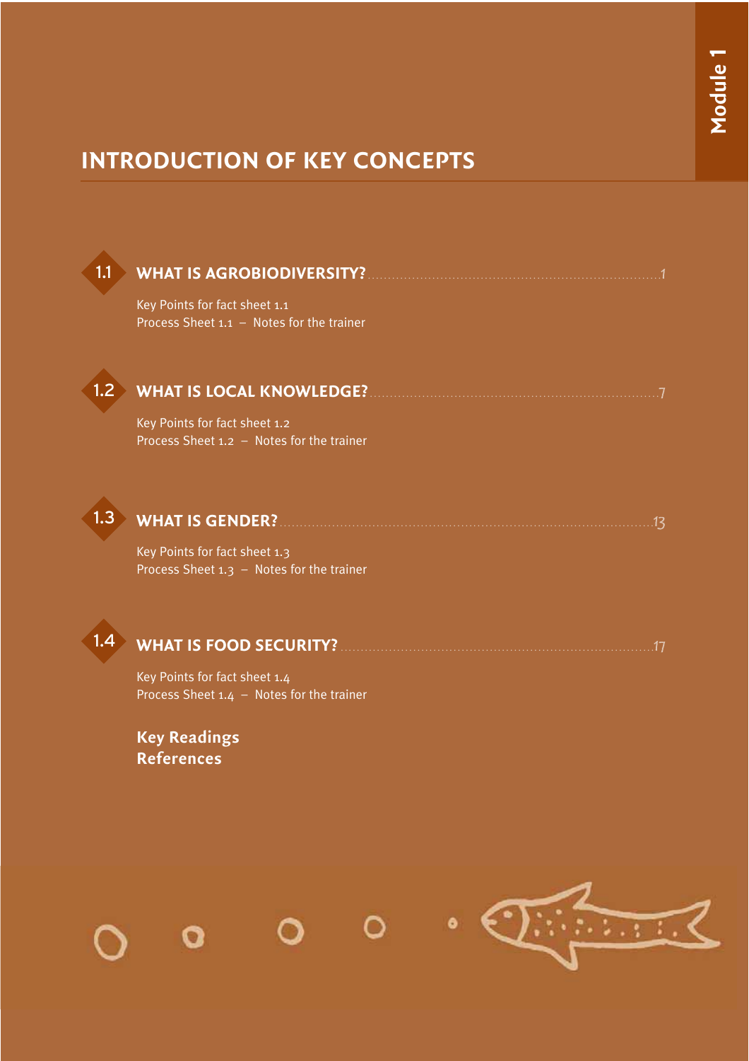Module 1

# INTRODUCTION OF KEY CONCEPTS

## 1.1 WHAT IS AGROBIODIVERSITY? ....... 1

Key Points for fact sheet 1.1
Process Sheet 1.1 – Notes for the trainer

## 1.2 WHAT IS LOCAL KNOWLEDGE? ....... 7

Key Points for fact sheet 1.2
Process Sheet 1.2 – Notes for the trainer

## 1.3 WHAT IS GENDER? ....... 13

Key Points for fact sheet 1.3
Process Sheet 1.3 – Notes for the trainer

## 1.4 WHAT IS FOOD SECURITY? ....... 17

Key Points for fact sheet 1.4
Process Sheet 1.4 – Notes for the trainer

**Key Readings**
**References**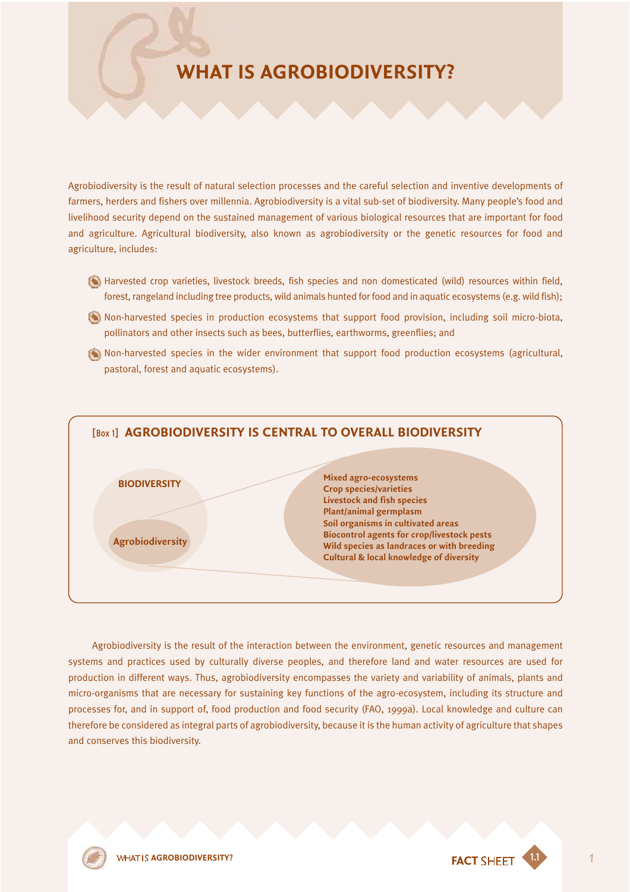# WHAT IS AGROBIODIVERSITY?

Agrobiodiversity is the result of natural selection processes and the careful selection and inventive developments of farmers, herders and fishers over millennia. Agrobiodiversity is a vital sub-set of biodiversity. Many people's food and livelihood security depend on the sustained management of various biological resources that are important for food and agriculture. Agricultural biodiversity, also known as agrobiodiversity or the genetic resources for food and agriculture, includes:

- Harvested crop varieties, livestock breeds, fish species and non domesticated (wild) resources within field, forest, rangeland including tree products, wild animals hunted for food and in aquatic ecosystems (e.g. wild fish);
- Non-harvested species in production ecosystems that support food provision, including soil micro-biota, pollinators and other insects such as bees, butterflies, earthworms, greenflies; and
- Non-harvested species in the wider environment that support food production ecosystems (agricultural, pastoral, forest and aquatic ecosystems).

## [Box 1] AGROBIODIVERSITY IS CENTRAL TO OVERALL BIODIVERSITY

**BIODIVERSITY**

**Agrobiodiversity**

- **Mixed agro-ecosystems**
- **Crop species/varieties**
- **Livestock and fish species**
- **Plant/animal germplasm**
- **Soil organisms in cultivated areas**
- **Biocontrol agents for crop/livestock pests**
- **Wild species as landraces or with breeding**
- **Cultural & local knowledge of diversity**

Agrobiodiversity is the result of the interaction between the environment, genetic resources and management systems and practices used by culturally diverse peoples, and therefore land and water resources are used for production in different ways. Thus, agrobiodiversity encompasses the variety and variability of animals, plants and micro-organisms that are necessary for sustaining key functions of the agro-ecosystem, including its structure and processes for, and in support of, food production and food security (FAO, 1999a). Local knowledge and culture can therefore be considered as integral parts of agrobiodiversity, because it is the human activity of agriculture that shapes and conserves this biodiversity.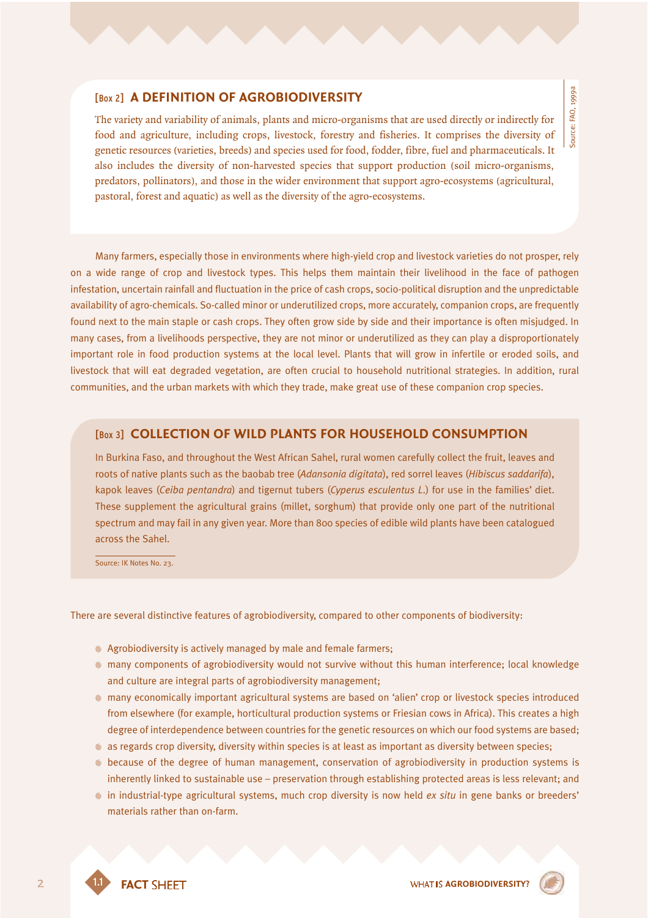### [Box 2] A DEFINITION OF AGROBIODIVERSITY

The variety and variability of animals, plants and micro-organisms that are used directly or indirectly for food and agriculture, including crops, livestock, forestry and fisheries. It comprises the diversity of genetic resources (varieties, breeds) and species used for food, fodder, fibre, fuel and pharmaceuticals. It also includes the diversity of non-harvested species that support production (soil micro-organisms, predators, pollinators), and those in the wider environment that support agro-ecosystems (agricultural, pastoral, forest and aquatic) as well as the diversity of the agro-ecosystems.

Source: FAO, 1999a

Many farmers, especially those in environments where high-yield crop and livestock varieties do not prosper, rely on a wide range of crop and livestock types. This helps them maintain their livelihood in the face of pathogen infestation, uncertain rainfall and fluctuation in the price of cash crops, socio-political disruption and the unpredictable availability of agro-chemicals. So-called minor or underutilized crops, more accurately, companion crops, are frequently found next to the main staple or cash crops. They often grow side by side and their importance is often misjudged. In many cases, from a livelihoods perspective, they are not minor or underutilized as they can play a disproportionately important role in food production systems at the local level. Plants that will grow in infertile or eroded soils, and livestock that will eat degraded vegetation, are often crucial to household nutritional strategies. In addition, rural communities, and the urban markets with which they trade, make great use of these companion crop species.

### [Box 3] COLLECTION OF WILD PLANTS FOR HOUSEHOLD CONSUMPTION

In Burkina Faso, and throughout the West African Sahel, rural women carefully collect the fruit, leaves and roots of native plants such as the baobab tree (*Adansonia digitata*), red sorrel leaves (*Hibiscus saddarifa*), kapok leaves (*Ceiba pentandra*) and tigernut tubers (*Cyperus esculentus L.*) for use in the families' diet. These supplement the agricultural grains (millet, sorghum) that provide only one part of the nutritional spectrum and may fail in any given year. More than 800 species of edible wild plants have been catalogued across the Sahel.

Source: IK Notes No. 23.

There are several distinctive features of agrobiodiversity, compared to other components of biodiversity:

- Agrobiodiversity is actively managed by male and female farmers;
- many components of agrobiodiversity would not survive without this human interference; local knowledge and culture are integral parts of agrobiodiversity management;
- many economically important agricultural systems are based on 'alien' crop or livestock species introduced from elsewhere (for example, horticultural production systems or Friesian cows in Africa). This creates a high degree of interdependence between countries for the genetic resources on which our food systems are based;
- as regards crop diversity, diversity within species is at least as important as diversity between species;
- because of the degree of human management, conservation of agrobiodiversity in production systems is inherently linked to sustainable use – preservation through establishing protected areas is less relevant; and
- in industrial-type agricultural systems, much crop diversity is now held *ex situ* in gene banks or breeders' materials rather than on-farm.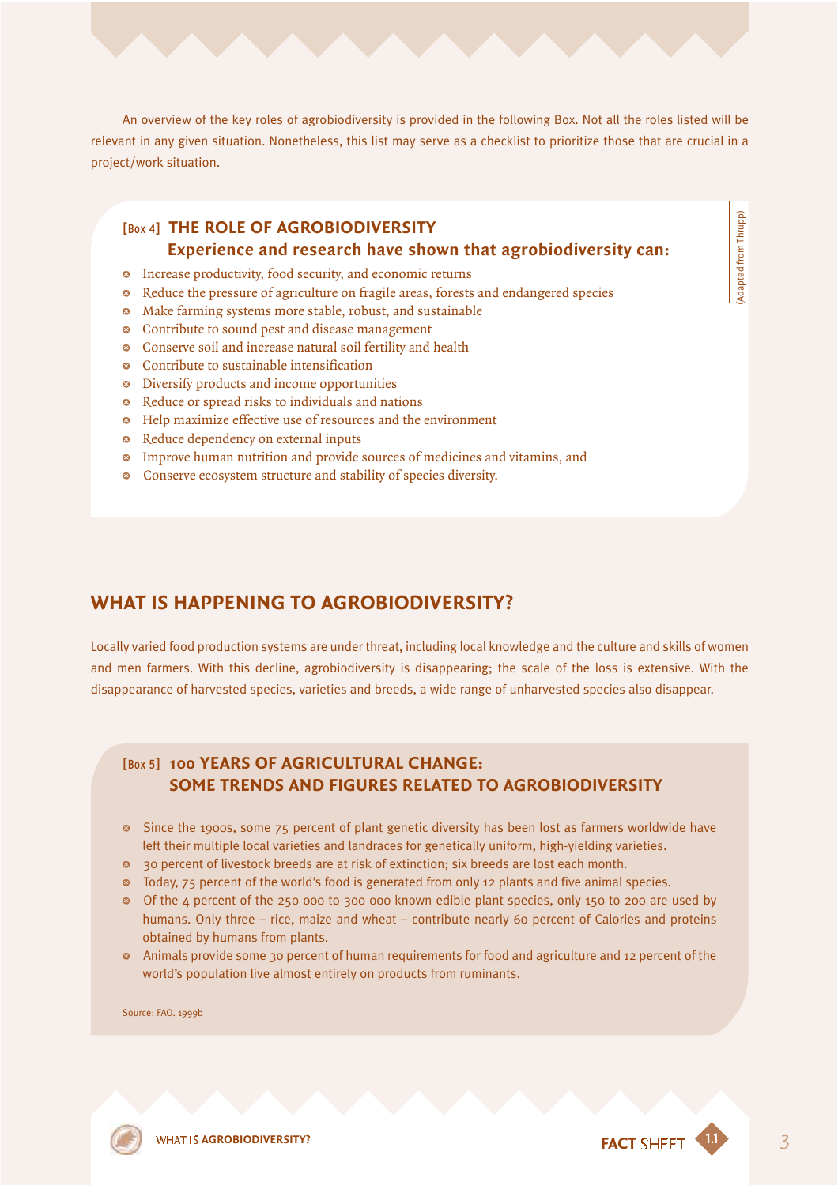An overview of the key roles of agrobiodiversity is provided in the following Box. Not all the roles listed will be relevant in any given situation. Nonetheless, this list may serve as a checklist to prioritize those that are crucial in a project/work situation.

### [Box 4] THE ROLE OF AGROBIODIVERSITY

**Experience and research have shown that agrobiodiversity can:**

- Increase productivity, food security, and economic returns
- Reduce the pressure of agriculture on fragile areas, forests and endangered species
- Make farming systems more stable, robust, and sustainable
- Contribute to sound pest and disease management
- Conserve soil and increase natural soil fertility and health
- Contribute to sustainable intensification
- Diversify products and income opportunities
- Reduce or spread risks to individuals and nations
- Help maximize effective use of resources and the environment
- Reduce dependency on external inputs
- Improve human nutrition and provide sources of medicines and vitamins, and
- Conserve ecosystem structure and stability of species diversity.

(Adapted from Thrupp)

## WHAT IS HAPPENING TO AGROBIODIVERSITY?

Locally varied food production systems are under threat, including local knowledge and the culture and skills of women and men farmers. With this decline, agrobiodiversity is disappearing; the scale of the loss is extensive. With the disappearance of harvested species, varieties and breeds, a wide range of unharvested species also disappear.

### [Box 5] 100 YEARS OF AGRICULTURAL CHANGE: SOME TRENDS AND FIGURES RELATED TO AGROBIODIVERSITY

- Since the 1900s, some 75 percent of plant genetic diversity has been lost as farmers worldwide have left their multiple local varieties and landraces for genetically uniform, high-yielding varieties.
- 30 percent of livestock breeds are at risk of extinction; six breeds are lost each month.
- Today, 75 percent of the world's food is generated from only 12 plants and five animal species.
- Of the 4 percent of the 250 000 to 300 000 known edible plant species, only 150 to 200 are used by humans. Only three – rice, maize and wheat – contribute nearly 60 percent of Calories and proteins obtained by humans from plants.
- Animals provide some 30 percent of human requirements for food and agriculture and 12 percent of the world's population live almost entirely on products from ruminants.

Source: FAO. 1999b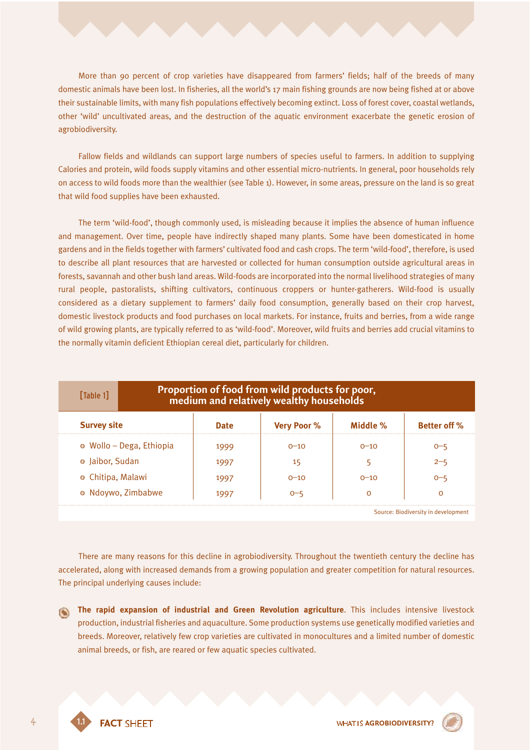More than 90 percent of crop varieties have disappeared from farmers' fields; half of the breeds of many domestic animals have been lost. In fisheries, all the world's 17 main fishing grounds are now being fished at or above their sustainable limits, with many fish populations effectively becoming extinct. Loss of forest cover, coastal wetlands, other 'wild' uncultivated areas, and the destruction of the aquatic environment exacerbate the genetic erosion of agrobiodiversity.

Fallow fields and wildlands can support large numbers of species useful to farmers. In addition to supplying Calories and protein, wild foods supply vitamins and other essential micro-nutrients. In general, poor households rely on access to wild foods more than the wealthier (see Table 1). However, in some areas, pressure on the land is so great that wild food supplies have been exhausted.

The term 'wild-food', though commonly used, is misleading because it implies the absence of human influence and management. Over time, people have indirectly shaped many plants. Some have been domesticated in home gardens and in the fields together with farmers' cultivated food and cash crops. The term 'wild-food', therefore, is used to describe all plant resources that are harvested or collected for human consumption outside agricultural areas in forests, savannah and other bush land areas. Wild-foods are incorporated into the normal livelihood strategies of many rural people, pastoralists, shifting cultivators, continuous croppers or hunter-gatherers. Wild-food is usually considered as a dietary supplement to farmers' daily food consumption, generally based on their crop harvest, domestic livestock products and food purchases on local markets. For instance, fruits and berries, from a wide range of wild growing plants, are typically referred to as 'wild-food'. Moreover, wild fruits and berries add crucial vitamins to the normally vitamin deficient Ethiopian cereal diet, particularly for children.

[Table 1] **Proportion of food from wild products for poor, medium and relatively wealthy households**

| Survey site | Date | Very Poor % | Middle % | Better off % |
|---|---|---|---|---|
| Wollo – Dega, Ethiopia | 1999 | 0–10 | 0–10 | 0–5 |
| Jaibor, Sudan | 1997 | 15 | 5 | 2–5 |
| Chitipa, Malawi | 1997 | 0–10 | 0–10 | 0–5 |
| Ndoywo, Zimbabwe | 1997 | 0–5 | 0 | 0 |

Source: Biodiversity in development

There are many reasons for this decline in agrobiodiversity. Throughout the twentieth century the decline has accelerated, along with increased demands from a growing population and greater competition for natural resources. The principal underlying causes include:

- **The rapid expansion of industrial and Green Revolution agriculture**. This includes intensive livestock production, industrial fisheries and aquaculture. Some production systems use genetically modified varieties and breeds. Moreover, relatively few crop varieties are cultivated in monocultures and a limited number of domestic animal breeds, or fish, are reared or few aquatic species cultivated.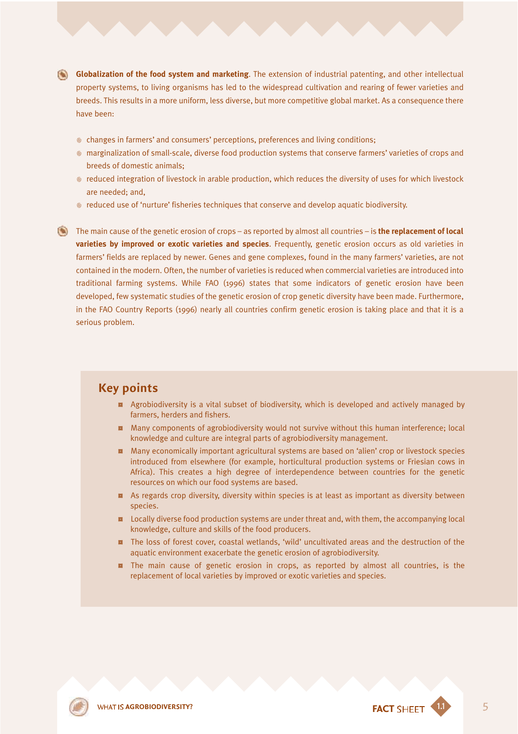- **Globalization of the food system and marketing**. The extension of industrial patenting, and other intellectual property systems, to living organisms has led to the widespread cultivation and rearing of fewer varieties and breeds. This results in a more uniform, less diverse, but more competitive global market. As a consequence there have been:

  - changes in farmers' and consumers' perceptions, preferences and living conditions;
  - marginalization of small-scale, diverse food production systems that conserve farmers' varieties of crops and breeds of domestic animals;
  - reduced integration of livestock in arable production, which reduces the diversity of uses for which livestock are needed; and,
  - reduced use of 'nurture' fisheries techniques that conserve and develop aquatic biodiversity.

- The main cause of the genetic erosion of crops – as reported by almost all countries – is **the replacement of local varieties by improved or exotic varieties and species**. Frequently, genetic erosion occurs as old varieties in farmers' fields are replaced by newer. Genes and gene complexes, found in the many farmers' varieties, are not contained in the modern. Often, the number of varieties is reduced when commercial varieties are introduced into traditional farming systems. While FAO (1996) states that some indicators of genetic erosion have been developed, few systematic studies of the genetic erosion of crop genetic diversity have been made. Furthermore, in the FAO Country Reports (1996) nearly all countries confirm genetic erosion is taking place and that it is a serious problem.

## Key points

- Agrobiodiversity is a vital subset of biodiversity, which is developed and actively managed by farmers, herders and fishers.
- Many components of agrobiodiversity would not survive without this human interference; local knowledge and culture are integral parts of agrobiodiversity management.
- Many economically important agricultural systems are based on 'alien' crop or livestock species introduced from elsewhere (for example, horticultural production systems or Friesian cows in Africa). This creates a high degree of interdependence between countries for the genetic resources on which our food systems are based.
- As regards crop diversity, diversity within species is at least as important as diversity between species.
- Locally diverse food production systems are under threat and, with them, the accompanying local knowledge, culture and skills of the food producers.
- The loss of forest cover, coastal wetlands, 'wild' uncultivated areas and the destruction of the aquatic environment exacerbate the genetic erosion of agrobiodiversity.
- The main cause of genetic erosion in crops, as reported by almost all countries, is the replacement of local varieties by improved or exotic varieties and species.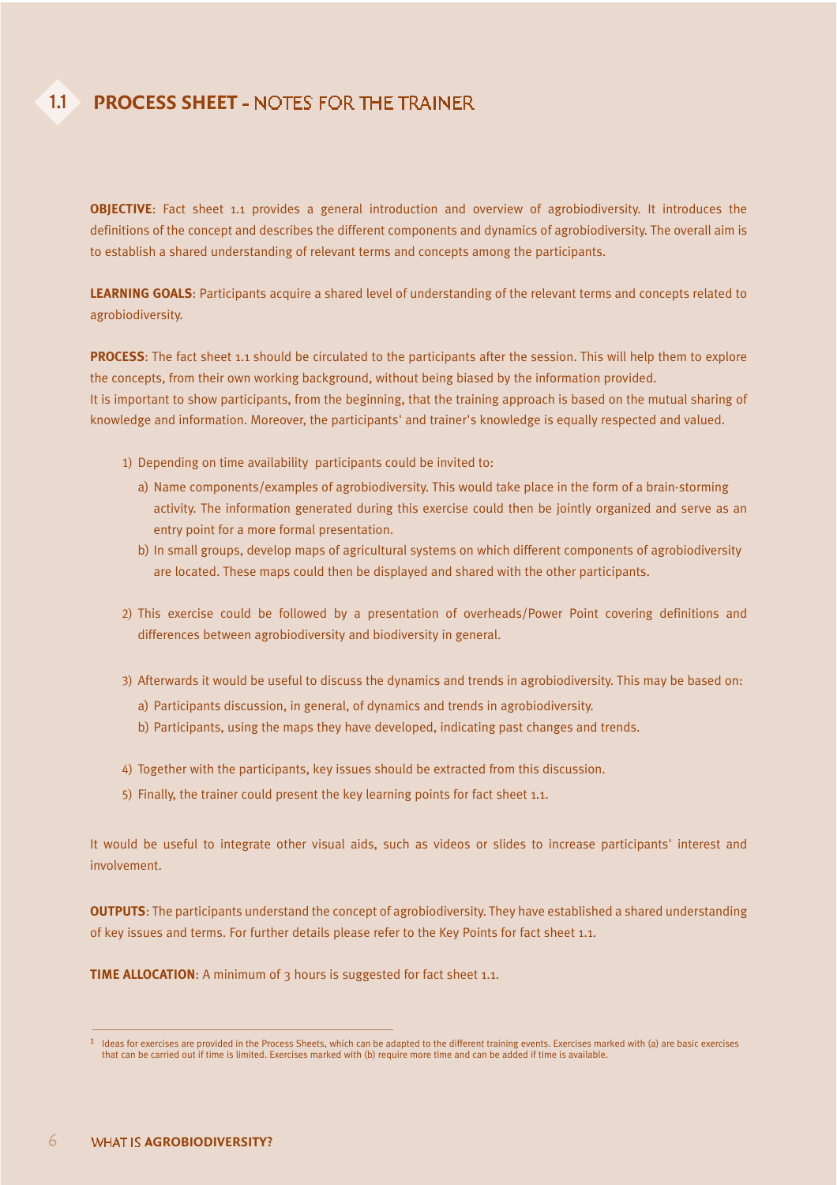# 1.1 PROCESS SHEET - NOTES FOR THE TRAINER

**OBJECTIVE**: Fact sheet 1.1 provides a general introduction and overview of agrobiodiversity. It introduces the definitions of the concept and describes the different components and dynamics of agrobiodiversity. The overall aim is to establish a shared understanding of relevant terms and concepts among the participants.

**LEARNING GOALS**: Participants acquire a shared level of understanding of the relevant terms and concepts related to agrobiodiversity.

**PROCESS**: The fact sheet 1.1 should be circulated to the participants after the session. This will help them to explore the concepts, from their own working background, without being biased by the information provided.
It is important to show participants, from the beginning, that the training approach is based on the mutual sharing of knowledge and information. Moreover, the participants' and trainer's knowledge is equally respected and valued.

1) Depending on time availability participants could be invited to:
   a) Name components/examples of agrobiodiversity. This would take place in the form of a brain-storming activity. The information generated during this exercise could then be jointly organized and serve as an entry point for a more formal presentation.
   b) In small groups, develop maps of agricultural systems on which different components of agrobiodiversity are located. These maps could then be displayed and shared with the other participants.

2) This exercise could be followed by a presentation of overheads/Power Point covering definitions and differences between agrobiodiversity and biodiversity in general.

3) Afterwards it would be useful to discuss the dynamics and trends in agrobiodiversity. This may be based on:
   a) Participants discussion, in general, of dynamics and trends in agrobiodiversity.
   b) Participants, using the maps they have developed, indicating past changes and trends.

4) Together with the participants, key issues should be extracted from this discussion.
5) Finally, the trainer could present the key learning points for fact sheet 1.1.

It would be useful to integrate other visual aids, such as videos or slides to increase participants' interest and involvement.

**OUTPUTS**: The participants understand the concept of agrobiodiversity. They have established a shared understanding of key issues and terms. For further details please refer to the Key Points for fact sheet 1.1.

**TIME ALLOCATION**: A minimum of 3 hours is suggested for fact sheet 1.1.

---

[1] Ideas for exercises are provided in the Process Sheets, which can be adapted to the different training events. Exercises marked with (a) are basic exercises that can be carried out if time is limited. Exercises marked with (b) require more time and can be added if time is available.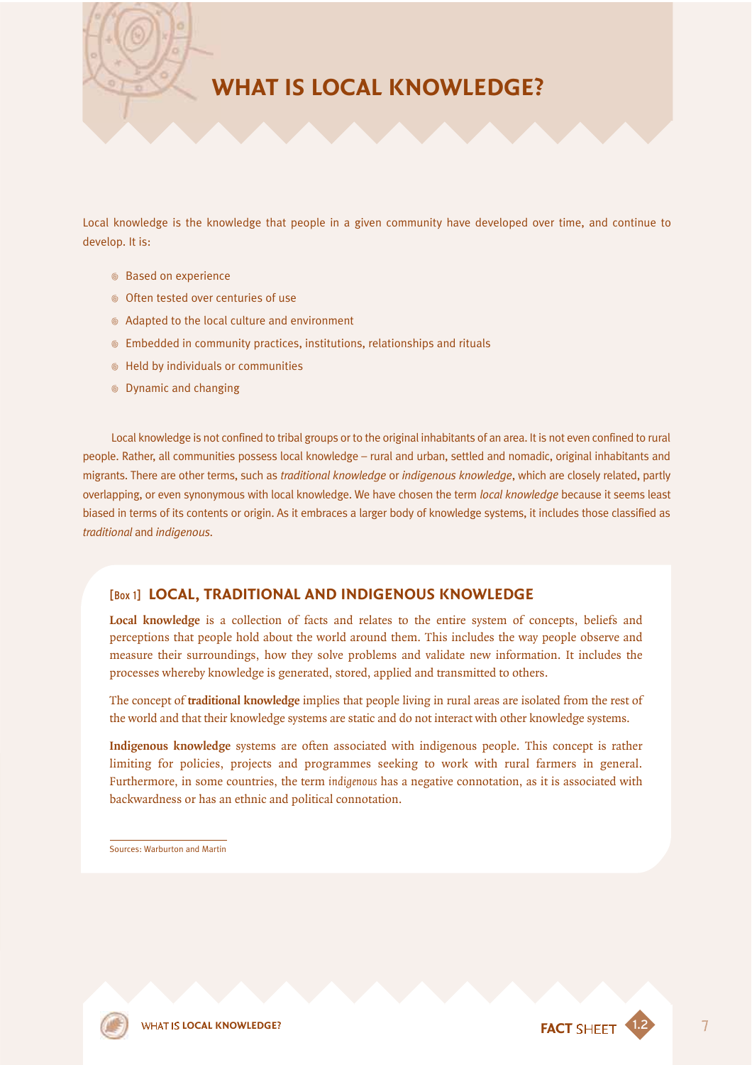# WHAT IS LOCAL KNOWLEDGE?

Local knowledge is the knowledge that people in a given community have developed over time, and continue to develop. It is:

- Based on experience
- Often tested over centuries of use
- Adapted to the local culture and environment
- Embedded in community practices, institutions, relationships and rituals
- Held by individuals or communities
- Dynamic and changing

Local knowledge is not confined to tribal groups or to the original inhabitants of an area. It is not even confined to rural people. Rather, all communities possess local knowledge – rural and urban, settled and nomadic, original inhabitants and migrants. There are other terms, such as *traditional knowledge* or *indigenous knowledge*, which are closely related, partly overlapping, or even synonymous with local knowledge. We have chosen the term *local knowledge* because it seems least biased in terms of its contents or origin. As it embraces a larger body of knowledge systems, it includes those classified as *traditional* and *indigenous*.

## [Box 1] LOCAL, TRADITIONAL AND INDIGENOUS KNOWLEDGE

**Local knowledge** is a collection of facts and relates to the entire system of concepts, beliefs and perceptions that people hold about the world around them. This includes the way people observe and measure their surroundings, how they solve problems and validate new information. It includes the processes whereby knowledge is generated, stored, applied and transmitted to others.

The concept of **traditional knowledge** implies that people living in rural areas are isolated from the rest of the world and that their knowledge systems are static and do not interact with other knowledge systems.

**Indigenous knowledge** systems are often associated with indigenous people. This concept is rather limiting for policies, projects and programmes seeking to work with rural farmers in general. Furthermore, in some countries, the term *indigenous* has a negative connotation, as it is associated with backwardness or has an ethnic and political connotation.

Sources: Warburton and Martin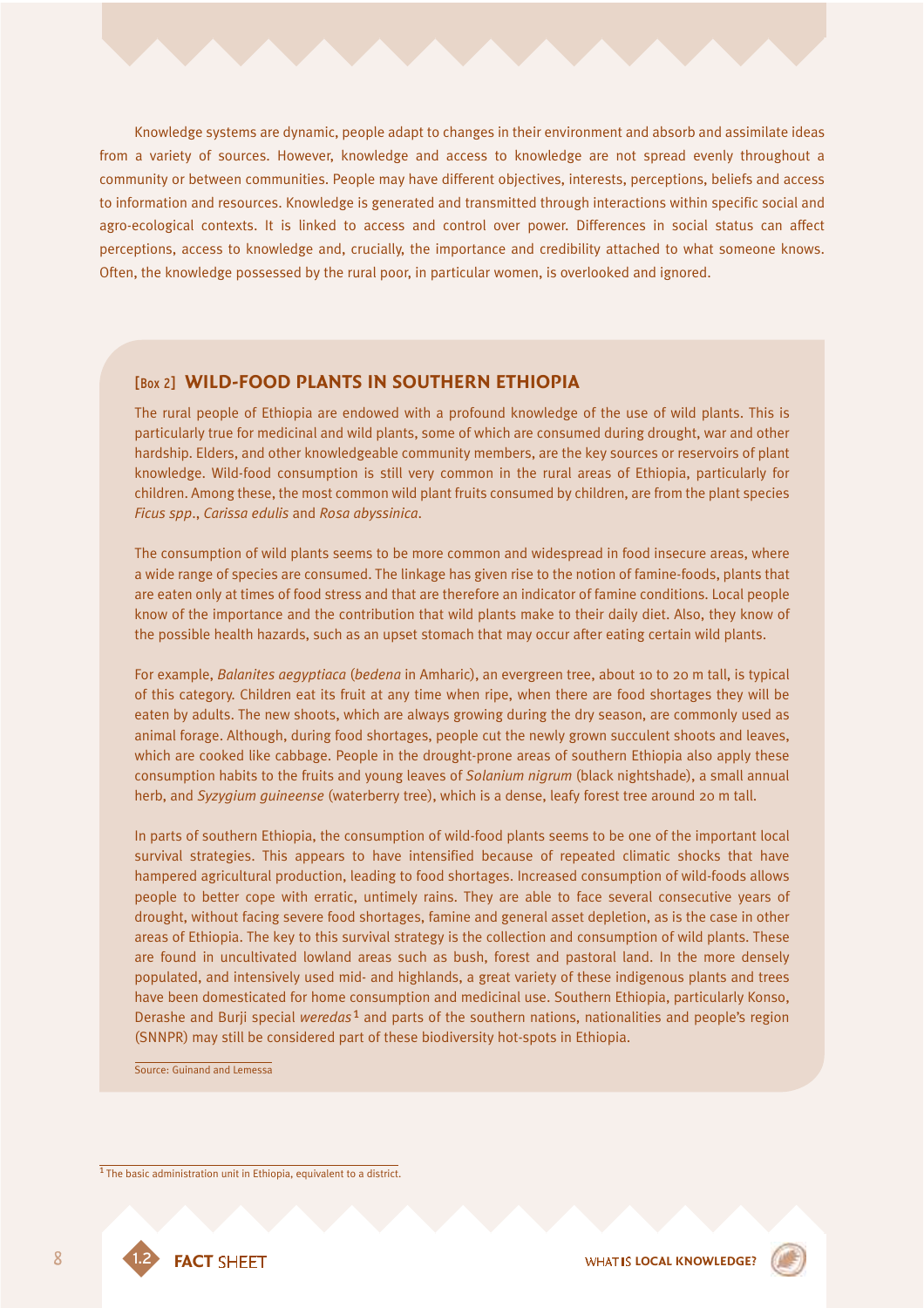Knowledge systems are dynamic, people adapt to changes in their environment and absorb and assimilate ideas from a variety of sources. However, knowledge and access to knowledge are not spread evenly throughout a community or between communities. People may have different objectives, interests, perceptions, beliefs and access to information and resources. Knowledge is generated and transmitted through interactions within specific social and agro-ecological contexts. It is linked to access and control over power. Differences in social status can affect perceptions, access to knowledge and, crucially, the importance and credibility attached to what someone knows. Often, the knowledge possessed by the rural poor, in particular women, is overlooked and ignored.

### [Box 2] WILD-FOOD PLANTS IN SOUTHERN ETHIOPIA

The rural people of Ethiopia are endowed with a profound knowledge of the use of wild plants. This is particularly true for medicinal and wild plants, some of which are consumed during drought, war and other hardship. Elders, and other knowledgeable community members, are the key sources or reservoirs of plant knowledge. Wild-food consumption is still very common in the rural areas of Ethiopia, particularly for children. Among these, the most common wild plant fruits consumed by children, are from the plant species *Ficus spp*., *Carissa edulis* and *Rosa abyssinica*.

The consumption of wild plants seems to be more common and widespread in food insecure areas, where a wide range of species are consumed. The linkage has given rise to the notion of famine-foods, plants that are eaten only at times of food stress and that are therefore an indicator of famine conditions. Local people know of the importance and the contribution that wild plants make to their daily diet. Also, they know of the possible health hazards, such as an upset stomach that may occur after eating certain wild plants.

For example, *Balanites aegyptiaca* (*bedena* in Amharic), an evergreen tree, about 10 to 20 m tall, is typical of this category. Children eat its fruit at any time when ripe, when there are food shortages they will be eaten by adults. The new shoots, which are always growing during the dry season, are commonly used as animal forage. Although, during food shortages, people cut the newly grown succulent shoots and leaves, which are cooked like cabbage. People in the drought-prone areas of southern Ethiopia also apply these consumption habits to the fruits and young leaves of *Solanium nigrum* (black nightshade), a small annual herb, and *Syzygium guineense* (waterberry tree), which is a dense, leafy forest tree around 20 m tall.

In parts of southern Ethiopia, the consumption of wild-food plants seems to be one of the important local survival strategies. This appears to have intensified because of repeated climatic shocks that have hampered agricultural production, leading to food shortages. Increased consumption of wild-foods allows people to better cope with erratic, untimely rains. They are able to face several consecutive years of drought, without facing severe food shortages, famine and general asset depletion, as is the case in other areas of Ethiopia. The key to this survival strategy is the collection and consumption of wild plants. These are found in uncultivated lowland areas such as bush, forest and pastoral land. In the more densely populated, and intensively used mid- and highlands, a great variety of these indigenous plants and trees have been domesticated for home consumption and medicinal use. Southern Ethiopia, particularly Konso, Derashe and Burji special *weredas*[1] and parts of the southern nations, nationalities and people's region (SNNPR) may still be considered part of these biodiversity hot-spots in Ethiopia.

Source: Guinand and Lemessa

[1] The basic administration unit in Ethiopia, equivalent to a district.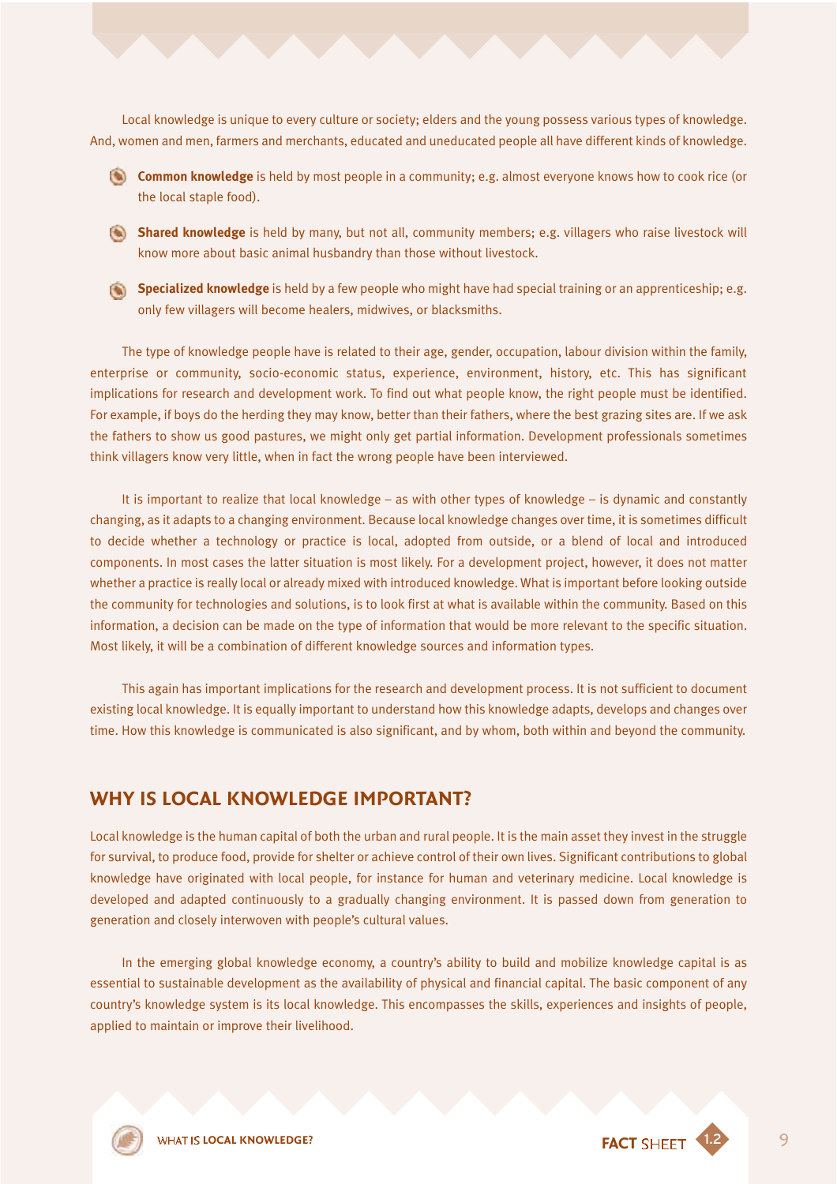Local knowledge is unique to every culture or society; elders and the young possess various types of knowledge. And, women and men, farmers and merchants, educated and uneducated people all have different kinds of knowledge.

- **Common knowledge** is held by most people in a community; e.g. almost everyone knows how to cook rice (or the local staple food).
- **Shared knowledge** is held by many, but not all, community members; e.g. villagers who raise livestock will know more about basic animal husbandry than those without livestock.
- **Specialized knowledge** is held by a few people who might have had special training or an apprenticeship; e.g. only few villagers will become healers, midwives, or blacksmiths.

The type of knowledge people have is related to their age, gender, occupation, labour division within the family, enterprise or community, socio-economic status, experience, environment, history, etc. This has significant implications for research and development work. To find out what people know, the right people must be identified. For example, if boys do the herding they may know, better than their fathers, where the best grazing sites are. If we ask the fathers to show us good pastures, we might only get partial information. Development professionals sometimes think villagers know very little, when in fact the wrong people have been interviewed.

It is important to realize that local knowledge – as with other types of knowledge – is dynamic and constantly changing, as it adapts to a changing environment. Because local knowledge changes over time, it is sometimes difficult to decide whether a technology or practice is local, adopted from outside, or a blend of local and introduced components. In most cases the latter situation is most likely. For a development project, however, it does not matter whether a practice is really local or already mixed with introduced knowledge. What is important before looking outside the community for technologies and solutions, is to look first at what is available within the community. Based on this information, a decision can be made on the type of information that would be more relevant to the specific situation. Most likely, it will be a combination of different knowledge sources and information types.

This again has important implications for the research and development process. It is not sufficient to document existing local knowledge. It is equally important to understand how this knowledge adapts, develops and changes over time. How this knowledge is communicated is also significant, and by whom, both within and beyond the community.

## WHY IS LOCAL KNOWLEDGE IMPORTANT?

Local knowledge is the human capital of both the urban and rural people. It is the main asset they invest in the struggle for survival, to produce food, provide for shelter or achieve control of their own lives. Significant contributions to global knowledge have originated with local people, for instance for human and veterinary medicine. Local knowledge is developed and adapted continuously to a gradually changing environment. It is passed down from generation to generation and closely interwoven with people's cultural values.

In the emerging global knowledge economy, a country's ability to build and mobilize knowledge capital is as essential to sustainable development as the availability of physical and financial capital. The basic component of any country's knowledge system is its local knowledge. This encompasses the skills, experiences and insights of people, applied to maintain or improve their livelihood.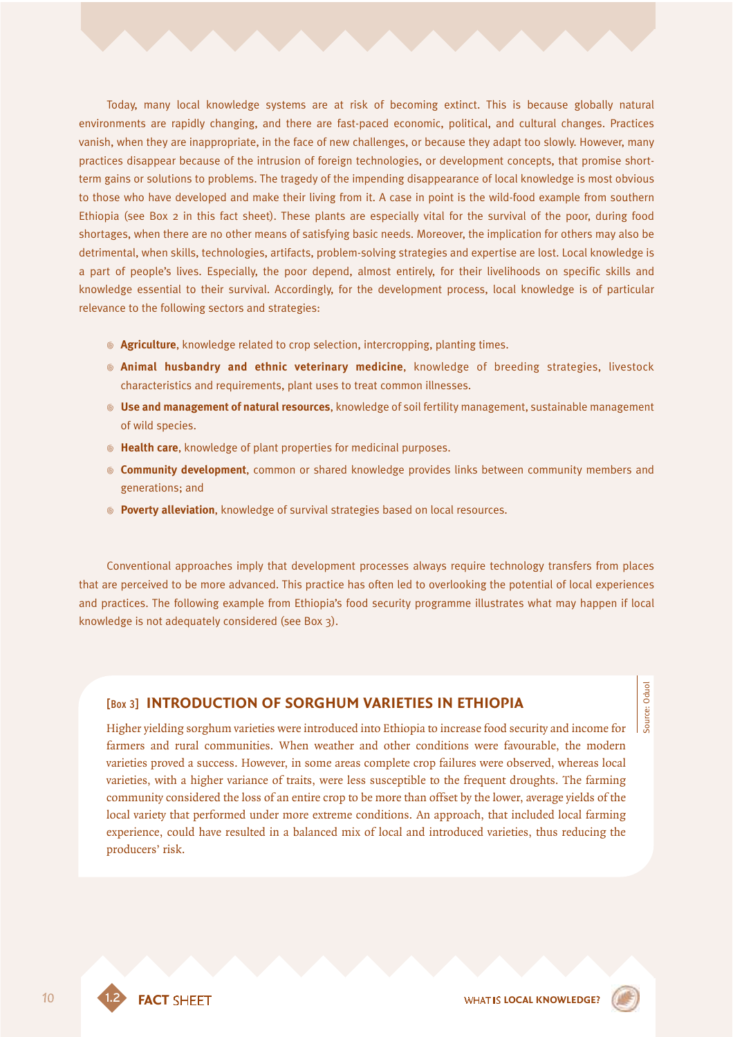Today, many local knowledge systems are at risk of becoming extinct. This is because globally natural environments are rapidly changing, and there are fast-paced economic, political, and cultural changes. Practices vanish, when they are inappropriate, in the face of new challenges, or because they adapt too slowly. However, many practices disappear because of the intrusion of foreign technologies, or development concepts, that promise short-term gains or solutions to problems. The tragedy of the impending disappearance of local knowledge is most obvious to those who have developed and make their living from it. A case in point is the wild-food example from southern Ethiopia (see Box 2 in this fact sheet). These plants are especially vital for the survival of the poor, during food shortages, when there are no other means of satisfying basic needs. Moreover, the implication for others may also be detrimental, when skills, technologies, artifacts, problem-solving strategies and expertise are lost. Local knowledge is a part of people's lives. Especially, the poor depend, almost entirely, for their livelihoods on specific skills and knowledge essential to their survival. Accordingly, for the development process, local knowledge is of particular relevance to the following sectors and strategies:

- **Agriculture**, knowledge related to crop selection, intercropping, planting times.
- **Animal husbandry and ethnic veterinary medicine**, knowledge of breeding strategies, livestock characteristics and requirements, plant uses to treat common illnesses.
- **Use and management of natural resources**, knowledge of soil fertility management, sustainable management of wild species.
- **Health care**, knowledge of plant properties for medicinal purposes.
- **Community development**, common or shared knowledge provides links between community members and generations; and
- **Poverty alleviation**, knowledge of survival strategies based on local resources.

Conventional approaches imply that development processes always require technology transfers from places that are perceived to be more advanced. This practice has often led to overlooking the potential of local experiences and practices. The following example from Ethiopia's food security programme illustrates what may happen if local knowledge is not adequately considered (see Box 3).

### [Box 3] INTRODUCTION OF SORGHUM VARIETIES IN ETHIOPIA

Higher yielding sorghum varieties were introduced into Ethiopia to increase food security and income for farmers and rural communities. When weather and other conditions were favourable, the modern varieties proved a success. However, in some areas complete crop failures were observed, whereas local varieties, with a higher variance of traits, were less susceptible to the frequent droughts. The farming community considered the loss of an entire crop to be more than offset by the lower, average yields of the local variety that performed under more extreme conditions. An approach, that included local farming experience, could have resulted in a balanced mix of local and introduced varieties, thus reducing the producers' risk.

Source: Oduol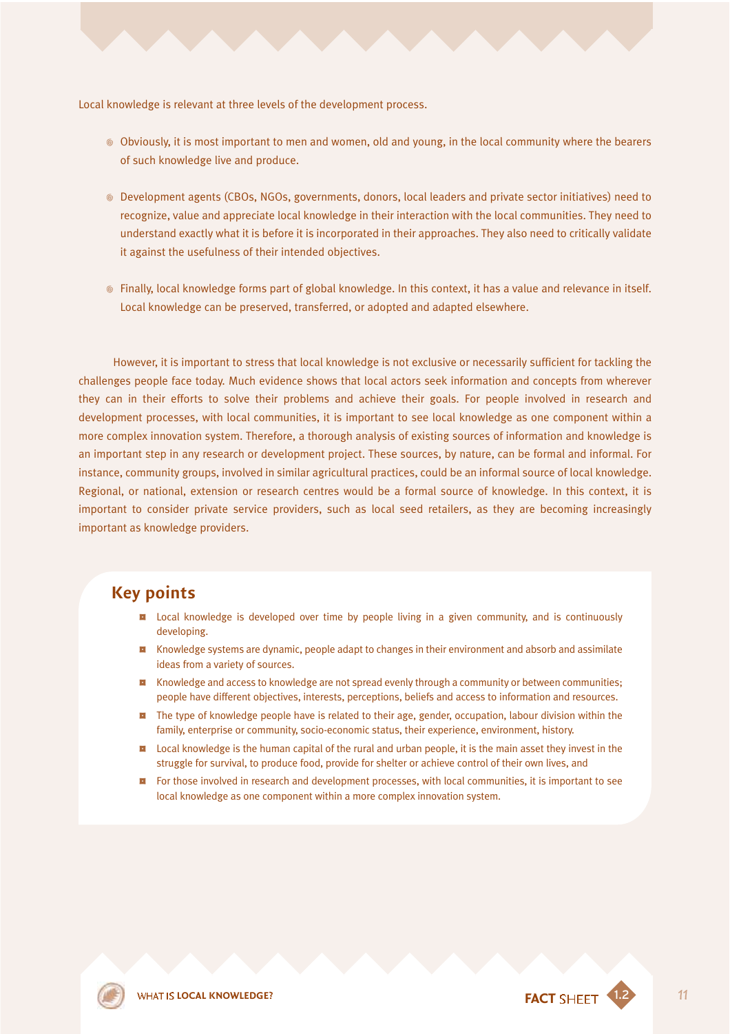Local knowledge is relevant at three levels of the development process.

- Obviously, it is most important to men and women, old and young, in the local community where the bearers of such knowledge live and produce.
- Development agents (CBOs, NGOs, governments, donors, local leaders and private sector initiatives) need to recognize, value and appreciate local knowledge in their interaction with the local communities. They need to understand exactly what it is before it is incorporated in their approaches. They also need to critically validate it against the usefulness of their intended objectives.
- Finally, local knowledge forms part of global knowledge. In this context, it has a value and relevance in itself. Local knowledge can be preserved, transferred, or adopted and adapted elsewhere.

However, it is important to stress that local knowledge is not exclusive or necessarily sufficient for tackling the challenges people face today. Much evidence shows that local actors seek information and concepts from wherever they can in their efforts to solve their problems and achieve their goals. For people involved in research and development processes, with local communities, it is important to see local knowledge as one component within a more complex innovation system. Therefore, a thorough analysis of existing sources of information and knowledge is an important step in any research or development project. These sources, by nature, can be formal and informal. For instance, community groups, involved in similar agricultural practices, could be an informal source of local knowledge. Regional, or national, extension or research centres would be a formal source of knowledge. In this context, it is important to consider private service providers, such as local seed retailers, as they are becoming increasingly important as knowledge providers.

## Key points

- Local knowledge is developed over time by people living in a given community, and is continuously developing.
- Knowledge systems are dynamic, people adapt to changes in their environment and absorb and assimilate ideas from a variety of sources.
- Knowledge and access to knowledge are not spread evenly through a community or between communities; people have different objectives, interests, perceptions, beliefs and access to information and resources.
- The type of knowledge people have is related to their age, gender, occupation, labour division within the family, enterprise or community, socio-economic status, their experience, environment, history.
- Local knowledge is the human capital of the rural and urban people, it is the main asset they invest in the struggle for survival, to produce food, provide for shelter or achieve control of their own lives, and
- For those involved in research and development processes, with local communities, it is important to see local knowledge as one component within a more complex innovation system.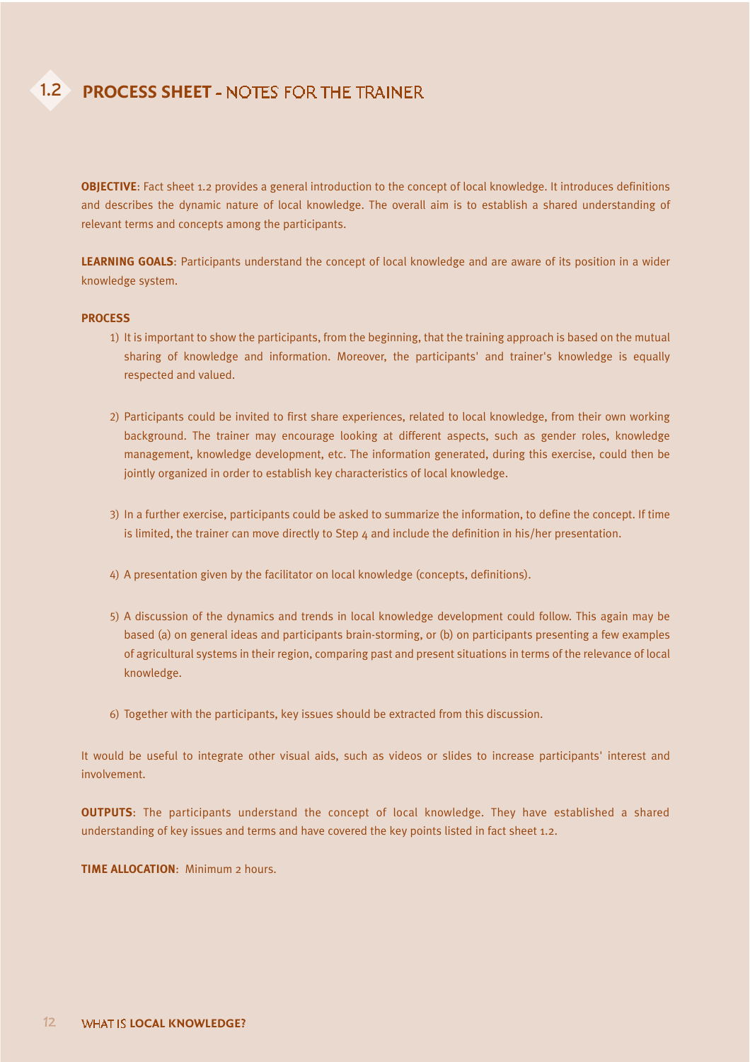# 1.2 PROCESS SHEET - NOTES FOR THE TRAINER

**OBJECTIVE**: Fact sheet 1.2 provides a general introduction to the concept of local knowledge. It introduces definitions and describes the dynamic nature of local knowledge. The overall aim is to establish a shared understanding of relevant terms and concepts among the participants.

**LEARNING GOALS**: Participants understand the concept of local knowledge and are aware of its position in a wider knowledge system.

**PROCESS**

1) It is important to show the participants, from the beginning, that the training approach is based on the mutual sharing of knowledge and information. Moreover, the participants' and trainer's knowledge is equally respected and valued.

2) Participants could be invited to first share experiences, related to local knowledge, from their own working background. The trainer may encourage looking at different aspects, such as gender roles, knowledge management, knowledge development, etc. The information generated, during this exercise, could then be jointly organized in order to establish key characteristics of local knowledge.

3) In a further exercise, participants could be asked to summarize the information, to define the concept. If time is limited, the trainer can move directly to Step 4 and include the definition in his/her presentation.

4) A presentation given by the facilitator on local knowledge (concepts, definitions).

5) A discussion of the dynamics and trends in local knowledge development could follow. This again may be based (a) on general ideas and participants brain-storming, or (b) on participants presenting a few examples of agricultural systems in their region, comparing past and present situations in terms of the relevance of local knowledge.

6) Together with the participants, key issues should be extracted from this discussion.

It would be useful to integrate other visual aids, such as videos or slides to increase participants' interest and involvement.

**OUTPUTS**: The participants understand the concept of local knowledge. They have established a shared understanding of key issues and terms and have covered the key points listed in fact sheet 1.2.

**TIME ALLOCATION**: Minimum 2 hours.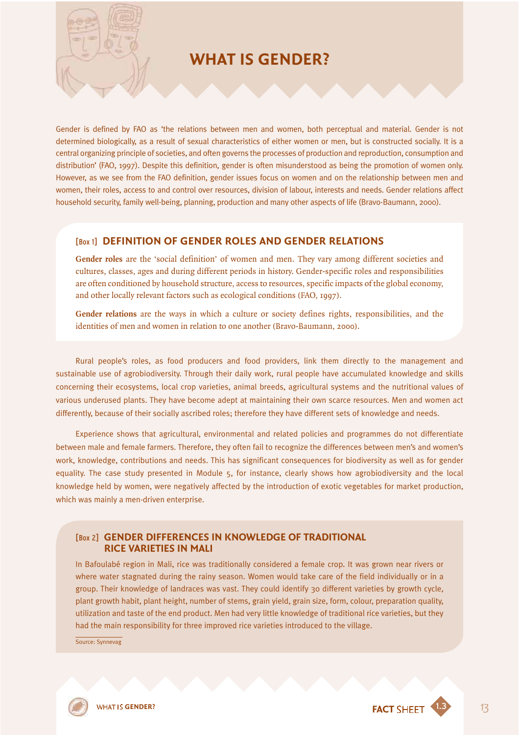# WHAT IS GENDER?

Gender is defined by FAO as 'the relations between men and women, both perceptual and material. Gender is not determined biologically, as a result of sexual characteristics of either women or men, but is constructed socially. It is a central organizing principle of societies, and often governs the processes of production and reproduction, consumption and distribution' (FAO, 1997). Despite this definition, gender is often misunderstood as being the promotion of women only. However, as we see from the FAO definition, gender issues focus on women and on the relationship between men and women, their roles, access to and control over resources, division of labour, interests and needs. Gender relations affect household security, family well-being, planning, production and many other aspects of life (Bravo-Baumann, 2000).

## [Box 1] DEFINITION OF GENDER ROLES AND GENDER RELATIONS

**Gender roles** are the 'social definition' of women and men. They vary among different societies and cultures, classes, ages and during different periods in history. Gender-specific roles and responsibilities are often conditioned by household structure, access to resources, specific impacts of the global economy, and other locally relevant factors such as ecological conditions (FAO, 1997).

**Gender relations** are the ways in which a culture or society defines rights, responsibilities, and the identities of men and women in relation to one another (Bravo-Baumann, 2000).

Rural people's roles, as food producers and food providers, link them directly to the management and sustainable use of agrobiodiversity. Through their daily work, rural people have accumulated knowledge and skills concerning their ecosystems, local crop varieties, animal breeds, agricultural systems and the nutritional values of various underused plants. They have become adept at maintaining their own scarce resources. Men and women act differently, because of their socially ascribed roles; therefore they have different sets of knowledge and needs.

Experience shows that agricultural, environmental and related policies and programmes do not differentiate between male and female farmers. Therefore, they often fail to recognize the differences between men's and women's work, knowledge, contributions and needs. This has significant consequences for biodiversity as well as for gender equality. The case study presented in Module 5, for instance, clearly shows how agrobiodiversity and the local knowledge held by women, were negatively affected by the introduction of exotic vegetables for market production, which was mainly a men-driven enterprise.

## [Box 2] GENDER DIFFERENCES IN KNOWLEDGE OF TRADITIONAL RICE VARIETIES IN MALI

In Bafoulabé region in Mali, rice was traditionally considered a female crop. It was grown near rivers or where water stagnated during the rainy season. Women would take care of the field individually or in a group. Their knowledge of landraces was vast. They could identify 30 different varieties by growth cycle, plant growth habit, plant height, number of stems, grain yield, grain size, form, colour, preparation quality, utilization and taste of the end product. Men had very little knowledge of traditional rice varieties, but they had the main responsibility for three improved rice varieties introduced to the village.

Source: Synnevag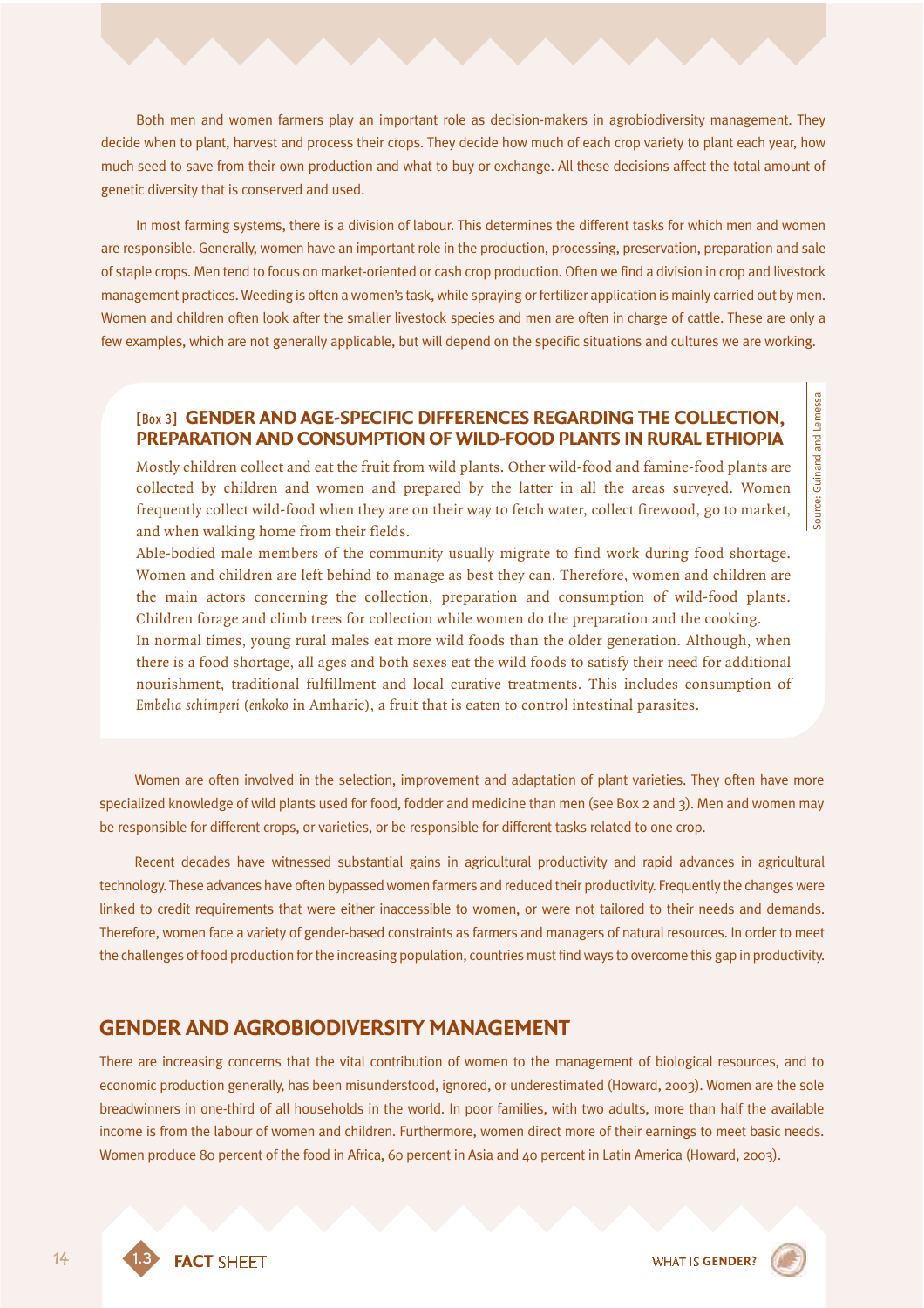Both men and women farmers play an important role as decision-makers in agrobiodiversity management. They decide when to plant, harvest and process their crops. They decide how much of each crop variety to plant each year, how much seed to save from their own production and what to buy or exchange. All these decisions affect the total amount of genetic diversity that is conserved and used.

In most farming systems, there is a division of labour. This determines the different tasks for which men and women are responsible. Generally, women have an important role in the production, processing, preservation, preparation and sale of staple crops. Men tend to focus on market-oriented or cash crop production. Often we find a division in crop and livestock management practices. Weeding is often a women's task, while spraying or fertilizer application is mainly carried out by men. Women and children often look after the smaller livestock species and men are often in charge of cattle. These are only a few examples, which are not generally applicable, but will depend on the specific situations and cultures we are working.

> **[Box 3] GENDER AND AGE-SPECIFIC DIFFERENCES REGARDING THE COLLECTION, PREPARATION AND CONSUMPTION OF WILD-FOOD PLANTS IN RURAL ETHIOPIA**
>
> Mostly children collect and eat the fruit from wild plants. Other wild-food and famine-food plants are collected by children and women and prepared by the latter in all the areas surveyed. Women frequently collect wild-food when they are on their way to fetch water, collect firewood, go to market, and when walking home from their fields.
>
> Able-bodied male members of the community usually migrate to find work during food shortage. Women and children are left behind to manage as best they can. Therefore, women and children are the main actors concerning the collection, preparation and consumption of wild-food plants. Children forage and climb trees for collection while women do the preparation and the cooking.
>
> In normal times, young rural males eat more wild foods than the older generation. Although, when there is a food shortage, all ages and both sexes eat the wild foods to satisfy their need for additional nourishment, traditional fulfillment and local curative treatments. This includes consumption of *Embelia schimperi* (*enkoko* in Amharic), a fruit that is eaten to control intestinal parasites.
>
> Source: Guinand and Lemessa

Women are often involved in the selection, improvement and adaptation of plant varieties. They often have more specialized knowledge of wild plants used for food, fodder and medicine than men (see Box 2 and 3). Men and women may be responsible for different crops, or varieties, or be responsible for different tasks related to one crop.

Recent decades have witnessed substantial gains in agricultural productivity and rapid advances in agricultural technology. These advances have often bypassed women farmers and reduced their productivity. Frequently the changes were linked to credit requirements that were either inaccessible to women, or were not tailored to their needs and demands. Therefore, women face a variety of gender-based constraints as farmers and managers of natural resources. In order to meet the challenges of food production for the increasing population, countries must find ways to overcome this gap in productivity.

## GENDER AND AGROBIODIVERSITY MANAGEMENT

There are increasing concerns that the vital contribution of women to the management of biological resources, and to economic production generally, has been misunderstood, ignored, or underestimated (Howard, 2003). Women are the sole breadwinners in one-third of all households in the world. In poor families, with two adults, more than half the available income is from the labour of women and children. Furthermore, women direct more of their earnings to meet basic needs. Women produce 80 percent of the food in Africa, 60 percent in Asia and 40 percent in Latin America (Howard, 2003).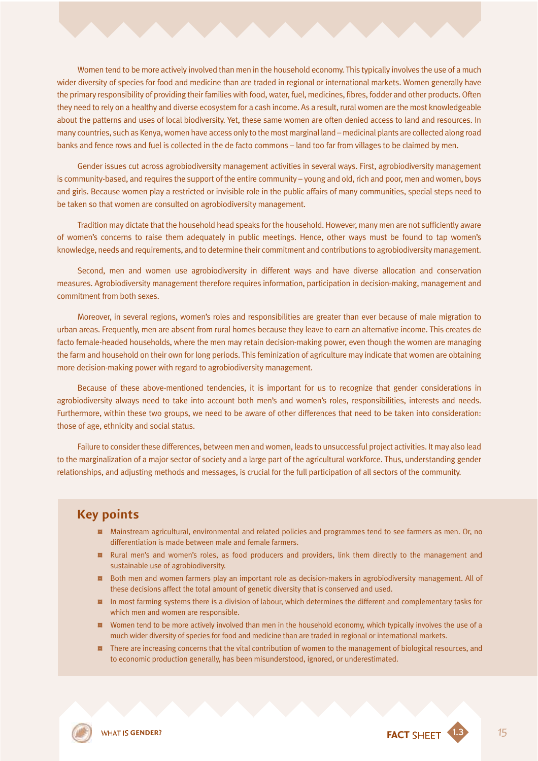Women tend to be more actively involved than men in the household economy. This typically involves the use of a much wider diversity of species for food and medicine than are traded in regional or international markets. Women generally have the primary responsibility of providing their families with food, water, fuel, medicines, fibres, fodder and other products. Often they need to rely on a healthy and diverse ecosystem for a cash income. As a result, rural women are the most knowledgeable about the patterns and uses of local biodiversity. Yet, these same women are often denied access to land and resources. In many countries, such as Kenya, women have access only to the most marginal land – medicinal plants are collected along road banks and fence rows and fuel is collected in the de facto commons – land too far from villages to be claimed by men.

Gender issues cut across agrobiodiversity management activities in several ways. First, agrobiodiversity management is community-based, and requires the support of the entire community – young and old, rich and poor, men and women, boys and girls. Because women play a restricted or invisible role in the public affairs of many communities, special steps need to be taken so that women are consulted on agrobiodiversity management.

Tradition may dictate that the household head speaks for the household. However, many men are not sufficiently aware of women's concerns to raise them adequately in public meetings. Hence, other ways must be found to tap women's knowledge, needs and requirements, and to determine their commitment and contributions to agrobiodiversity management.

Second, men and women use agrobiodiversity in different ways and have diverse allocation and conservation measures. Agrobiodiversity management therefore requires information, participation in decision-making, management and commitment from both sexes.

Moreover, in several regions, women's roles and responsibilities are greater than ever because of male migration to urban areas. Frequently, men are absent from rural homes because they leave to earn an alternative income. This creates de facto female-headed households, where the men may retain decision-making power, even though the women are managing the farm and household on their own for long periods. This feminization of agriculture may indicate that women are obtaining more decision-making power with regard to agrobiodiversity management.

Because of these above-mentioned tendencies, it is important for us to recognize that gender considerations in agrobiodiversity always need to take into account both men's and women's roles, responsibilities, interests and needs. Furthermore, within these two groups, we need to be aware of other differences that need to be taken into consideration: those of age, ethnicity and social status.

Failure to consider these differences, between men and women, leads to unsuccessful project activities. It may also lead to the marginalization of a major sector of society and a large part of the agricultural workforce. Thus, understanding gender relationships, and adjusting methods and messages, is crucial for the full participation of all sectors of the community.

## Key points

- Mainstream agricultural, environmental and related policies and programmes tend to see farmers as men. Or, no differentiation is made between male and female farmers.
- Rural men's and women's roles, as food producers and providers, link them directly to the management and sustainable use of agrobiodiversity.
- Both men and women farmers play an important role as decision-makers in agrobiodiversity management. All of these decisions affect the total amount of genetic diversity that is conserved and used.
- In most farming systems there is a division of labour, which determines the different and complementary tasks for which men and women are responsible.
- Women tend to be more actively involved than men in the household economy, which typically involves the use of a much wider diversity of species for food and medicine than are traded in regional or international markets.
- There are increasing concerns that the vital contribution of women to the management of biological resources, and to economic production generally, has been misunderstood, ignored, or underestimated.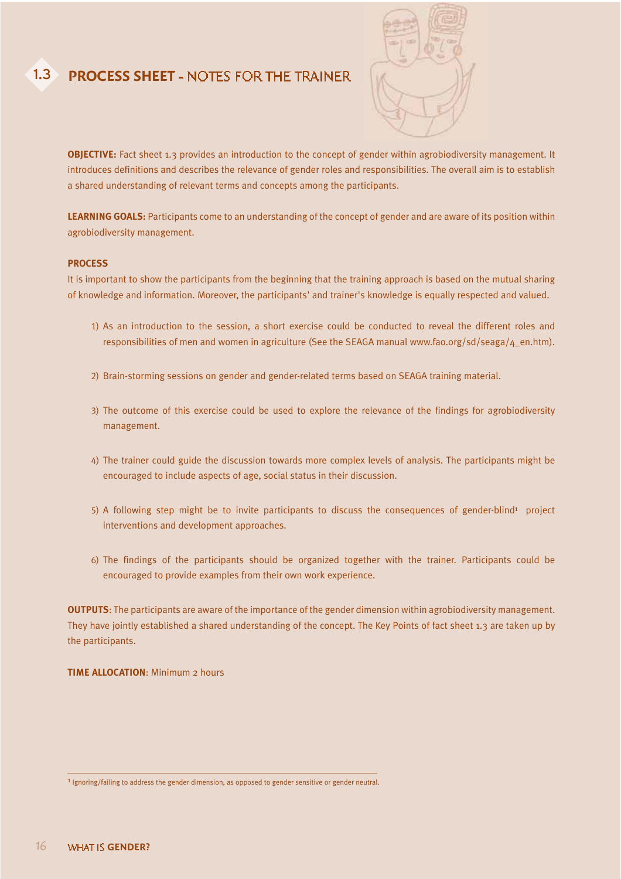# 1.3 PROCESS SHEET - NOTES FOR THE TRAINER

**OBJECTIVE:** Fact sheet 1.3 provides an introduction to the concept of gender within agrobiodiversity management. It introduces definitions and describes the relevance of gender roles and responsibilities. The overall aim is to establish a shared understanding of relevant terms and concepts among the participants.

**LEARNING GOALS:** Participants come to an understanding of the concept of gender and are aware of its position within agrobiodiversity management.

**PROCESS**

It is important to show the participants from the beginning that the training approach is based on the mutual sharing of knowledge and information. Moreover, the participants' and trainer's knowledge is equally respected and valued.

1) As an introduction to the session, a short exercise could be conducted to reveal the different roles and responsibilities of men and women in agriculture (See the SEAGA manual www.fao.org/sd/seaga/4_en.htm).

2) Brain-storming sessions on gender and gender-related terms based on SEAGA training material.

3) The outcome of this exercise could be used to explore the relevance of the findings for agrobiodiversity management.

4) The trainer could guide the discussion towards more complex levels of analysis. The participants might be encouraged to include aspects of age, social status in their discussion.

5) A following step might be to invite participants to discuss the consequences of gender-blind[1] project interventions and development approaches.

6) The findings of the participants should be organized together with the trainer. Participants could be encouraged to provide examples from their own work experience.

**OUTPUTS**: The participants are aware of the importance of the gender dimension within agrobiodiversity management. They have jointly established a shared understanding of the concept. The Key Points of fact sheet 1.3 are taken up by the participants.

**TIME ALLOCATION**: Minimum 2 hours

---

[1] Ignoring/failing to address the gender dimension, as opposed to gender sensitive or gender neutral.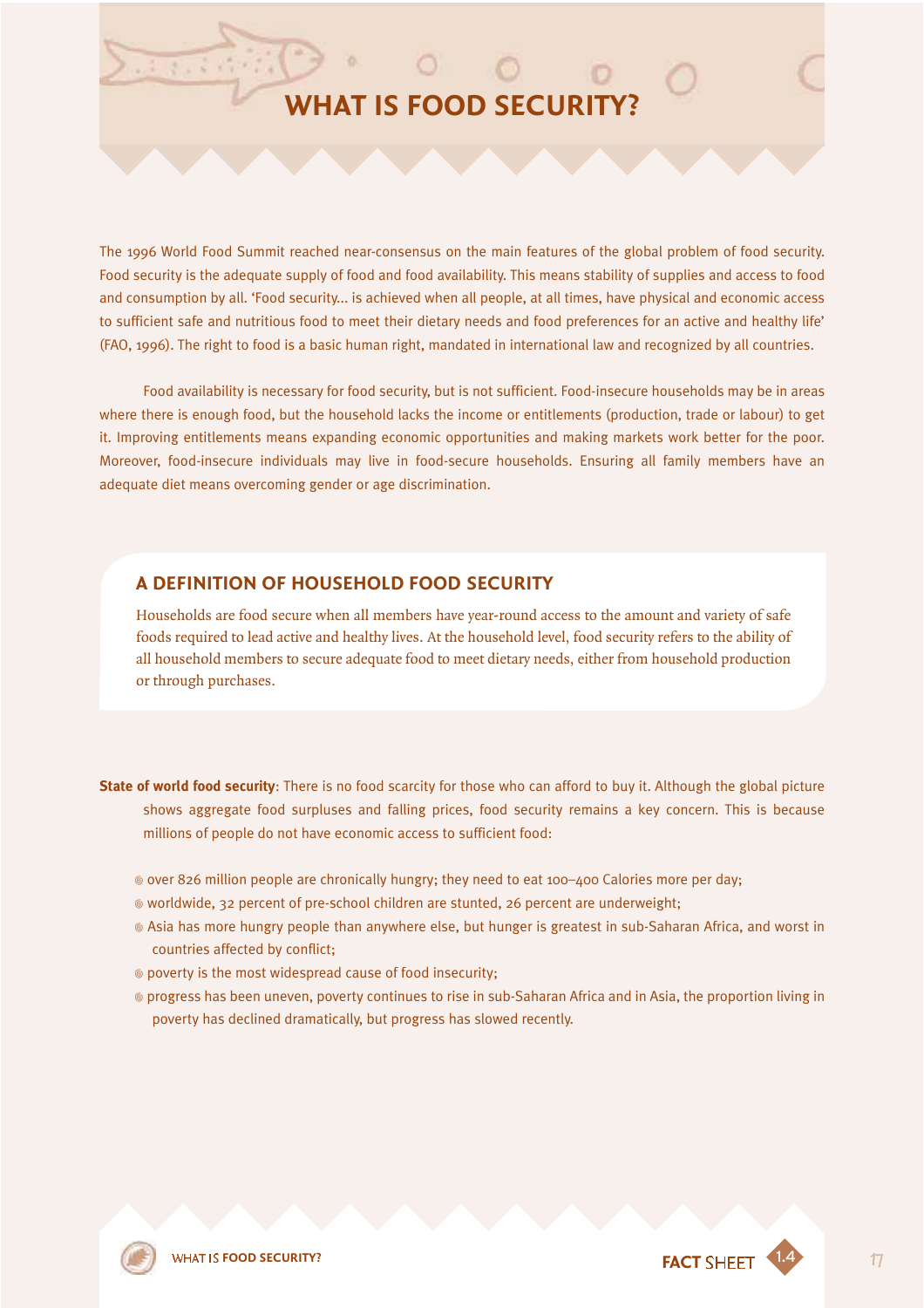# WHAT IS FOOD SECURITY?

The 1996 World Food Summit reached near-consensus on the main features of the global problem of food security. Food security is the adequate supply of food and food availability. This means stability of supplies and access to food and consumption by all. 'Food security... is achieved when all people, at all times, have physical and economic access to sufficient safe and nutritious food to meet their dietary needs and food preferences for an active and healthy life' (FAO, 1996). The right to food is a basic human right, mandated in international law and recognized by all countries.

Food availability is necessary for food security, but is not sufficient. Food-insecure households may be in areas where there is enough food, but the household lacks the income or entitlements (production, trade or labour) to get it. Improving entitlements means expanding economic opportunities and making markets work better for the poor. Moreover, food-insecure individuals may live in food-secure households. Ensuring all family members have an adequate diet means overcoming gender or age discrimination.

## A DEFINITION OF HOUSEHOLD FOOD SECURITY

Households are food secure when all members have year-round access to the amount and variety of safe foods required to lead active and healthy lives. At the household level, food security refers to the ability of all household members to secure adequate food to meet dietary needs, either from household production or through purchases.

**State of world food security**: There is no food scarcity for those who can afford to buy it. Although the global picture shows aggregate food surpluses and falling prices, food security remains a key concern. This is because millions of people do not have economic access to sufficient food:

- over 826 million people are chronically hungry; they need to eat 100–400 Calories more per day;
- worldwide, 32 percent of pre-school children are stunted, 26 percent are underweight;
- Asia has more hungry people than anywhere else, but hunger is greatest in sub-Saharan Africa, and worst in countries affected by conflict;
- poverty is the most widespread cause of food insecurity;
- progress has been uneven, poverty continues to rise in sub-Saharan Africa and in Asia, the proportion living in poverty has declined dramatically, but progress has slowed recently.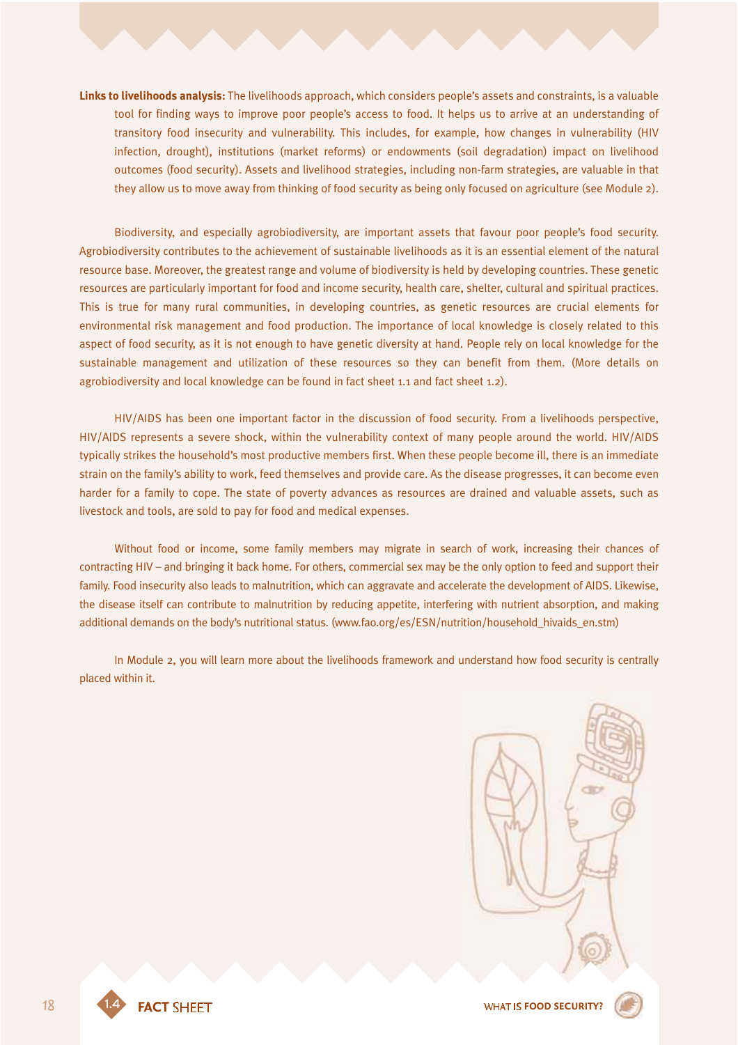**Links to livelihoods analysis:** The livelihoods approach, which considers people's assets and constraints, is a valuable tool for finding ways to improve poor people's access to food. It helps us to arrive at an understanding of transitory food insecurity and vulnerability. This includes, for example, how changes in vulnerability (HIV infection, drought), institutions (market reforms) or endowments (soil degradation) impact on livelihood outcomes (food security). Assets and livelihood strategies, including non-farm strategies, are valuable in that they allow us to move away from thinking of food security as being only focused on agriculture (see Module 2).

Biodiversity, and especially agrobiodiversity, are important assets that favour poor people's food security. Agrobiodiversity contributes to the achievement of sustainable livelihoods as it is an essential element of the natural resource base. Moreover, the greatest range and volume of biodiversity is held by developing countries. These genetic resources are particularly important for food and income security, health care, shelter, cultural and spiritual practices. This is true for many rural communities, in developing countries, as genetic resources are crucial elements for environmental risk management and food production. The importance of local knowledge is closely related to this aspect of food security, as it is not enough to have genetic diversity at hand. People rely on local knowledge for the sustainable management and utilization of these resources so they can benefit from them. (More details on agrobiodiversity and local knowledge can be found in fact sheet 1.1 and fact sheet 1.2).

HIV/AIDS has been one important factor in the discussion of food security. From a livelihoods perspective, HIV/AIDS represents a severe shock, within the vulnerability context of many people around the world. HIV/AIDS typically strikes the household's most productive members first. When these people become ill, there is an immediate strain on the family's ability to work, feed themselves and provide care. As the disease progresses, it can become even harder for a family to cope. The state of poverty advances as resources are drained and valuable assets, such as livestock and tools, are sold to pay for food and medical expenses.

Without food or income, some family members may migrate in search of work, increasing their chances of contracting HIV – and bringing it back home. For others, commercial sex may be the only option to feed and support their family. Food insecurity also leads to malnutrition, which can aggravate and accelerate the development of AIDS. Likewise, the disease itself can contribute to malnutrition by reducing appetite, interfering with nutrient absorption, and making additional demands on the body's nutritional status. (www.fao.org/es/ESN/nutrition/household_hivaids_en.stm)

In Module 2, you will learn more about the livelihoods framework and understand how food security is centrally placed within it.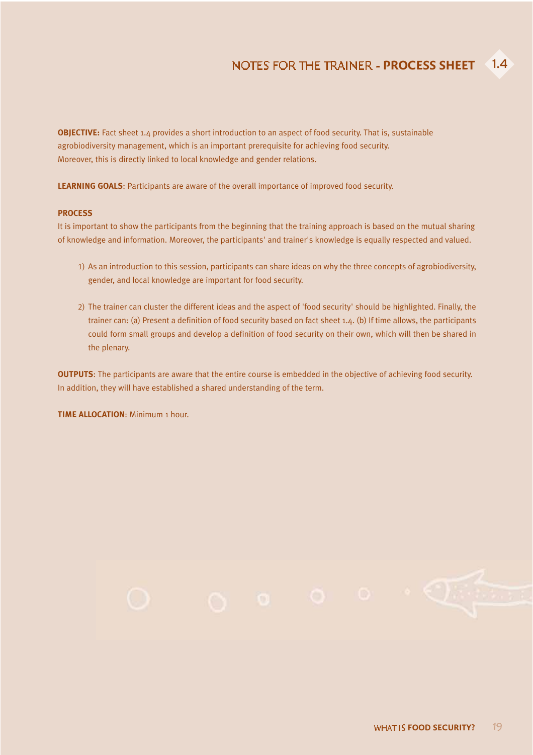# NOTES FOR THE TRAINER - PROCESS SHEET 1.4

**OBJECTIVE:** Fact sheet 1.4 provides a short introduction to an aspect of food security. That is, sustainable agrobiodiversity management, which is an important prerequisite for achieving food security. Moreover, this is directly linked to local knowledge and gender relations.

**LEARNING GOALS**: Participants are aware of the overall importance of improved food security.

**PROCESS**

It is important to show the participants from the beginning that the training approach is based on the mutual sharing of knowledge and information. Moreover, the participants' and trainer's knowledge is equally respected and valued.

1) As an introduction to this session, participants can share ideas on why the three concepts of agrobiodiversity, gender, and local knowledge are important for food security.

2) The trainer can cluster the different ideas and the aspect of 'food security' should be highlighted. Finally, the trainer can: (a) Present a definition of food security based on fact sheet 1.4. (b) If time allows, the participants could form small groups and develop a definition of food security on their own, which will then be shared in the plenary.

**OUTPUTS**: The participants are aware that the entire course is embedded in the objective of achieving food security. In addition, they will have established a shared understanding of the term.

**TIME ALLOCATION**: Minimum 1 hour.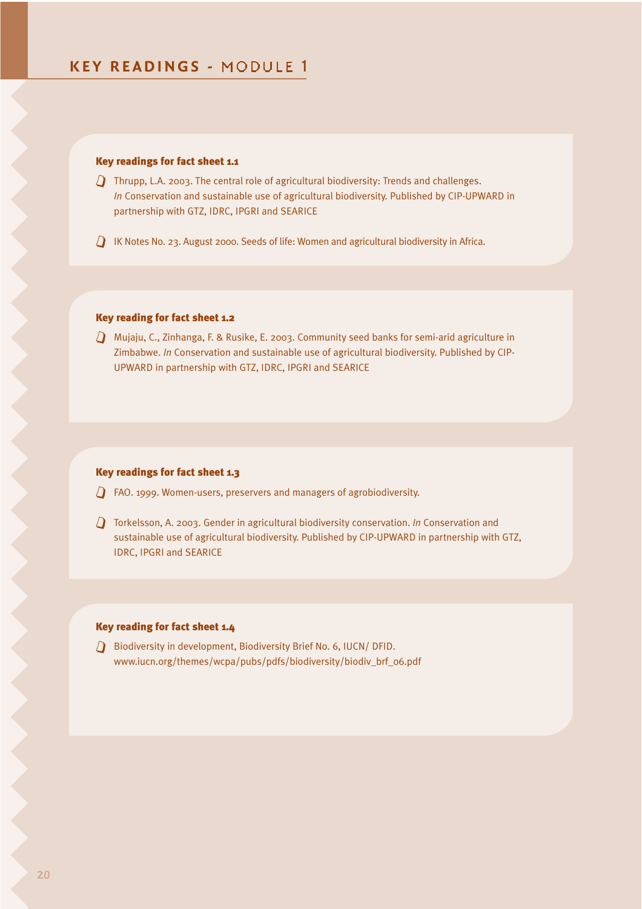# KEY READINGS - MODULE 1

### Key readings for fact sheet 1.1

- Thrupp, L.A. 2003. The central role of agricultural biodiversity: Trends and challenges. *In* Conservation and sustainable use of agricultural biodiversity. Published by CIP-UPWARD in partnership with GTZ, IDRC, IPGRI and SEARICE

- IK Notes No. 23. August 2000. Seeds of life: Women and agricultural biodiversity in Africa.

### Key reading for fact sheet 1.2

- Mujaju, C., Zinhanga, F. & Rusike, E. 2003. Community seed banks for semi-arid agriculture in Zimbabwe. *In* Conservation and sustainable use of agricultural biodiversity. Published by CIP-UPWARD in partnership with GTZ, IDRC, IPGRI and SEARICE

### Key readings for fact sheet 1.3

- FAO. 1999. Women-users, preservers and managers of agrobiodiversity.

- Torkelsson, A. 2003. Gender in agricultural biodiversity conservation. *In* Conservation and sustainable use of agricultural biodiversity. Published by CIP-UPWARD in partnership with GTZ, IDRC, IPGRI and SEARICE

### Key reading for fact sheet 1.4

- Biodiversity in development, Biodiversity Brief No. 6, IUCN/ DFID. www.iucn.org/themes/wcpa/pubs/pdfs/biodiversity/biodiv_brf_06.pdf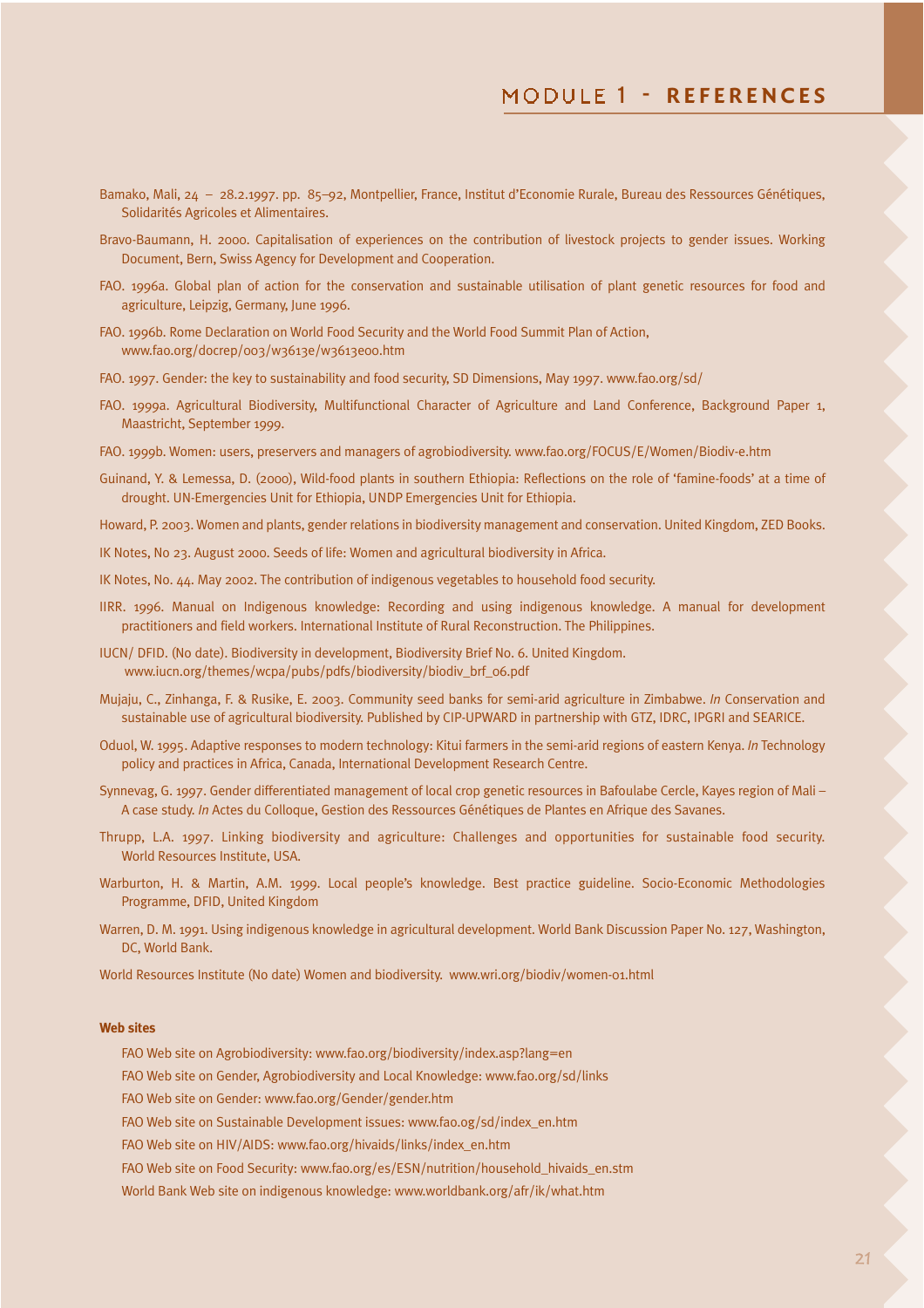Bamako, Mali, 24 – 28.2.1997. pp. 85–92, Montpellier, France, Institut d'Economie Rurale, Bureau des Ressources Génétiques, Solidarités Agricoles et Alimentaires.

Bravo-Baumann, H. 2000. Capitalisation of experiences on the contribution of livestock projects to gender issues. Working Document, Bern, Swiss Agency for Development and Cooperation.

FAO. 1996a. Global plan of action for the conservation and sustainable utilisation of plant genetic resources for food and agriculture, Leipzig, Germany, June 1996.

FAO. 1996b. Rome Declaration on World Food Security and the World Food Summit Plan of Action, www.fao.org/docrep/003/w3613e/w3613e00.htm

FAO. 1997. Gender: the key to sustainability and food security, SD Dimensions, May 1997. www.fao.org/sd/

FAO. 1999a. Agricultural Biodiversity, Multifunctional Character of Agriculture and Land Conference, Background Paper 1, Maastricht, September 1999.

FAO. 1999b. Women: users, preservers and managers of agrobiodiversity. www.fao.org/FOCUS/E/Women/Biodiv-e.htm

Guinand, Y. & Lemessa, D. (2000), Wild-food plants in southern Ethiopia: Reflections on the role of 'famine-foods' at a time of drought. UN-Emergencies Unit for Ethiopia, UNDP Emergencies Unit for Ethiopia.

Howard, P. 2003. Women and plants, gender relations in biodiversity management and conservation. United Kingdom, ZED Books.

IK Notes, No 23. August 2000. Seeds of life: Women and agricultural biodiversity in Africa.

IK Notes, No. 44. May 2002. The contribution of indigenous vegetables to household food security.

IIRR. 1996. Manual on Indigenous knowledge: Recording and using indigenous knowledge. A manual for development practitioners and field workers. International Institute of Rural Reconstruction. The Philippines.

IUCN/ DFID. (No date). Biodiversity in development, Biodiversity Brief No. 6. United Kingdom. www.iucn.org/themes/wcpa/pubs/pdfs/biodiversity/biodiv_brf_06.pdf

Mujaju, C., Zinhanga, F. & Rusike, E. 2003. Community seed banks for semi-arid agriculture in Zimbabwe. *In* Conservation and sustainable use of agricultural biodiversity. Published by CIP-UPWARD in partnership with GTZ, IDRC, IPGRI and SEARICE.

Oduol, W. 1995. Adaptive responses to modern technology: Kitui farmers in the semi-arid regions of eastern Kenya. *In* Technology policy and practices in Africa, Canada, International Development Research Centre.

Synnevag, G. 1997. Gender differentiated management of local crop genetic resources in Bafoulabe Cercle, Kayes region of Mali – A case study. *In* Actes du Colloque, Gestion des Ressources Génétiques de Plantes en Afrique des Savanes.

Thrupp, L.A. 1997. Linking biodiversity and agriculture: Challenges and opportunities for sustainable food security. World Resources Institute, USA.

Warburton, H. & Martin, A.M. 1999. Local people's knowledge. Best practice guideline. Socio-Economic Methodologies Programme, DFID, United Kingdom

Warren, D. M. 1991. Using indigenous knowledge in agricultural development. World Bank Discussion Paper No. 127, Washington, DC, World Bank.

World Resources Institute (No date) Women and biodiversity. www.wri.org/biodiv/women-01.html

**Web sites**

FAO Web site on Agrobiodiversity: www.fao.org/biodiversity/index.asp?lang=en

FAO Web site on Gender, Agrobiodiversity and Local Knowledge: www.fao.org/sd/links

FAO Web site on Gender: www.fao.org/Gender/gender.htm

FAO Web site on Sustainable Development issues: www.fao.og/sd/index_en.htm

FAO Web site on HIV/AIDS: www.fao.org/hivaids/links/index_en.htm

FAO Web site on Food Security: www.fao.org/es/ESN/nutrition/household_hivaids_en.stm

World Bank Web site on indigenous knowledge: www.worldbank.org/afr/ik/what.htm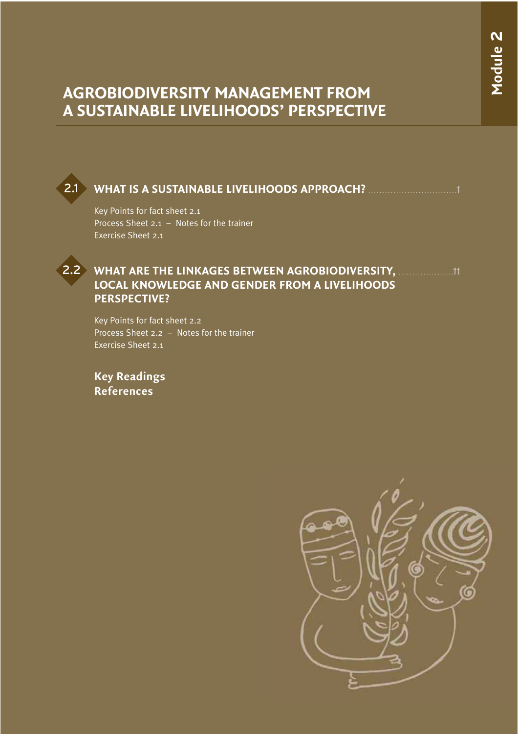Module 2

# AGROBIODIVERSITY MANAGEMENT FROM A SUSTAINABLE LIVELIHOODS' PERSPECTIVE

## 2.1 WHAT IS A SUSTAINABLE LIVELIHOODS APPROACH? ................................ 1

Key Points for fact sheet 2.1
Process Sheet 2.1 – Notes for the trainer
Exercise Sheet 2.1

## 2.2 WHAT ARE THE LINKAGES BETWEEN AGROBIODIVERSITY, LOCAL KNOWLEDGE AND GENDER FROM A LIVELIHOODS PERSPECTIVE? .................... 11

Key Points for fact sheet 2.2
Process Sheet 2.2 – Notes for the trainer
Exercise Sheet 2.1

**Key Readings**
**References**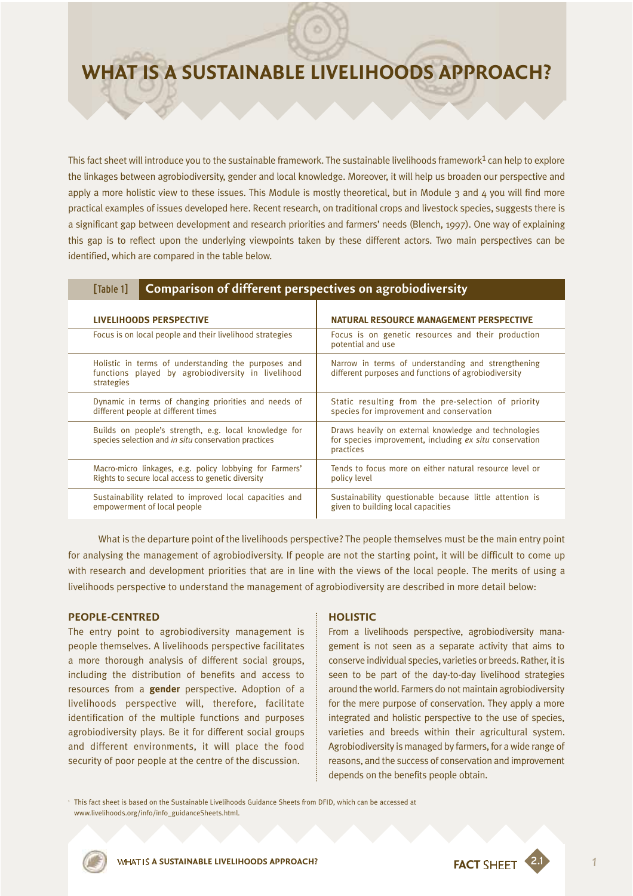# WHAT IS A SUSTAINABLE LIVELIHOODS APPROACH?

This fact sheet will introduce you to the sustainable framework. The sustainable livelihoods framework[1] can help to explore the linkages between agrobiodiversity, gender and local knowledge. Moreover, it will help us broaden our perspective and apply a more holistic view to these issues. This Module is mostly theoretical, but in Module 3 and 4 you will find more practical examples of issues developed here. Recent research, on traditional crops and livestock species, suggests there is a significant gap between development and research priorities and farmers' needs (Blench, 1997). One way of explaining this gap is to reflect upon the underlying viewpoints taken by these different actors. Two main perspectives can be identified, which are compared in the table below.

**[Table 1] Comparison of different perspectives on agrobiodiversity**

| LIVELIHOODS PERSPECTIVE | NATURAL RESOURCE MANAGEMENT PERSPECTIVE |
|---|---|
| Focus is on local people and their livelihood strategies | Focus is on genetic resources and their production potential and use |
| Holistic in terms of understanding the purposes and functions played by agrobiodiversity in livelihood strategies | Narrow in terms of understanding and strengthening different purposes and functions of agrobiodiversity |
| Dynamic in terms of changing priorities and needs of different people at different times | Static resulting from the pre-selection of priority species for improvement and conservation |
| Builds on people's strength, e.g. local knowledge for species selection and *in situ* conservation practices | Draws heavily on external knowledge and technologies for species improvement, including *ex situ* conservation practices |
| Macro-micro linkages, e.g. policy lobbying for Farmers' Rights to secure local access to genetic diversity | Tends to focus more on either natural resource level or policy level |
| Sustainability related to improved local capacities and empowerment of local people | Sustainability questionable because little attention is given to building local capacities |

What is the departure point of the livelihoods perspective? The people themselves must be the main entry point for analysing the management of agrobiodiversity. If people are not the starting point, it will be difficult to come up with research and development priorities that are in line with the views of the local people. The merits of using a livelihoods perspective to understand the management of agrobiodiversity are described in more detail below:

### PEOPLE-CENTRED

The entry point to agrobiodiversity management is people themselves. A livelihoods perspective facilitates a more thorough analysis of different social groups, including the distribution of benefits and access to resources from a **gender** perspective. Adoption of a livelihoods perspective will, therefore, facilitate identification of the multiple functions and purposes agrobiodiversity plays. Be it for different social groups and different environments, it will place the food security of poor people at the centre of the discussion.

### HOLISTIC

From a livelihoods perspective, agrobiodiversity management is not seen as a separate activity that aims to conserve individual species, varieties or breeds. Rather, it is seen to be part of the day-to-day livelihood strategies around the world. Farmers do not maintain agrobiodiversity for the mere purpose of conservation. They apply a more integrated and holistic perspective to the use of species, varieties and breeds within their agricultural system. Agrobiodiversity is managed by farmers, for a wide range of reasons, and the success of conservation and improvement depends on the benefits people obtain.

[1] This fact sheet is based on the Sustainable Livelihoods Guidance Sheets from DFID, which can be accessed at www.livelihoods.org/info/info_guidanceSheets.html.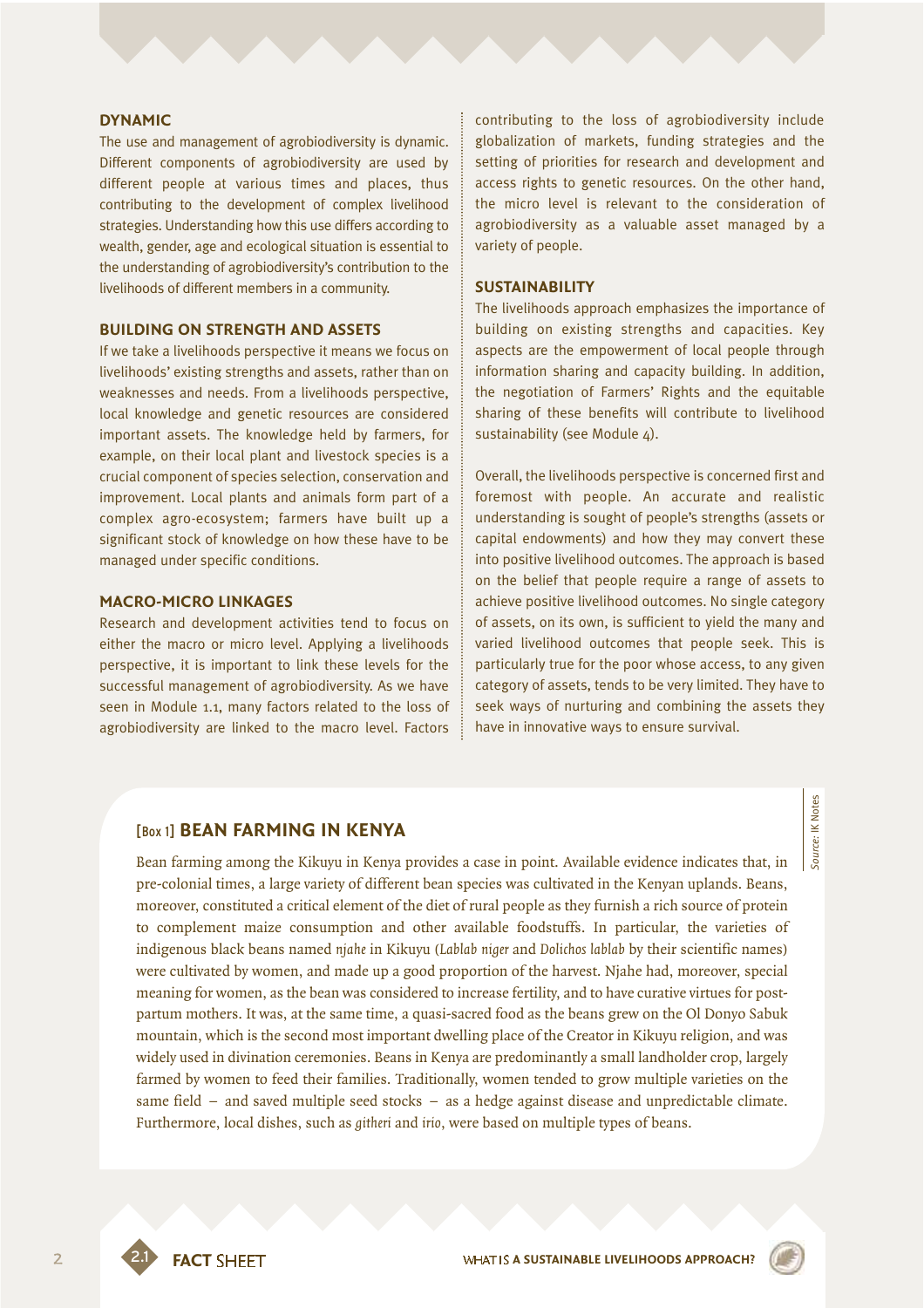### DYNAMIC

The use and management of agrobiodiversity is dynamic. Different components of agrobiodiversity are used by different people at various times and places, thus contributing to the development of complex livelihood strategies. Understanding how this use differs according to wealth, gender, age and ecological situation is essential to the understanding of agrobiodiversity's contribution to the livelihoods of different members in a community.

### BUILDING ON STRENGTH AND ASSETS

If we take a livelihoods perspective it means we focus on livelihoods' existing strengths and assets, rather than on weaknesses and needs. From a livelihoods perspective, local knowledge and genetic resources are considered important assets. The knowledge held by farmers, for example, on their local plant and livestock species is a crucial component of species selection, conservation and improvement. Local plants and animals form part of a complex agro-ecosystem; farmers have built up a significant stock of knowledge on how these have to be managed under specific conditions.

### MACRO-MICRO LINKAGES

Research and development activities tend to focus on either the macro or micro level. Applying a livelihoods perspective, it is important to link these levels for the successful management of agrobiodiversity. As we have seen in Module 1.1, many factors related to the loss of agrobiodiversity are linked to the macro level. Factors contributing to the loss of agrobiodiversity include globalization of markets, funding strategies and the setting of priorities for research and development and access rights to genetic resources. On the other hand, the micro level is relevant to the consideration of agrobiodiversity as a valuable asset managed by a variety of people.

### SUSTAINABILITY

The livelihoods approach emphasizes the importance of building on existing strengths and capacities. Key aspects are the empowerment of local people through information sharing and capacity building. In addition, the negotiation of Farmers' Rights and the equitable sharing of these benefits will contribute to livelihood sustainability (see Module 4).

Overall, the livelihoods perspective is concerned first and foremost with people. An accurate and realistic understanding is sought of people's strengths (assets or capital endowments) and how they may convert these into positive livelihood outcomes. The approach is based on the belief that people require a range of assets to achieve positive livelihood outcomes. No single category of assets, on its own, is sufficient to yield the many and varied livelihood outcomes that people seek. This is particularly true for the poor whose access, to any given category of assets, tends to be very limited. They have to seek ways of nurturing and combining the assets they have in innovative ways to ensure survival.

### [Box 1] BEAN FARMING IN KENYA

Bean farming among the Kikuyu in Kenya provides a case in point. Available evidence indicates that, in pre-colonial times, a large variety of different bean species was cultivated in the Kenyan uplands. Beans, moreover, constituted a critical element of the diet of rural people as they furnish a rich source of protein to complement maize consumption and other available foodstuffs. In particular, the varieties of indigenous black beans named *njahe* in Kikuyu (*Lablab niger* and *Dolichos lablab* by their scientific names) were cultivated by women, and made up a good proportion of the harvest. Njahe had, moreover, special meaning for women, as the bean was considered to increase fertility, and to have curative virtues for post-partum mothers. It was, at the same time, a quasi-sacred food as the beans grew on the Ol Donyo Sabuk mountain, which is the second most important dwelling place of the Creator in Kikuyu religion, and was widely used in divination ceremonies. Beans in Kenya are predominantly a small landholder crop, largely farmed by women to feed their families. Traditionally, women tended to grow multiple varieties on the same field – and saved multiple seed stocks – as a hedge against disease and unpredictable climate. Furthermore, local dishes, such as *githeri* and *irio*, were based on multiple types of beans.

*Source: IK Notes*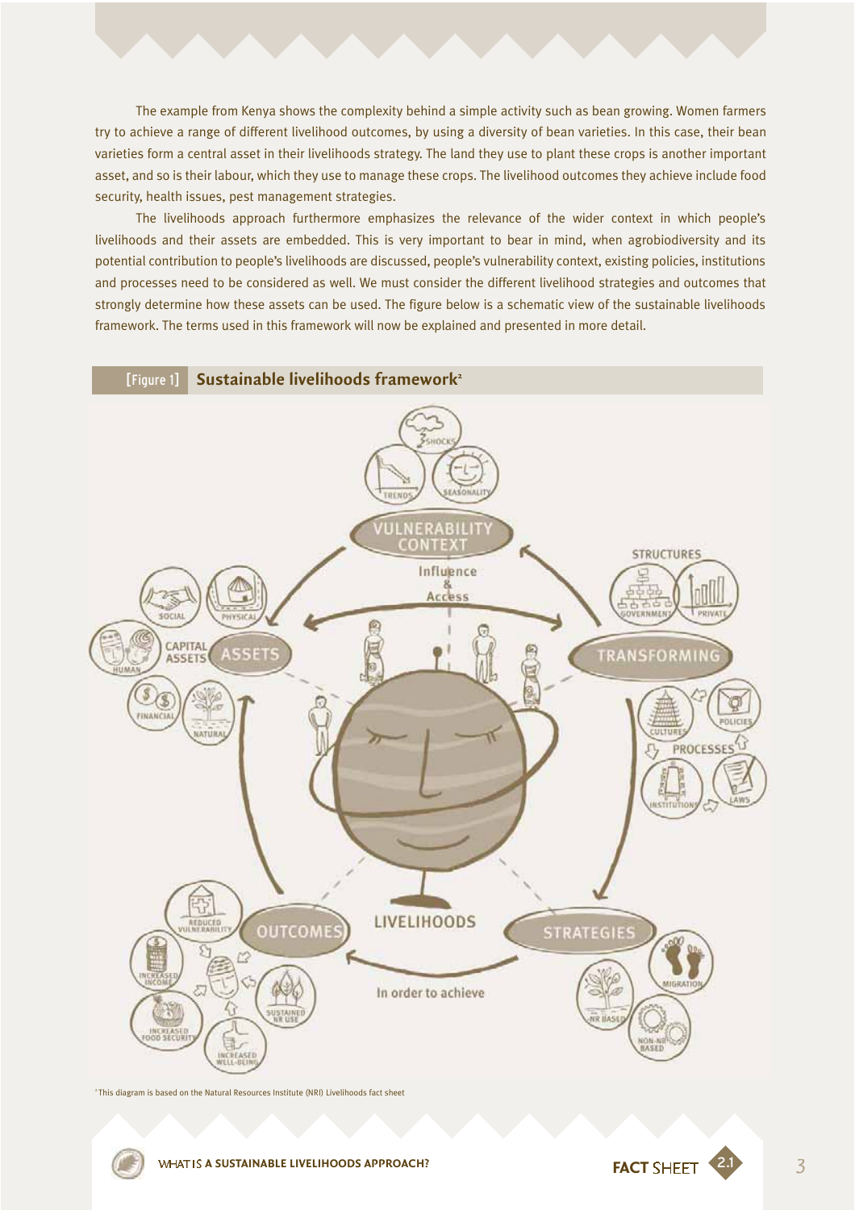The example from Kenya shows the complexity behind a simple activity such as bean growing. Women farmers try to achieve a range of different livelihood outcomes, by using a diversity of bean varieties. In this case, their bean varieties form a central asset in their livelihoods strategy. The land they use to plant these crops is another important asset, and so is their labour, which they use to manage these crops. The livelihood outcomes they achieve include food security, health issues, pest management strategies.

The livelihoods approach furthermore emphasizes the relevance of the wider context in which people's livelihoods and their assets are embedded. This is very important to bear in mind, when agrobiodiversity and its potential contribution to people's livelihoods are discussed, people's vulnerability context, existing policies, institutions and processes need to be considered as well. We must consider the different livelihood strategies and outcomes that strongly determine how these assets can be used. The figure below is a schematic view of the sustainable livelihoods framework. The terms used in this framework will now be explained and presented in more detail.

**[Figure 1] Sustainable livelihoods framework**[2]

[2] This diagram is based on the Natural Resources Institute (NRI) Livelihoods fact sheet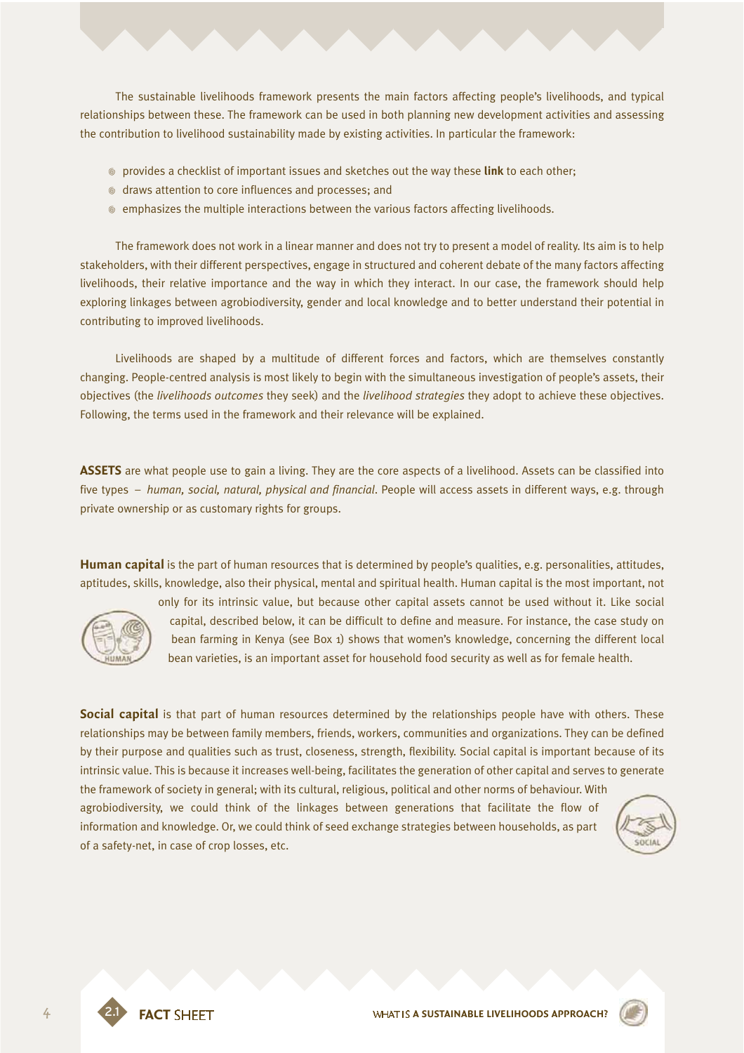The sustainable livelihoods framework presents the main factors affecting people's livelihoods, and typical relationships between these. The framework can be used in both planning new development activities and assessing the contribution to livelihood sustainability made by existing activities. In particular the framework:

- provides a checklist of important issues and sketches out the way these **link** to each other;
- draws attention to core influences and processes; and
- emphasizes the multiple interactions between the various factors affecting livelihoods.

The framework does not work in a linear manner and does not try to present a model of reality. Its aim is to help stakeholders, with their different perspectives, engage in structured and coherent debate of the many factors affecting livelihoods, their relative importance and the way in which they interact. In our case, the framework should help exploring linkages between agrobiodiversity, gender and local knowledge and to better understand their potential in contributing to improved livelihoods.

Livelihoods are shaped by a multitude of different forces and factors, which are themselves constantly changing. People-centred analysis is most likely to begin with the simultaneous investigation of people's assets, their objectives (the *livelihoods outcomes* they seek) and the *livelihood strategies* they adopt to achieve these objectives. Following, the terms used in the framework and their relevance will be explained.

**ASSETS** are what people use to gain a living. They are the core aspects of a livelihood. Assets can be classified into five types – *human, social, natural, physical and financial*. People will access assets in different ways, e.g. through private ownership or as customary rights for groups.

**Human capital** is the part of human resources that is determined by people's qualities, e.g. personalities, attitudes, aptitudes, skills, knowledge, also their physical, mental and spiritual health. Human capital is the most important, not only for its intrinsic value, but because other capital assets cannot be used without it. Like social capital, described below, it can be difficult to define and measure. For instance, the case study on bean farming in Kenya (see Box 1) shows that women's knowledge, concerning the different local bean varieties, is an important asset for household food security as well as for female health.

**Social capital** is that part of human resources determined by the relationships people have with others. These relationships may be between family members, friends, workers, communities and organizations. They can be defined by their purpose and qualities such as trust, closeness, strength, flexibility. Social capital is important because of its intrinsic value. This is because it increases well-being, facilitates the generation of other capital and serves to generate the framework of society in general; with its cultural, religious, political and other norms of behaviour. With agrobiodiversity, we could think of the linkages between generations that facilitate the flow of information and knowledge. Or, we could think of seed exchange strategies between households, as part of a safety-net, in case of crop losses, etc.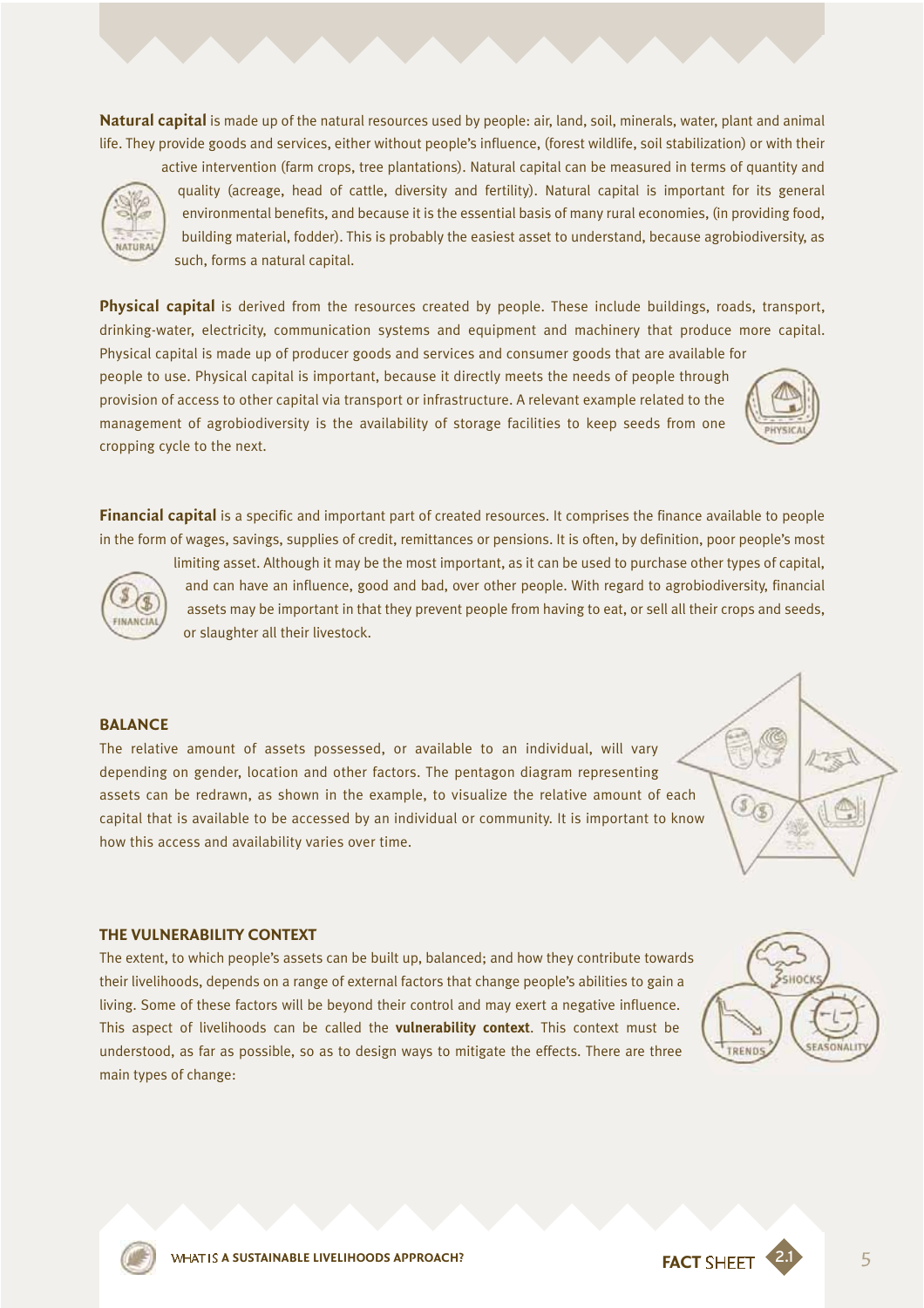**Natural capital** is made up of the natural resources used by people: air, land, soil, minerals, water, plant and animal life. They provide goods and services, either without people's influence, (forest wildlife, soil stabilization) or with their active intervention (farm crops, tree plantations). Natural capital can be measured in terms of quantity and quality (acreage, head of cattle, diversity and fertility). Natural capital is important for its general environmental benefits, and because it is the essential basis of many rural economies, (in providing food, building material, fodder). This is probably the easiest asset to understand, because agrobiodiversity, as such, forms a natural capital.

**Physical capital** is derived from the resources created by people. These include buildings, roads, transport, drinking-water, electricity, communication systems and equipment and machinery that produce more capital. Physical capital is made up of producer goods and services and consumer goods that are available for people to use. Physical capital is important, because it directly meets the needs of people through provision of access to other capital via transport or infrastructure. A relevant example related to the management of agrobiodiversity is the availability of storage facilities to keep seeds from one cropping cycle to the next.

**Financial capital** is a specific and important part of created resources. It comprises the finance available to people in the form of wages, savings, supplies of credit, remittances or pensions. It is often, by definition, poor people's most limiting asset. Although it may be the most important, as it can be used to purchase other types of capital, and can have an influence, good and bad, over other people. With regard to agrobiodiversity, financial assets may be important in that they prevent people from having to eat, or sell all their crops and seeds, or slaughter all their livestock.

## BALANCE

The relative amount of assets possessed, or available to an individual, will vary depending on gender, location and other factors. The pentagon diagram representing assets can be redrawn, as shown in the example, to visualize the relative amount of each capital that is available to be accessed by an individual or community. It is important to know how this access and availability varies over time.

## THE VULNERABILITY CONTEXT

The extent, to which people's assets can be built up, balanced; and how they contribute towards their livelihoods, depends on a range of external factors that change people's abilities to gain a living. Some of these factors will be beyond their control and may exert a negative influence. This aspect of livelihoods can be called the **vulnerability context**. This context must be understood, as far as possible, so as to design ways to mitigate the effects. There are three main types of change: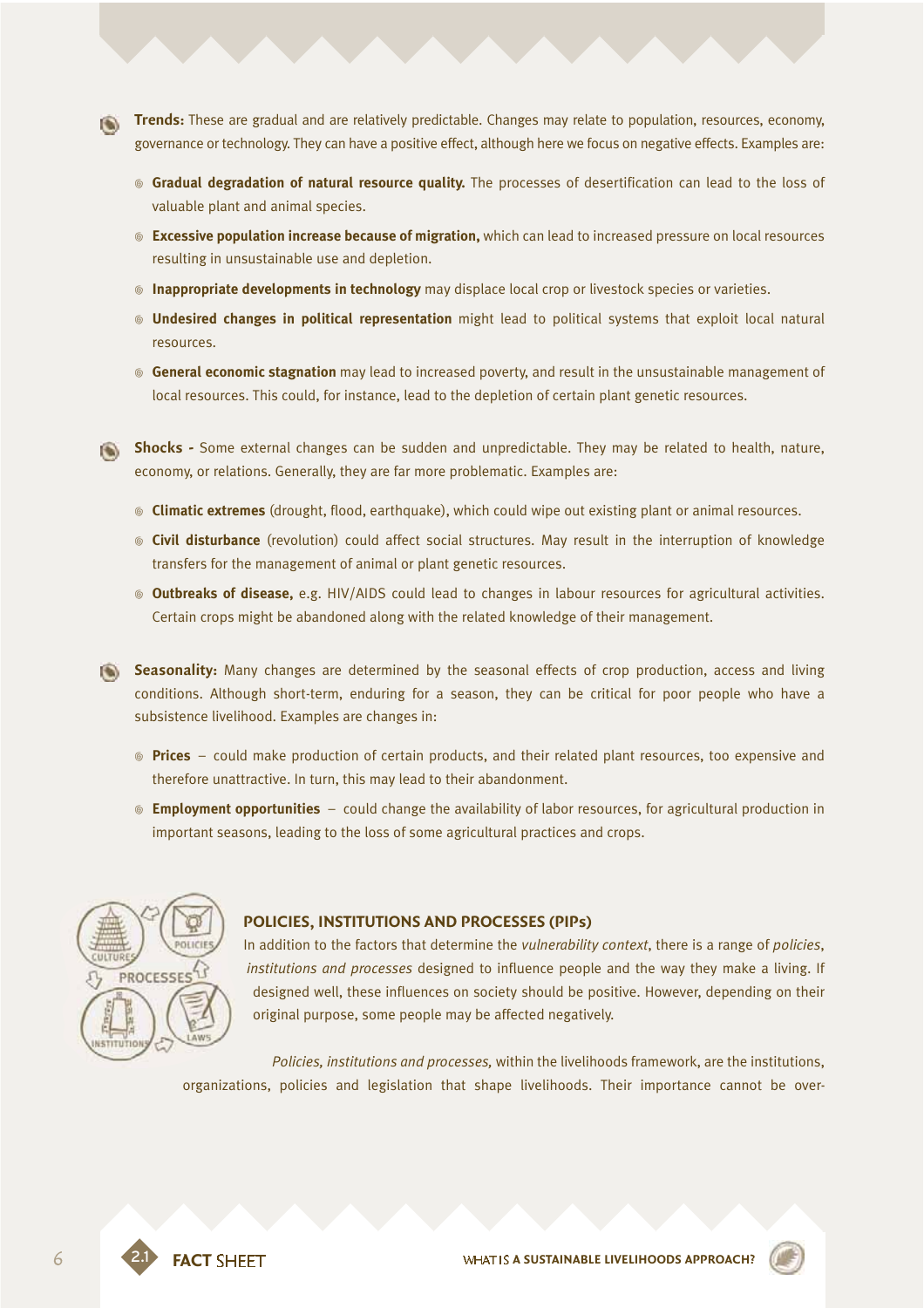- **Trends:** These are gradual and are relatively predictable. Changes may relate to population, resources, economy, governance or technology. They can have a positive effect, although here we focus on negative effects. Examples are:
  - **Gradual degradation of natural resource quality.** The processes of desertification can lead to the loss of valuable plant and animal species.
  - **Excessive population increase because of migration,** which can lead to increased pressure on local resources resulting in unsustainable use and depletion.
  - **Inappropriate developments in technology** may displace local crop or livestock species or varieties.
  - **Undesired changes in political representation** might lead to political systems that exploit local natural resources.
  - **General economic stagnation** may lead to increased poverty, and result in the unsustainable management of local resources. This could, for instance, lead to the depletion of certain plant genetic resources.

- **Shocks -** Some external changes can be sudden and unpredictable. They may be related to health, nature, economy, or relations. Generally, they are far more problematic. Examples are:
  - **Climatic extremes** (drought, flood, earthquake), which could wipe out existing plant or animal resources.
  - **Civil disturbance** (revolution) could affect social structures. May result in the interruption of knowledge transfers for the management of animal or plant genetic resources.
  - **Outbreaks of disease,** e.g. HIV/AIDS could lead to changes in labour resources for agricultural activities. Certain crops might be abandoned along with the related knowledge of their management.

- **Seasonality:** Many changes are determined by the seasonal effects of crop production, access and living conditions. Although short-term, enduring for a season, they can be critical for poor people who have a subsistence livelihood. Examples are changes in:
  - **Prices** – could make production of certain products, and their related plant resources, too expensive and therefore unattractive. In turn, this may lead to their abandonment.
  - **Employment opportunities** – could change the availability of labor resources, for agricultural production in important seasons, leading to the loss of some agricultural practices and crops.

### POLICIES, INSTITUTIONS AND PROCESSES (PIPs)

In addition to the factors that determine the *vulnerability context*, there is a range of *policies, institutions and processes* designed to influence people and the way they make a living. If designed well, these influences on society should be positive. However, depending on their original purpose, some people may be affected negatively.

*Policies, institutions and processes,* within the livelihoods framework, are the institutions, organizations, policies and legislation that shape livelihoods. Their importance cannot be over-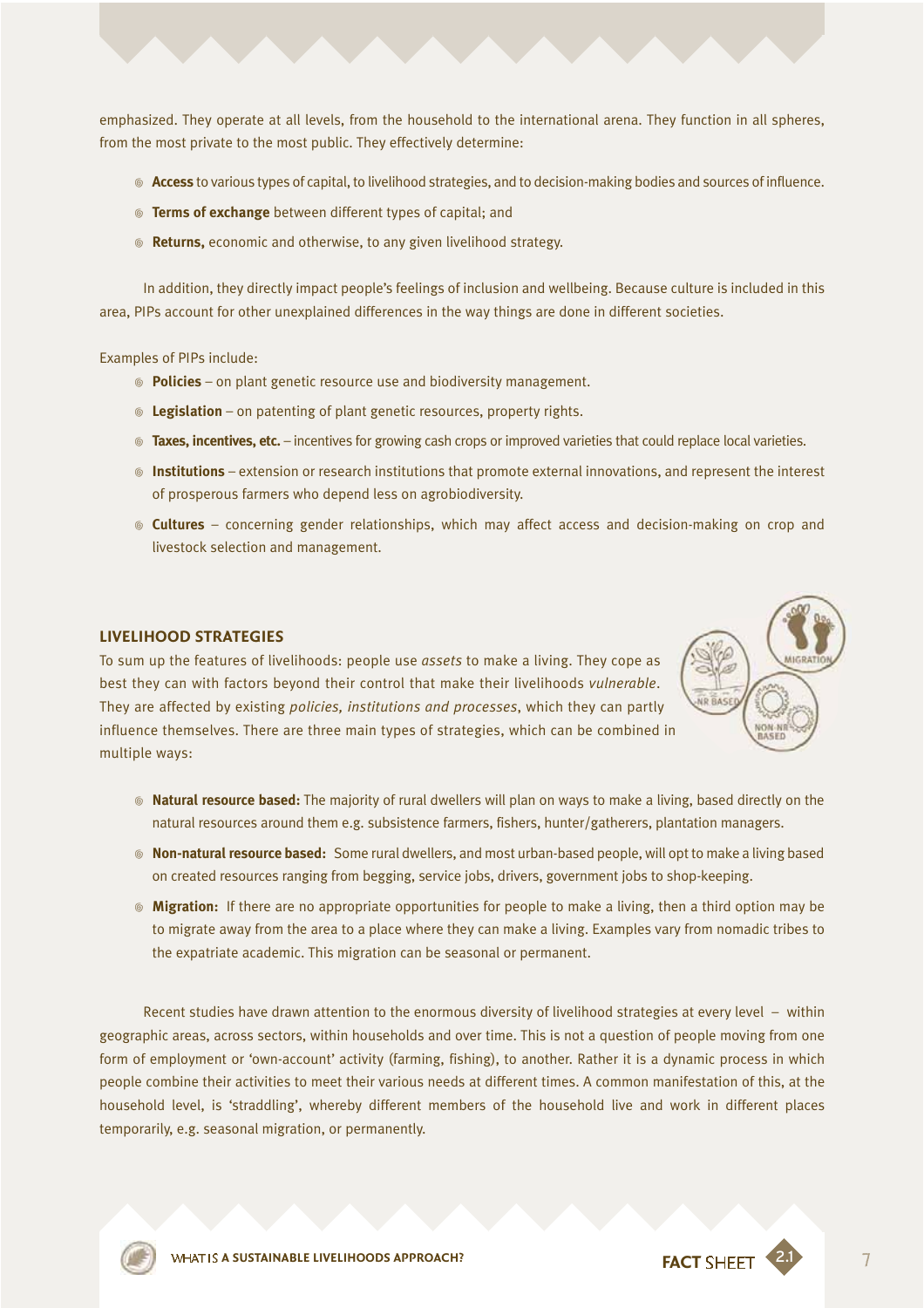emphasized. They operate at all levels, from the household to the international arena. They function in all spheres, from the most private to the most public. They effectively determine:

- **Access** to various types of capital, to livelihood strategies, and to decision-making bodies and sources of influence.
- **Terms of exchange** between different types of capital; and
- **Returns,** economic and otherwise, to any given livelihood strategy.

In addition, they directly impact people's feelings of inclusion and wellbeing. Because culture is included in this area, PIPs account for other unexplained differences in the way things are done in different societies.

Examples of PIPs include:

- **Policies** – on plant genetic resource use and biodiversity management.
- **Legislation** – on patenting of plant genetic resources, property rights.
- **Taxes, incentives, etc.** – incentives for growing cash crops or improved varieties that could replace local varieties.
- **Institutions** – extension or research institutions that promote external innovations, and represent the interest of prosperous farmers who depend less on agrobiodiversity.
- **Cultures** – concerning gender relationships, which may affect access and decision-making on crop and livestock selection and management.

## LIVELIHOOD STRATEGIES

To sum up the features of livelihoods: people use *assets* to make a living. They cope as best they can with factors beyond their control that make their livelihoods *vulnerable*. They are affected by existing *policies, institutions and processes*, which they can partly influence themselves. There are three main types of strategies, which can be combined in multiple ways:

- **Natural resource based:** The majority of rural dwellers will plan on ways to make a living, based directly on the natural resources around them e.g. subsistence farmers, fishers, hunter/gatherers, plantation managers.
- **Non-natural resource based:** Some rural dwellers, and most urban-based people, will opt to make a living based on created resources ranging from begging, service jobs, drivers, government jobs to shop-keeping.
- **Migration:** If there are no appropriate opportunities for people to make a living, then a third option may be to migrate away from the area to a place where they can make a living. Examples vary from nomadic tribes to the expatriate academic. This migration can be seasonal or permanent.

Recent studies have drawn attention to the enormous diversity of livelihood strategies at every level – within geographic areas, across sectors, within households and over time. This is not a question of people moving from one form of employment or 'own-account' activity (farming, fishing), to another. Rather it is a dynamic process in which people combine their activities to meet their various needs at different times. A common manifestation of this, at the household level, is 'straddling', whereby different members of the household live and work in different places temporarily, e.g. seasonal migration, or permanently.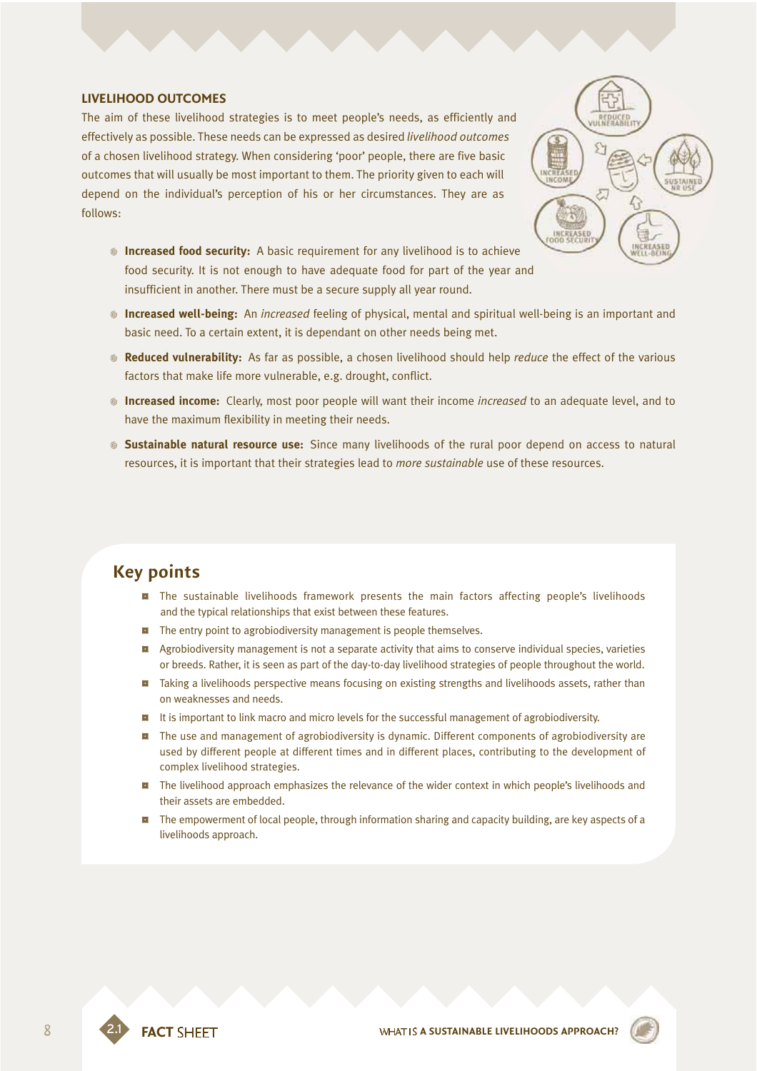### LIVELIHOOD OUTCOMES

The aim of these livelihood strategies is to meet people's needs, as efficiently and effectively as possible. These needs can be expressed as desired *livelihood outcomes* of a chosen livelihood strategy. When considering 'poor' people, there are five basic outcomes that will usually be most important to them. The priority given to each will depend on the individual's perception of his or her circumstances. They are as follows:

- **Increased food security:** A basic requirement for any livelihood is to achieve food security. It is not enough to have adequate food for part of the year and insufficient in another. There must be a secure supply all year round.
- **Increased well-being:** An *increased* feeling of physical, mental and spiritual well-being is an important and basic need. To a certain extent, it is dependant on other needs being met.
- **Reduced vulnerability:** As far as possible, a chosen livelihood should help *reduce* the effect of the various factors that make life more vulnerable, e.g. drought, conflict.
- **Increased income:** Clearly, most poor people will want their income *increased* to an adequate level, and to have the maximum flexibility in meeting their needs.
- **Sustainable natural resource use:** Since many livelihoods of the rural poor depend on access to natural resources, it is important that their strategies lead to *more sustainable* use of these resources.

## Key points

- The sustainable livelihoods framework presents the main factors affecting people's livelihoods and the typical relationships that exist between these features.
- The entry point to agrobiodiversity management is people themselves.
- Agrobiodiversity management is not a separate activity that aims to conserve individual species, varieties or breeds. Rather, it is seen as part of the day-to-day livelihood strategies of people throughout the world.
- Taking a livelihoods perspective means focusing on existing strengths and livelihoods assets, rather than on weaknesses and needs.
- It is important to link macro and micro levels for the successful management of agrobiodiversity.
- The use and management of agrobiodiversity is dynamic. Different components of agrobiodiversity are used by different people at different times and in different places, contributing to the development of complex livelihood strategies.
- The livelihood approach emphasizes the relevance of the wider context in which people's livelihoods and their assets are embedded.
- The empowerment of local people, through information sharing and capacity building, are key aspects of a livelihoods approach.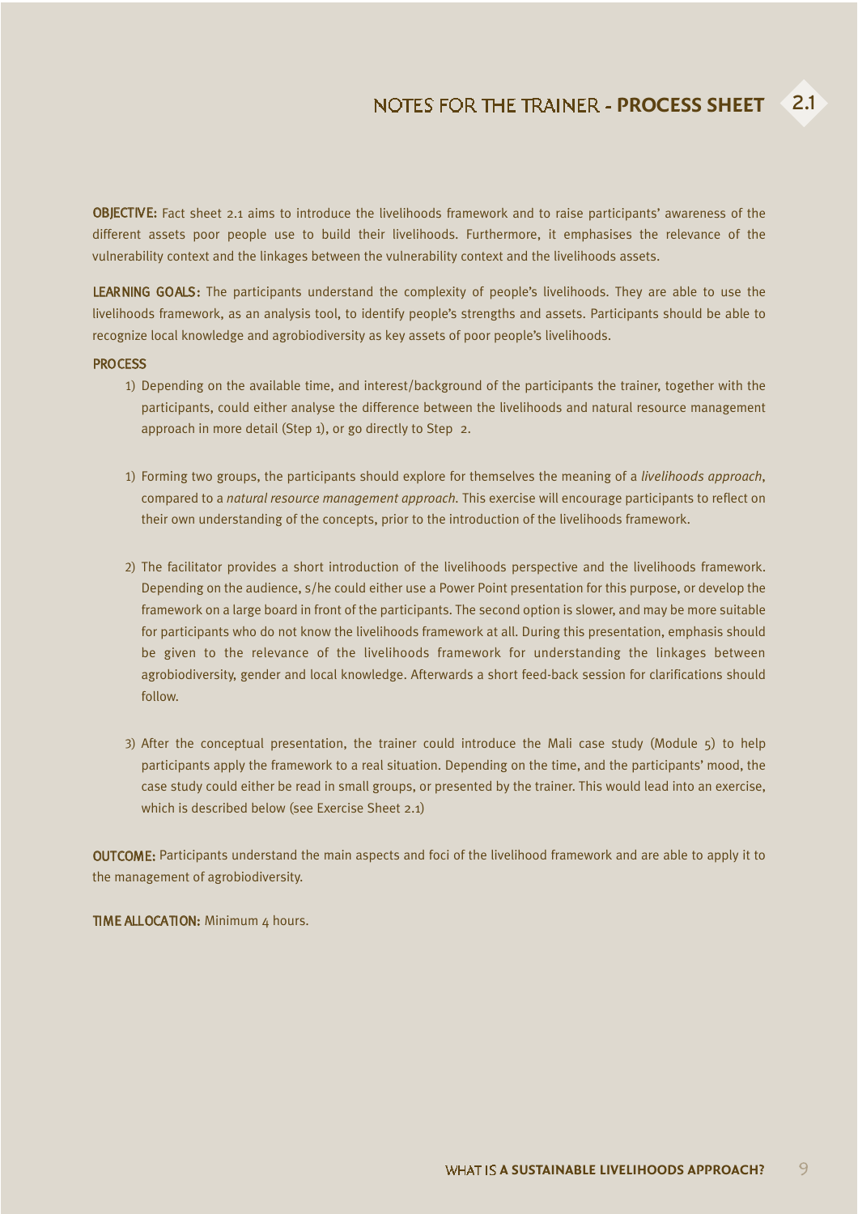# NOTES FOR THE TRAINER - PROCESS SHEET 2.1

**OBJECTIVE:** Fact sheet 2.1 aims to introduce the livelihoods framework and to raise participants' awareness of the different assets poor people use to build their livelihoods. Furthermore, it emphasises the relevance of the vulnerability context and the linkages between the vulnerability context and the livelihoods assets.

**LEARNING GOALS:** The participants understand the complexity of people's livelihoods. They are able to use the livelihoods framework, as an analysis tool, to identify people's strengths and assets. Participants should be able to recognize local knowledge and agrobiodiversity as key assets of poor people's livelihoods.

**PROCESS**

1) Depending on the available time, and interest/background of the participants the trainer, together with the participants, could either analyse the difference between the livelihoods and natural resource management approach in more detail (Step 1), or go directly to Step 2.

1) Forming two groups, the participants should explore for themselves the meaning of a *livelihoods approach*, compared to a *natural resource management approach.* This exercise will encourage participants to reflect on their own understanding of the concepts, prior to the introduction of the livelihoods framework.

2) The facilitator provides a short introduction of the livelihoods perspective and the livelihoods framework. Depending on the audience, s/he could either use a Power Point presentation for this purpose, or develop the framework on a large board in front of the participants. The second option is slower, and may be more suitable for participants who do not know the livelihoods framework at all. During this presentation, emphasis should be given to the relevance of the livelihoods framework for understanding the linkages between agrobiodiversity, gender and local knowledge. Afterwards a short feed-back session for clarifications should follow.

3) After the conceptual presentation, the trainer could introduce the Mali case study (Module 5) to help participants apply the framework to a real situation. Depending on the time, and the participants' mood, the case study could either be read in small groups, or presented by the trainer. This would lead into an exercise, which is described below (see Exercise Sheet 2.1)

**OUTCOME:** Participants understand the main aspects and foci of the livelihood framework and are able to apply it to the management of agrobiodiversity.

**TIME ALLOCATION:** Minimum 4 hours.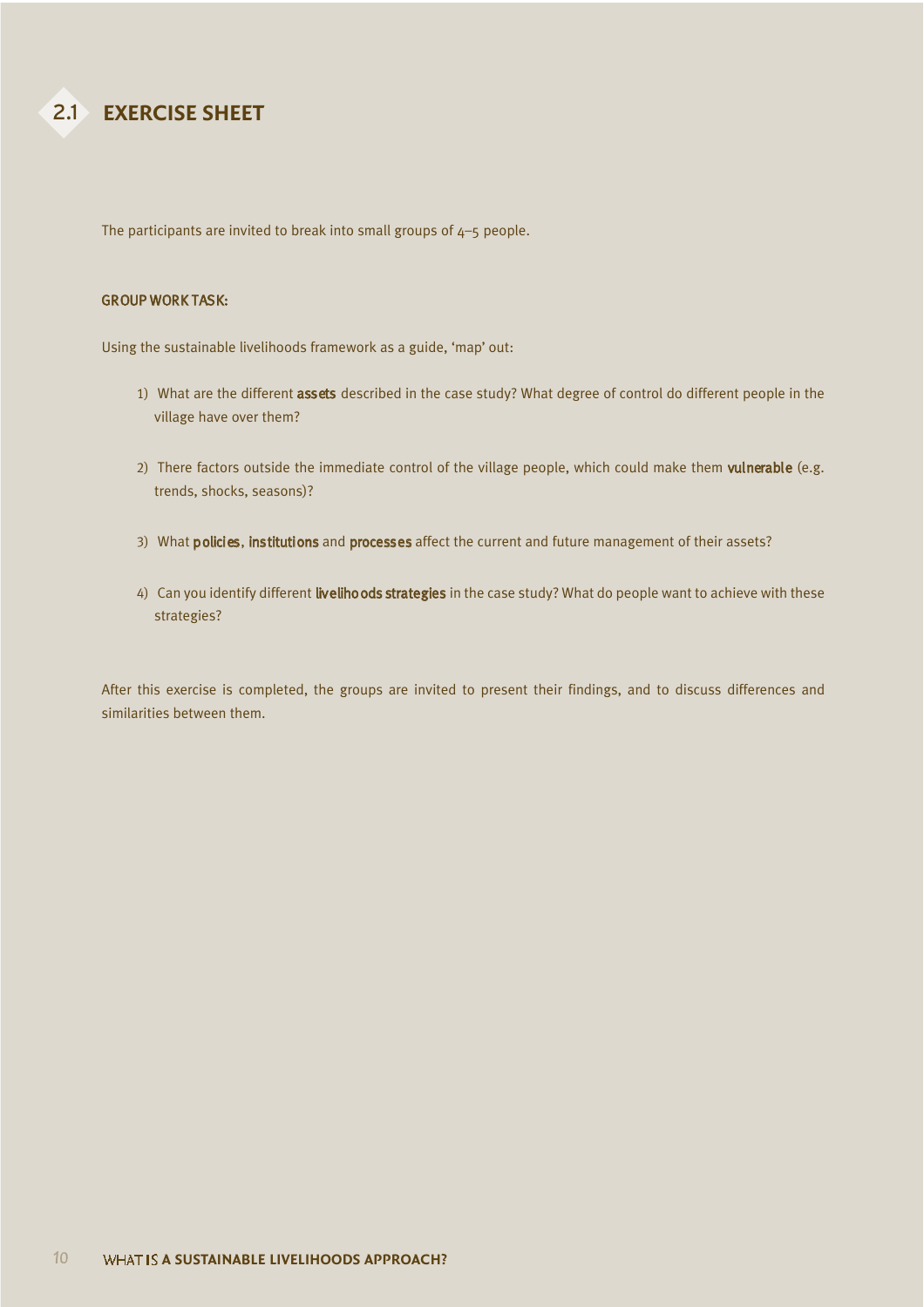## 2.1 EXERCISE SHEET

The participants are invited to break into small groups of 4–5 people.

**GROUP WORK TASK:**

Using the sustainable livelihoods framework as a guide, 'map' out:

1) What are the different **assets** described in the case study? What degree of control do different people in the village have over them?

2) There factors outside the immediate control of the village people, which could make them **vulnerable** (e.g. trends, shocks, seasons)?

3) What **policies**, **institutions** and **processes** affect the current and future management of their assets?

4) Can you identify different **livelihoods strategies** in the case study? What do people want to achieve with these strategies?

After this exercise is completed, the groups are invited to present their findings, and to discuss differences and similarities between them.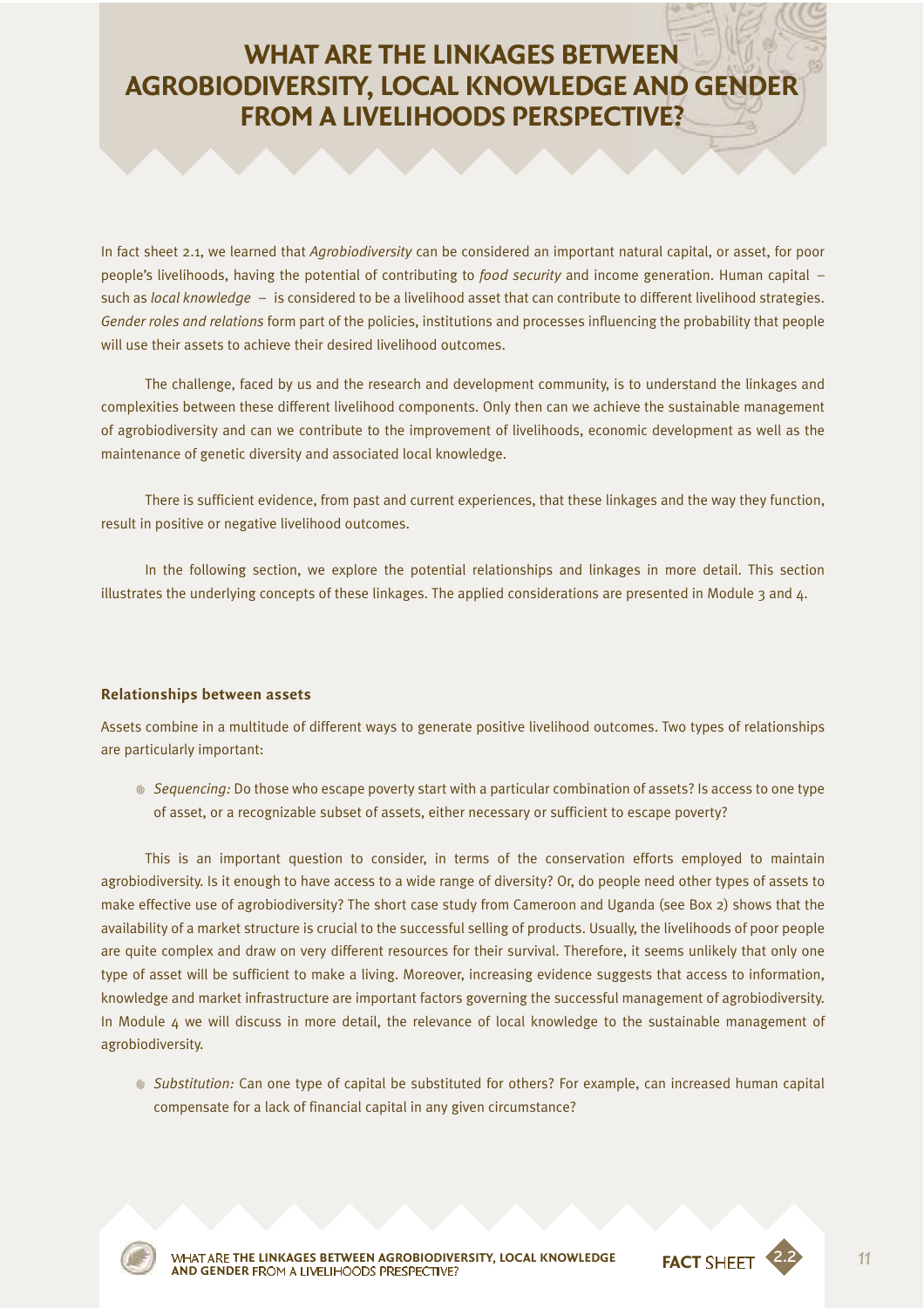# WHAT ARE THE LINKAGES BETWEEN AGROBIODIVERSITY, LOCAL KNOWLEDGE AND GENDER FROM A LIVELIHOODS PERSPECTIVE?

In fact sheet 2.1, we learned that *Agrobiodiversity* can be considered an important natural capital, or asset, for poor people's livelihoods, having the potential of contributing to *food security* and income generation. Human capital – such as *local knowledge* – is considered to be a livelihood asset that can contribute to different livelihood strategies. *Gender roles and relations* form part of the policies, institutions and processes influencing the probability that people will use their assets to achieve their desired livelihood outcomes.

The challenge, faced by us and the research and development community, is to understand the linkages and complexities between these different livelihood components. Only then can we achieve the sustainable management of agrobiodiversity and can we contribute to the improvement of livelihoods, economic development as well as the maintenance of genetic diversity and associated local knowledge.

There is sufficient evidence, from past and current experiences, that these linkages and the way they function, result in positive or negative livelihood outcomes.

In the following section, we explore the potential relationships and linkages in more detail. This section illustrates the underlying concepts of these linkages. The applied considerations are presented in Module 3 and 4.

**Relationships between assets**

Assets combine in a multitude of different ways to generate positive livelihood outcomes. Two types of relationships are particularly important:

- *Sequencing:* Do those who escape poverty start with a particular combination of assets? Is access to one type of asset, or a recognizable subset of assets, either necessary or sufficient to escape poverty?

This is an important question to consider, in terms of the conservation efforts employed to maintain agrobiodiversity. Is it enough to have access to a wide range of diversity? Or, do people need other types of assets to make effective use of agrobiodiversity? The short case study from Cameroon and Uganda (see Box 2) shows that the availability of a market structure is crucial to the successful selling of products. Usually, the livelihoods of poor people are quite complex and draw on very different resources for their survival. Therefore, it seems unlikely that only one type of asset will be sufficient to make a living. Moreover, increasing evidence suggests that access to information, knowledge and market infrastructure are important factors governing the successful management of agrobiodiversity. In Module 4 we will discuss in more detail, the relevance of local knowledge to the sustainable management of agrobiodiversity.

- *Substitution:* Can one type of capital be substituted for others? For example, can increased human capital compensate for a lack of financial capital in any given circumstance?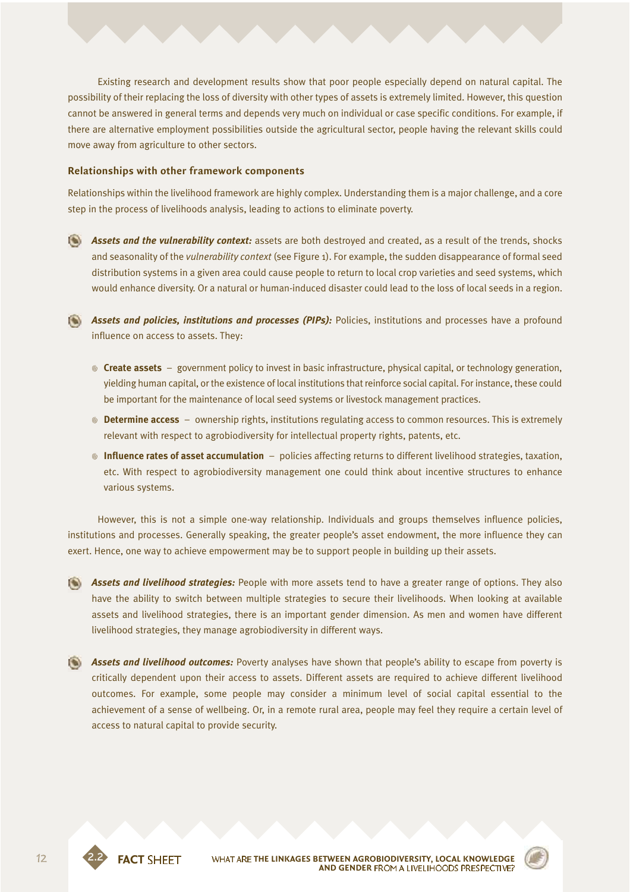Existing research and development results show that poor people especially depend on natural capital. The possibility of their replacing the loss of diversity with other types of assets is extremely limited. However, this question cannot be answered in general terms and depends very much on individual or case specific conditions. For example, if there are alternative employment possibilities outside the agricultural sector, people having the relevant skills could move away from agriculture to other sectors.

### Relationships with other framework components

Relationships within the livelihood framework are highly complex. Understanding them is a major challenge, and a core step in the process of livelihoods analysis, leading to actions to eliminate poverty.

- ***Assets and the vulnerability context:*** assets are both destroyed and created, as a result of the trends, shocks and seasonality of the *vulnerability context* (see Figure 1). For example, the sudden disappearance of formal seed distribution systems in a given area could cause people to return to local crop varieties and seed systems, which would enhance diversity. Or a natural or human-induced disaster could lead to the loss of local seeds in a region.

- ***Assets and policies, institutions and processes (PIPs):*** Policies, institutions and processes have a profound influence on access to assets. They:
  - **Create assets** – government policy to invest in basic infrastructure, physical capital, or technology generation, yielding human capital, or the existence of local institutions that reinforce social capital. For instance, these could be important for the maintenance of local seed systems or livestock management practices.
  - **Determine access** – ownership rights, institutions regulating access to common resources. This is extremely relevant with respect to agrobiodiversity for intellectual property rights, patents, etc.
  - **Influence rates of asset accumulation** – policies affecting returns to different livelihood strategies, taxation, etc. With respect to agrobiodiversity management one could think about incentive structures to enhance various systems.

However, this is not a simple one-way relationship. Individuals and groups themselves influence policies, institutions and processes. Generally speaking, the greater people's asset endowment, the more influence they can exert. Hence, one way to achieve empowerment may be to support people in building up their assets.

- ***Assets and livelihood strategies:*** People with more assets tend to have a greater range of options. They also have the ability to switch between multiple strategies to secure their livelihoods. When looking at available assets and livelihood strategies, there is an important gender dimension. As men and women have different livelihood strategies, they manage agrobiodiversity in different ways.

- ***Assets and livelihood outcomes:*** Poverty analyses have shown that people's ability to escape from poverty is critically dependent upon their access to assets. Different assets are required to achieve different livelihood outcomes. For example, some people may consider a minimum level of social capital essential to the achievement of a sense of wellbeing. Or, in a remote rural area, people may feel they require a certain level of access to natural capital to provide security.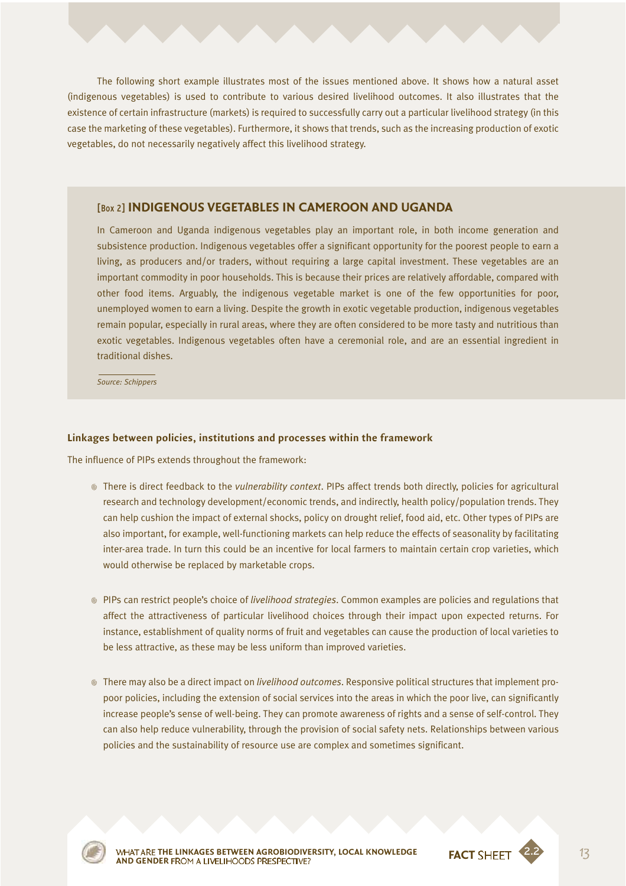The following short example illustrates most of the issues mentioned above. It shows how a natural asset (indigenous vegetables) is used to contribute to various desired livelihood outcomes. It also illustrates that the existence of certain infrastructure (markets) is required to successfully carry out a particular livelihood strategy (in this case the marketing of these vegetables). Furthermore, it shows that trends, such as the increasing production of exotic vegetables, do not necessarily negatively affect this livelihood strategy.

### [Box 2] INDIGENOUS VEGETABLES IN CAMEROON AND UGANDA

In Cameroon and Uganda indigenous vegetables play an important role, in both income generation and subsistence production. Indigenous vegetables offer a significant opportunity for the poorest people to earn a living, as producers and/or traders, without requiring a large capital investment. These vegetables are an important commodity in poor households. This is because their prices are relatively affordable, compared with other food items. Arguably, the indigenous vegetable market is one of the few opportunities for poor, unemployed women to earn a living. Despite the growth in exotic vegetable production, indigenous vegetables remain popular, especially in rural areas, where they are often considered to be more tasty and nutritious than exotic vegetables. Indigenous vegetables often have a ceremonial role, and are an essential ingredient in traditional dishes.

*Source: Schippers*

**Linkages between policies, institutions and processes within the framework**

The influence of PIPs extends throughout the framework:

- There is direct feedback to the *vulnerability context*. PIPs affect trends both directly, policies for agricultural research and technology development/economic trends, and indirectly, health policy/population trends. They can help cushion the impact of external shocks, policy on drought relief, food aid, etc. Other types of PIPs are also important, for example, well-functioning markets can help reduce the effects of seasonality by facilitating inter-area trade. In turn this could be an incentive for local farmers to maintain certain crop varieties, which would otherwise be replaced by marketable crops.

- PIPs can restrict people's choice of *livelihood strategies*. Common examples are policies and regulations that affect the attractiveness of particular livelihood choices through their impact upon expected returns. For instance, establishment of quality norms of fruit and vegetables can cause the production of local varieties to be less attractive, as these may be less uniform than improved varieties.

- There may also be a direct impact on *livelihood outcomes*. Responsive political structures that implement pro-poor policies, including the extension of social services into the areas in which the poor live, can significantly increase people's sense of well-being. They can promote awareness of rights and a sense of self-control. They can also help reduce vulnerability, through the provision of social safety nets. Relationships between various policies and the sustainability of resource use are complex and sometimes significant.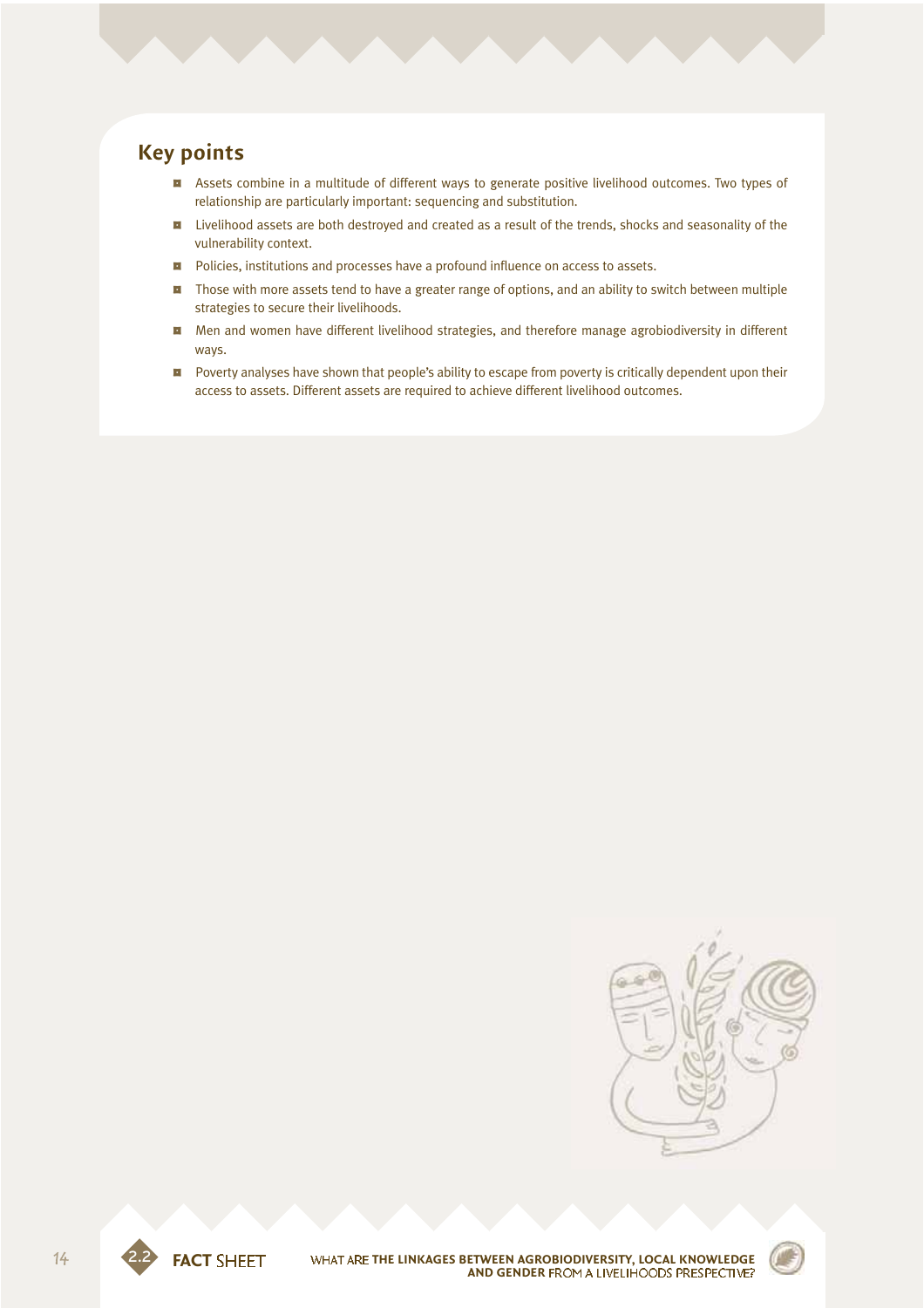## Key points

- Assets combine in a multitude of different ways to generate positive livelihood outcomes. Two types of relationship are particularly important: sequencing and substitution.
- Livelihood assets are both destroyed and created as a result of the trends, shocks and seasonality of the vulnerability context.
- Policies, institutions and processes have a profound influence on access to assets.
- Those with more assets tend to have a greater range of options, and an ability to switch between multiple strategies to secure their livelihoods.
- Men and women have different livelihood strategies, and therefore manage agrobiodiversity in different ways.
- Poverty analyses have shown that people's ability to escape from poverty is critically dependent upon their access to assets. Different assets are required to achieve different livelihood outcomes.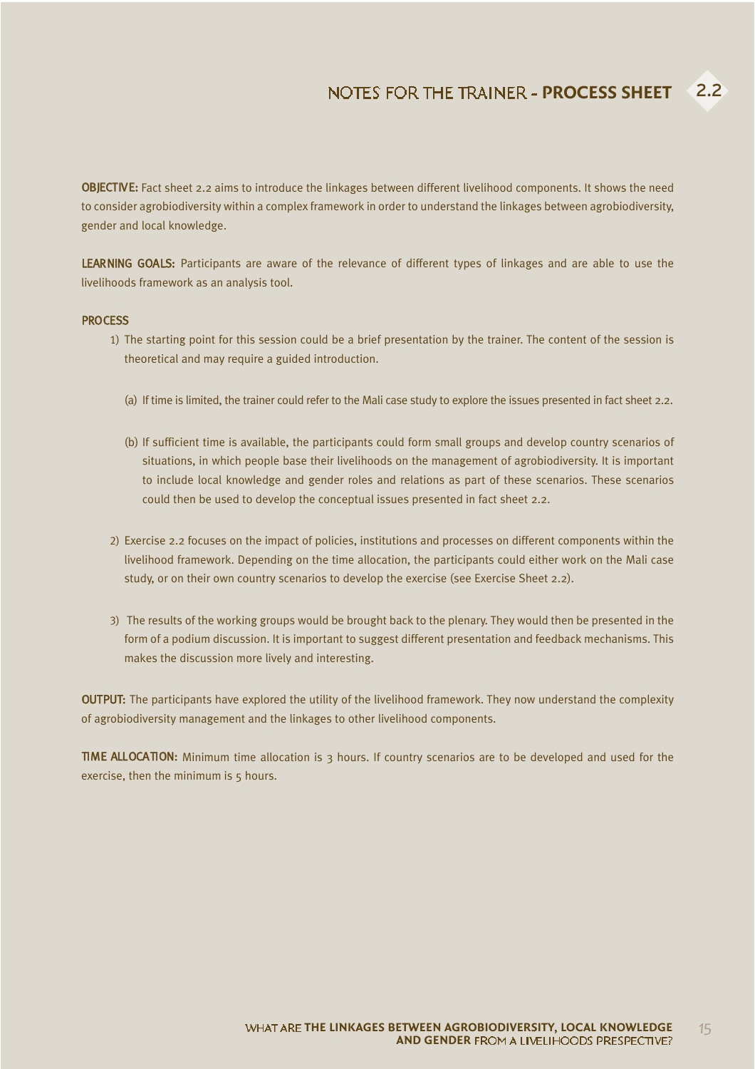# NOTES FOR THE TRAINER - PROCESS SHEET 2.2

**OBJECTIVE:** Fact sheet 2.2 aims to introduce the linkages between different livelihood components. It shows the need to consider agrobiodiversity within a complex framework in order to understand the linkages between agrobiodiversity, gender and local knowledge.

**LEARNING GOALS:** Participants are aware of the relevance of different types of linkages and are able to use the livelihoods framework as an analysis tool.

**PROCESS**

1) The starting point for this session could be a brief presentation by the trainer. The content of the session is theoretical and may require a guided introduction.

   (a) If time is limited, the trainer could refer to the Mali case study to explore the issues presented in fact sheet 2.2.

   (b) If sufficient time is available, the participants could form small groups and develop country scenarios of situations, in which people base their livelihoods on the management of agrobiodiversity. It is important to include local knowledge and gender roles and relations as part of these scenarios. These scenarios could then be used to develop the conceptual issues presented in fact sheet 2.2.

2) Exercise 2.2 focuses on the impact of policies, institutions and processes on different components within the livelihood framework. Depending on the time allocation, the participants could either work on the Mali case study, or on their own country scenarios to develop the exercise (see Exercise Sheet 2.2).

3) The results of the working groups would be brought back to the plenary. They would then be presented in the form of a podium discussion. It is important to suggest different presentation and feedback mechanisms. This makes the discussion more lively and interesting.

**OUTPUT:** The participants have explored the utility of the livelihood framework. They now understand the complexity of agrobiodiversity management and the linkages to other livelihood components.

**TIME ALLOCATION:** Minimum time allocation is 3 hours. If country scenarios are to be developed and used for the exercise, then the minimum is 5 hours.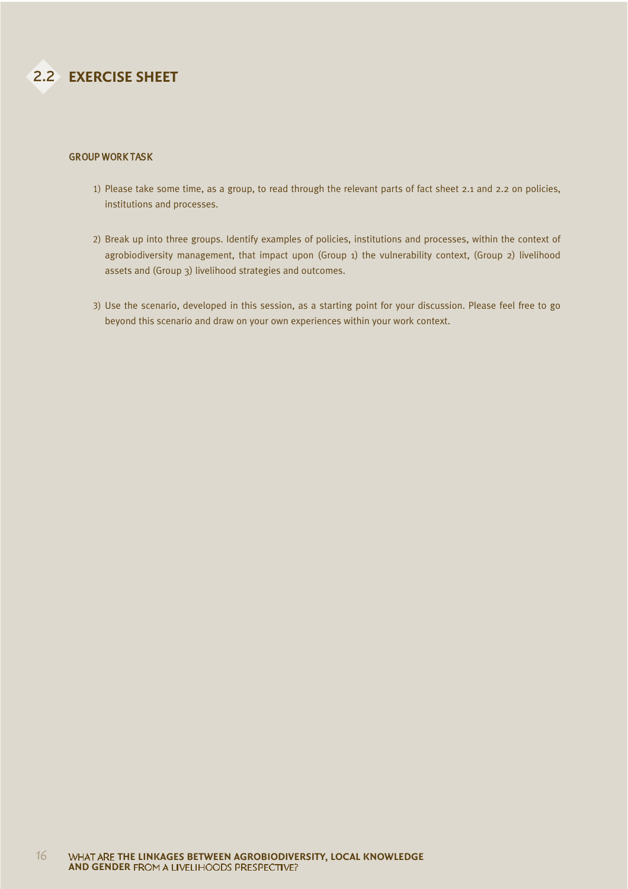# 2.2 EXERCISE SHEET

### GROUP WORK TASK

1) Please take some time, as a group, to read through the relevant parts of fact sheet 2.1 and 2.2 on policies, institutions and processes.

2) Break up into three groups. Identify examples of policies, institutions and processes, within the context of agrobiodiversity management, that impact upon (Group 1) the vulnerability context, (Group 2) livelihood assets and (Group 3) livelihood strategies and outcomes.

3) Use the scenario, developed in this session, as a starting point for your discussion. Please feel free to go beyond this scenario and draw on your own experiences within your work context.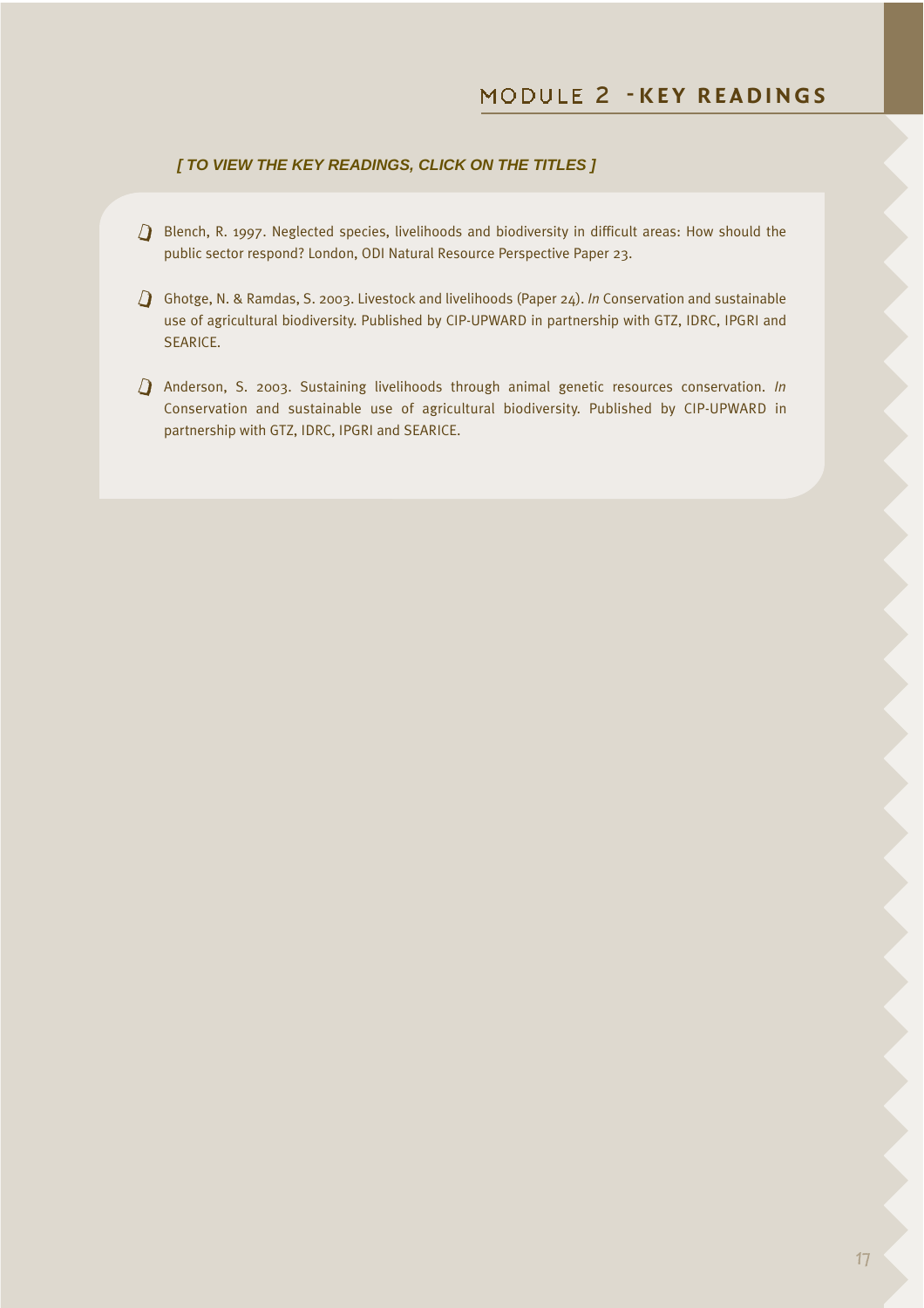# MODULE 2 - KEY READINGS

***[ TO VIEW THE KEY READINGS, CLICK ON THE TITLES ]***

- Blench, R. 1997. Neglected species, livelihoods and biodiversity in difficult areas: How should the public sector respond? London, ODI Natural Resource Perspective Paper 23.

- Ghotge, N. & Ramdas, S. 2003. Livestock and livelihoods (Paper 24). *In* Conservation and sustainable use of agricultural biodiversity. Published by CIP-UPWARD in partnership with GTZ, IDRC, IPGRI and SEARICE.

- Anderson, S. 2003. Sustaining livelihoods through animal genetic resources conservation. *In* Conservation and sustainable use of agricultural biodiversity. Published by CIP-UPWARD in partnership with GTZ, IDRC, IPGRI and SEARICE.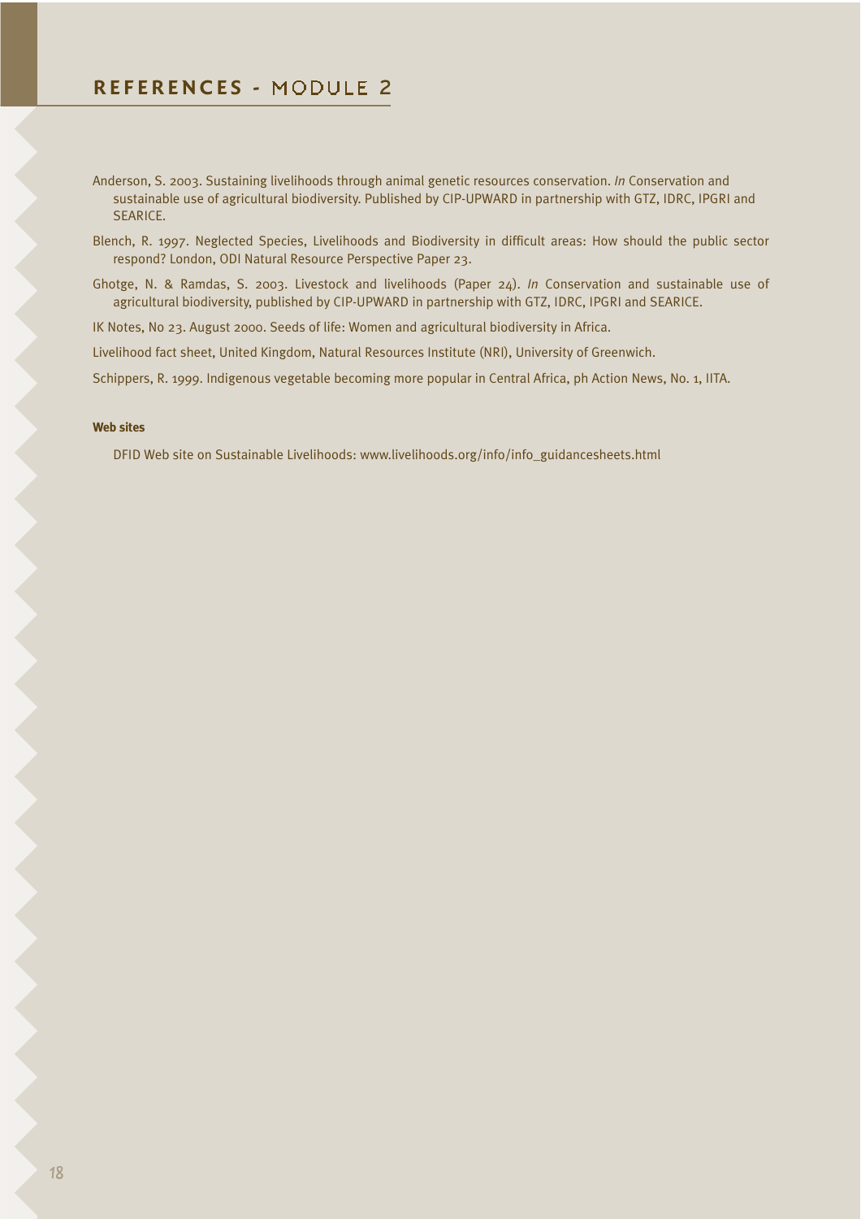# REFERENCES - MODULE 2

Anderson, S. 2003. Sustaining livelihoods through animal genetic resources conservation. *In* Conservation and sustainable use of agricultural biodiversity. Published by CIP-UPWARD in partnership with GTZ, IDRC, IPGRI and SEARICE.

Blench, R. 1997. Neglected Species, Livelihoods and Biodiversity in difficult areas: How should the public sector respond? London, ODI Natural Resource Perspective Paper 23.

Ghotge, N. & Ramdas, S. 2003. Livestock and livelihoods (Paper 24). *In* Conservation and sustainable use of agricultural biodiversity, published by CIP-UPWARD in partnership with GTZ, IDRC, IPGRI and SEARICE.

IK Notes, No 23. August 2000. Seeds of life: Women and agricultural biodiversity in Africa.

Livelihood fact sheet, United Kingdom, Natural Resources Institute (NRI), University of Greenwich.

Schippers, R. 1999. Indigenous vegetable becoming more popular in Central Africa, ph Action News, No. 1, IITA.

**Web sites**

DFID Web site on Sustainable Livelihoods: www.livelihoods.org/info/info_guidancesheets.html